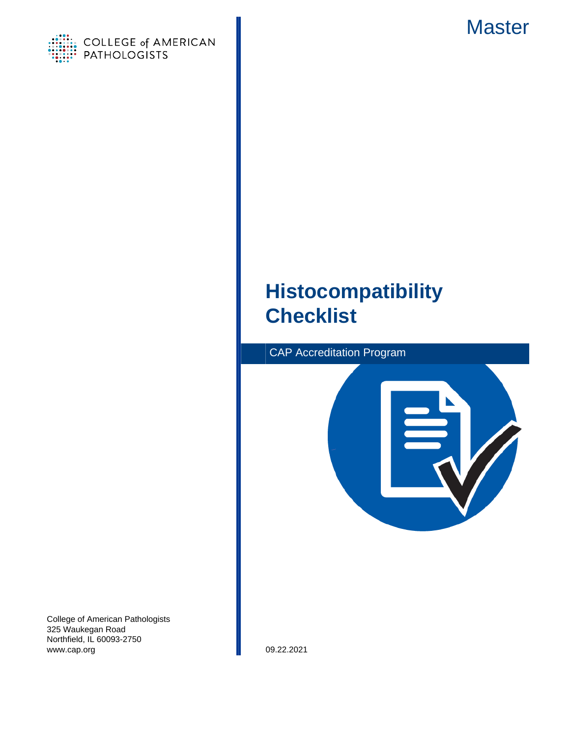COLLEGE of AMERICAN PATHOLOGISTS

Master

# Histocompatibility Checklist

CAP Accreditation Program

College of American Pathologists
325 Waukegan Road
Northfield, IL 60093-2750
www.cap.org

09.22.2021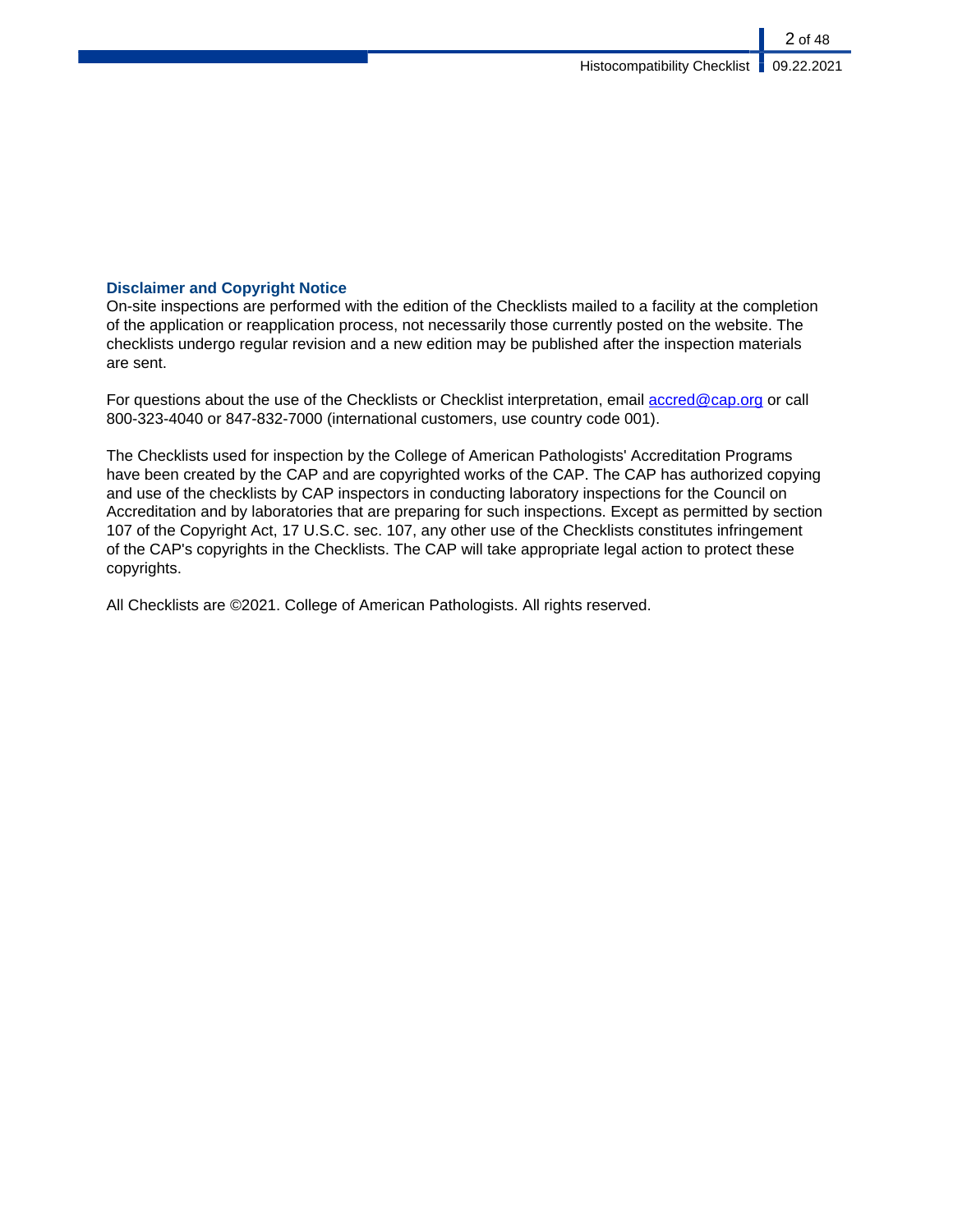## Disclaimer and Copyright Notice

On-site inspections are performed with the edition of the Checklists mailed to a facility at the completion of the application or reapplication process, not necessarily those currently posted on the website. The checklists undergo regular revision and a new edition may be published after the inspection materials are sent.

For questions about the use of the Checklists or Checklist interpretation, email accred@cap.org or call 800-323-4040 or 847-832-7000 (international customers, use country code 001).

The Checklists used for inspection by the College of American Pathologists' Accreditation Programs have been created by the CAP and are copyrighted works of the CAP. The CAP has authorized copying and use of the checklists by CAP inspectors in conducting laboratory inspections for the Council on Accreditation and by laboratories that are preparing for such inspections. Except as permitted by section 107 of the Copyright Act, 17 U.S.C. sec. 107, any other use of the Checklists constitutes infringement of the CAP's copyrights in the Checklists. The CAP will take appropriate legal action to protect these copyrights.

All Checklists are ©2021. College of American Pathologists. All rights reserved.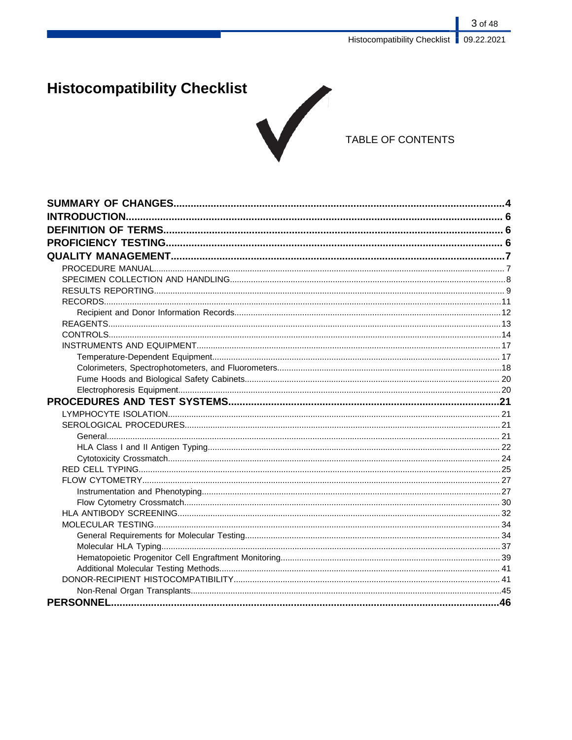# Histocompatibility Checklist

TABLE OF CONTENTS

**SUMMARY OF CHANGES** .... 4
**INTRODUCTION** .... 6
**DEFINITION OF TERMS** .... 6
**PROFICIENCY TESTING** .... 6
**QUALITY MANAGEMENT** .... 7
- PROCEDURE MANUAL .... 7
- SPECIMEN COLLECTION AND HANDLING .... 8
- RESULTS REPORTING .... 9
- RECORDS .... 11
  - Recipient and Donor Information Records .... 12
- REAGENTS .... 13
- CONTROLS .... 14
- INSTRUMENTS AND EQUIPMENT .... 17
  - Temperature-Dependent Equipment .... 17
  - Colorimeters, Spectrophotometers, and Fluorometers .... 18
  - Fume Hoods and Biological Safety Cabinets .... 20
  - Electrophoresis Equipment .... 20

**PROCEDURES AND TEST SYSTEMS** .... 21
- LYMPHOCYTE ISOLATION .... 21
- SEROLOGICAL PROCEDURES .... 21
  - General .... 21
  - HLA Class I and II Antigen Typing .... 22
  - Cytotoxicity Crossmatch .... 24
- RED CELL TYPING .... 25
- FLOW CYTOMETRY .... 27
  - Instrumentation and Phenotyping .... 27
  - Flow Cytometry Crossmatch .... 30
- HLA ANTIBODY SCREENING .... 32
- MOLECULAR TESTING .... 34
  - General Requirements for Molecular Testing .... 34
  - Molecular HLA Typing .... 37
  - Hematopoietic Progenitor Cell Engraftment Monitoring .... 39
  - Additional Molecular Testing Methods .... 41
- DONOR-RECIPIENT HISTOCOMPATIBILITY .... 41
  - Non-Renal Organ Transplants .... 45

**PERSONNEL** .... 46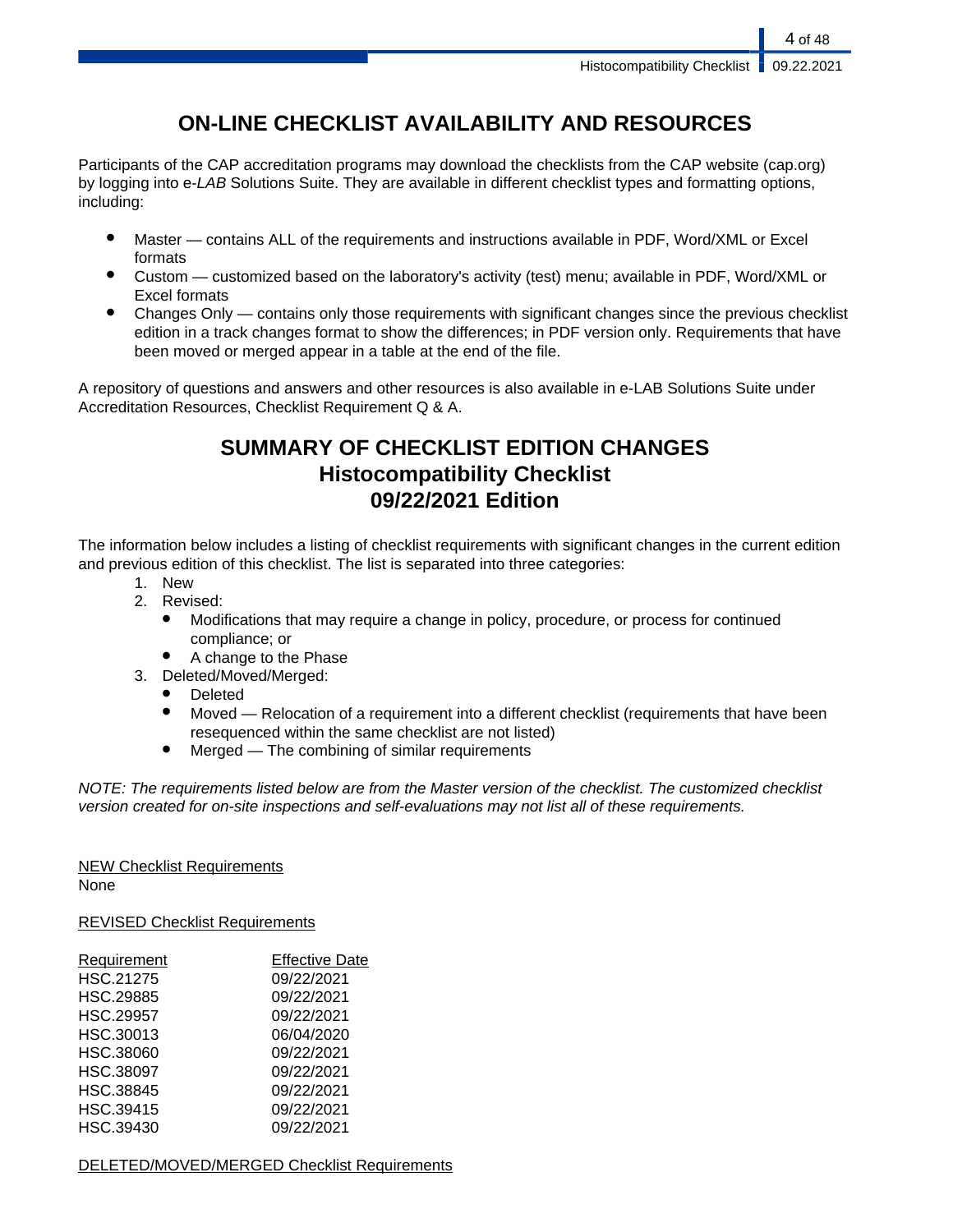# ON-LINE CHECKLIST AVAILABILITY AND RESOURCES

Participants of the CAP accreditation programs may download the checklists from the CAP website (cap.org) by logging into e-*LAB* Solutions Suite. They are available in different checklist types and formatting options, including:

- Master — contains ALL of the requirements and instructions available in PDF, Word/XML or Excel formats
- Custom — customized based on the laboratory's activity (test) menu; available in PDF, Word/XML or Excel formats
- Changes Only — contains only those requirements with significant changes since the previous checklist edition in a track changes format to show the differences; in PDF version only. Requirements that have been moved or merged appear in a table at the end of the file.

A repository of questions and answers and other resources is also available in e-LAB Solutions Suite under Accreditation Resources, Checklist Requirement Q & A.

# SUMMARY OF CHECKLIST EDITION CHANGES
# Histocompatibility Checklist
# 09/22/2021 Edition

The information below includes a listing of checklist requirements with significant changes in the current edition and previous edition of this checklist. The list is separated into three categories:

1. New
2. Revised:
   - Modifications that may require a change in policy, procedure, or process for continued compliance; or
   - A change to the Phase
3. Deleted/Moved/Merged:
   - Deleted
   - Moved — Relocation of a requirement into a different checklist (requirements that have been resequenced within the same checklist are not listed)
   - Merged — The combining of similar requirements

*NOTE: The requirements listed below are from the Master version of the checklist. The customized checklist version created for on-site inspections and self-evaluations may not list all of these requirements.*

<u>NEW Checklist Requirements</u>
None

<u>REVISED Checklist Requirements</u>

| Requirement | Effective Date |
|---|---|
| HSC.21275 | 09/22/2021 |
| HSC.29885 | 09/22/2021 |
| HSC.29957 | 09/22/2021 |
| HSC.30013 | 06/04/2020 |
| HSC.38060 | 09/22/2021 |
| HSC.38097 | 09/22/2021 |
| HSC.38845 | 09/22/2021 |
| HSC.39415 | 09/22/2021 |
| HSC.39430 | 09/22/2021 |

<u>DELETED/MOVED/MERGED Checklist Requirements</u>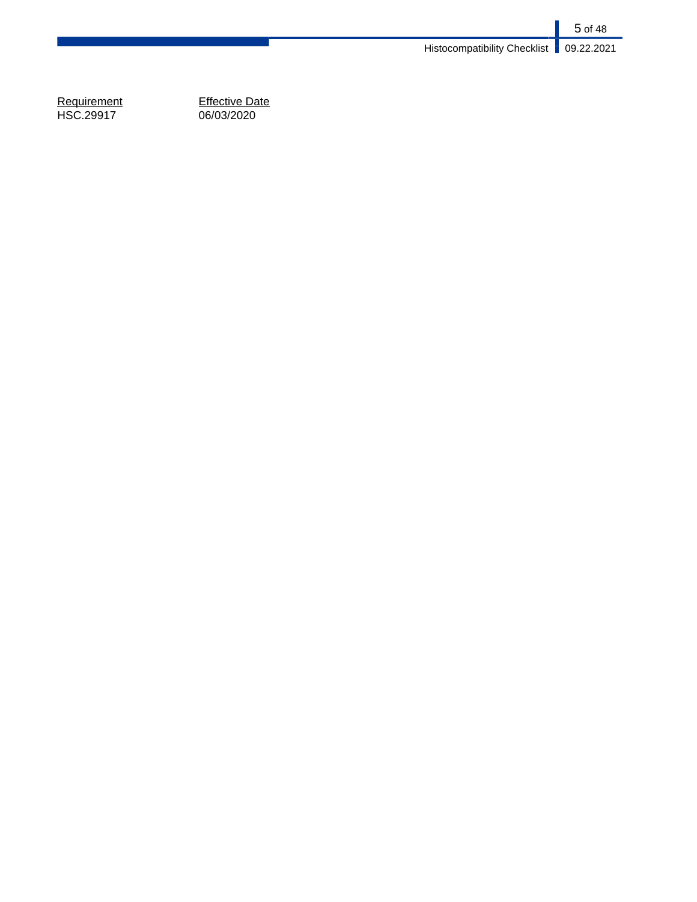| Requirement | Effective Date |
| --- | --- |
| HSC.29917 | 06/03/2020 |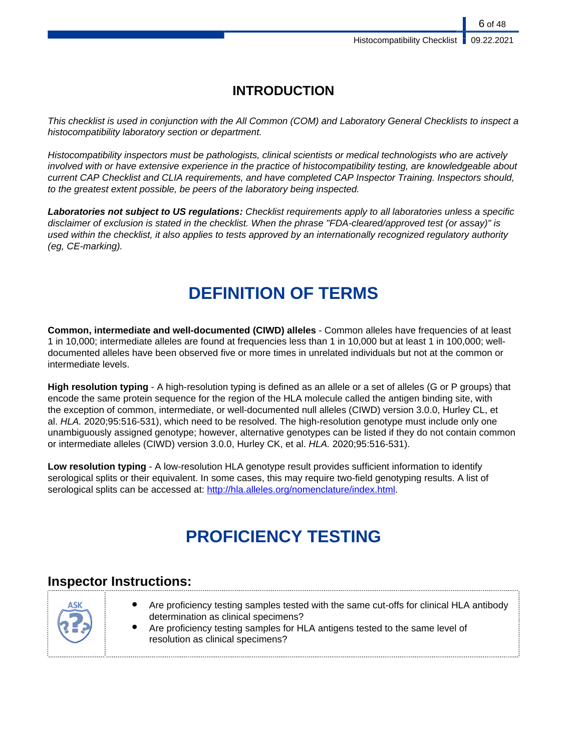# INTRODUCTION

*This checklist is used in conjunction with the All Common (COM) and Laboratory General Checklists to inspect a histocompatibility laboratory section or department.*

*Histocompatibility inspectors must be pathologists, clinical scientists or medical technologists who are actively involved with or have extensive experience in the practice of histocompatibility testing, are knowledgeable about current CAP Checklist and CLIA requirements, and have completed CAP Inspector Training. Inspectors should, to the greatest extent possible, be peers of the laboratory being inspected.*

***Laboratories not subject to US regulations:*** *Checklist requirements apply to all laboratories unless a specific disclaimer of exclusion is stated in the checklist. When the phrase "FDA-cleared/approved test (or assay)" is used within the checklist, it also applies to tests approved by an internationally recognized regulatory authority (eg, CE-marking).*

# DEFINITION OF TERMS

**Common, intermediate and well-documented (CIWD) alleles** - Common alleles have frequencies of at least 1 in 10,000; intermediate alleles are found at frequencies less than 1 in 10,000 but at least 1 in 100,000; well-documented alleles have been observed five or more times in unrelated individuals but not at the common or intermediate levels.

**High resolution typing** - A high-resolution typing is defined as an allele or a set of alleles (G or P groups) that encode the same protein sequence for the region of the HLA molecule called the antigen binding site, with the exception of common, intermediate, or well-documented null alleles (CIWD) version 3.0.0, Hurley CL, et al. *HLA.* 2020;95:516-531), which need to be resolved. The high-resolution genotype must include only one unambiguously assigned genotype; however, alternative genotypes can be listed if they do not contain common or intermediate alleles (CIWD) version 3.0.0, Hurley CK, et al. *HLA.* 2020;95:516-531).

**Low resolution typing** - A low-resolution HLA genotype result provides sufficient information to identify serological splits or their equivalent. In some cases, this may require two-field genotyping results. A list of serological splits can be accessed at: http://hla.alleles.org/nomenclature/index.html.

# PROFICIENCY TESTING

## Inspector Instructions:

**ASK**

- Are proficiency testing samples tested with the same cut-offs for clinical HLA antibody determination as clinical specimens?
- Are proficiency testing samples for HLA antigens tested to the same level of resolution as clinical specimens?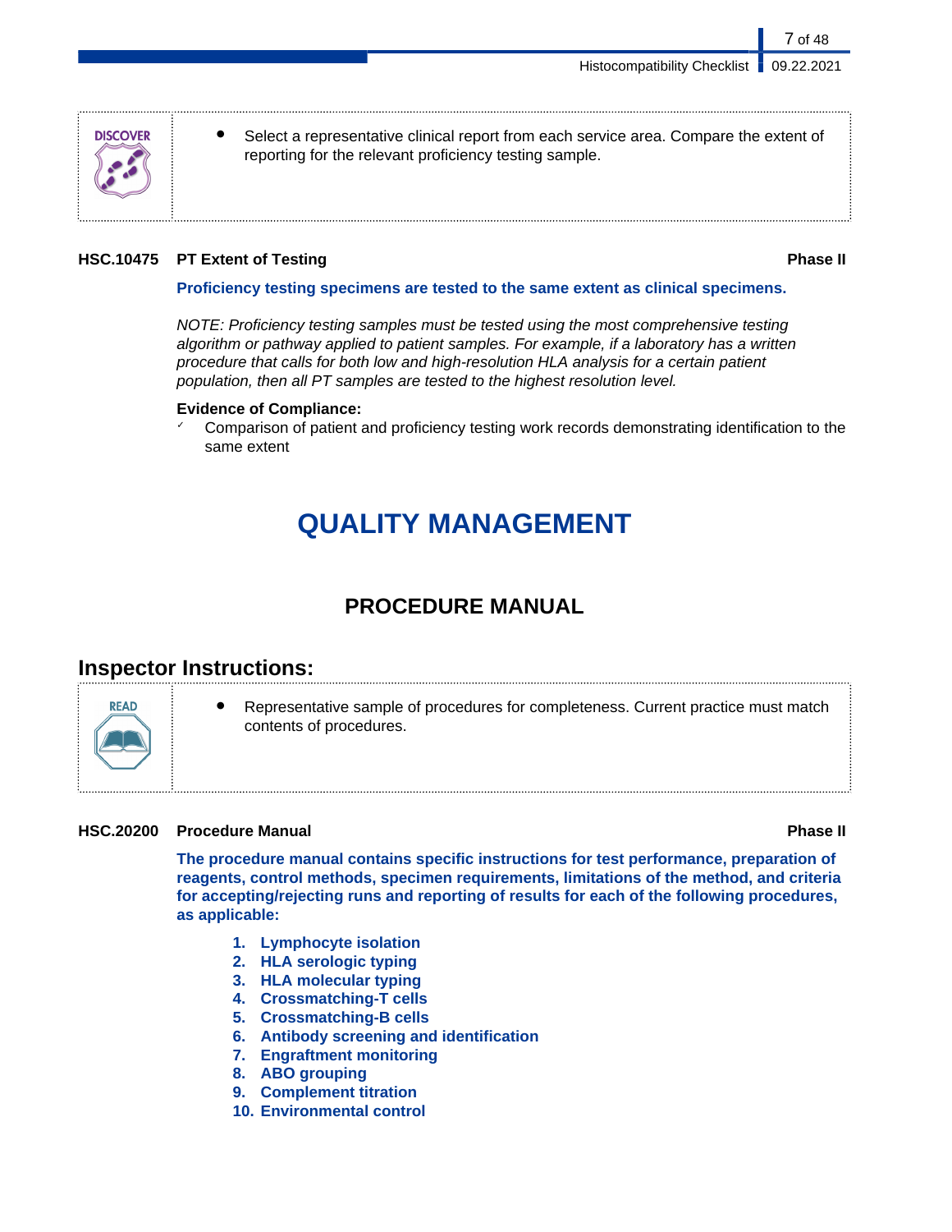| DISCOVER | • Select a representative clinical report from each service area. Compare the extent of reporting for the relevant proficiency testing sample. |
|---|---|

**HSC.10475 PT Extent of Testing** **Phase II**

**Proficiency testing specimens are tested to the same extent as clinical specimens.**

*NOTE: Proficiency testing samples must be tested using the most comprehensive testing algorithm or pathway applied to patient samples. For example, if a laboratory has a written procedure that calls for both low and high-resolution HLA analysis for a certain patient population, then all PT samples are tested to the highest resolution level.*

**Evidence of Compliance:**

- ✓ Comparison of patient and proficiency testing work records demonstrating identification to the same extent

# QUALITY MANAGEMENT

## PROCEDURE MANUAL

### Inspector Instructions:

| READ | • Representative sample of procedures for completeness. Current practice must match contents of procedures. |
|---|---|

**HSC.20200 Procedure Manual** **Phase II**

**The procedure manual contains specific instructions for test performance, preparation of reagents, control methods, specimen requirements, limitations of the method, and criteria for accepting/rejecting runs and reporting of results for each of the following procedures, as applicable:**

1. **Lymphocyte isolation**
2. **HLA serologic typing**
3. **HLA molecular typing**
4. **Crossmatching-T cells**
5. **Crossmatching-B cells**
6. **Antibody screening and identification**
7. **Engraftment monitoring**
8. **ABO grouping**
9. **Complement titration**
10. **Environmental control**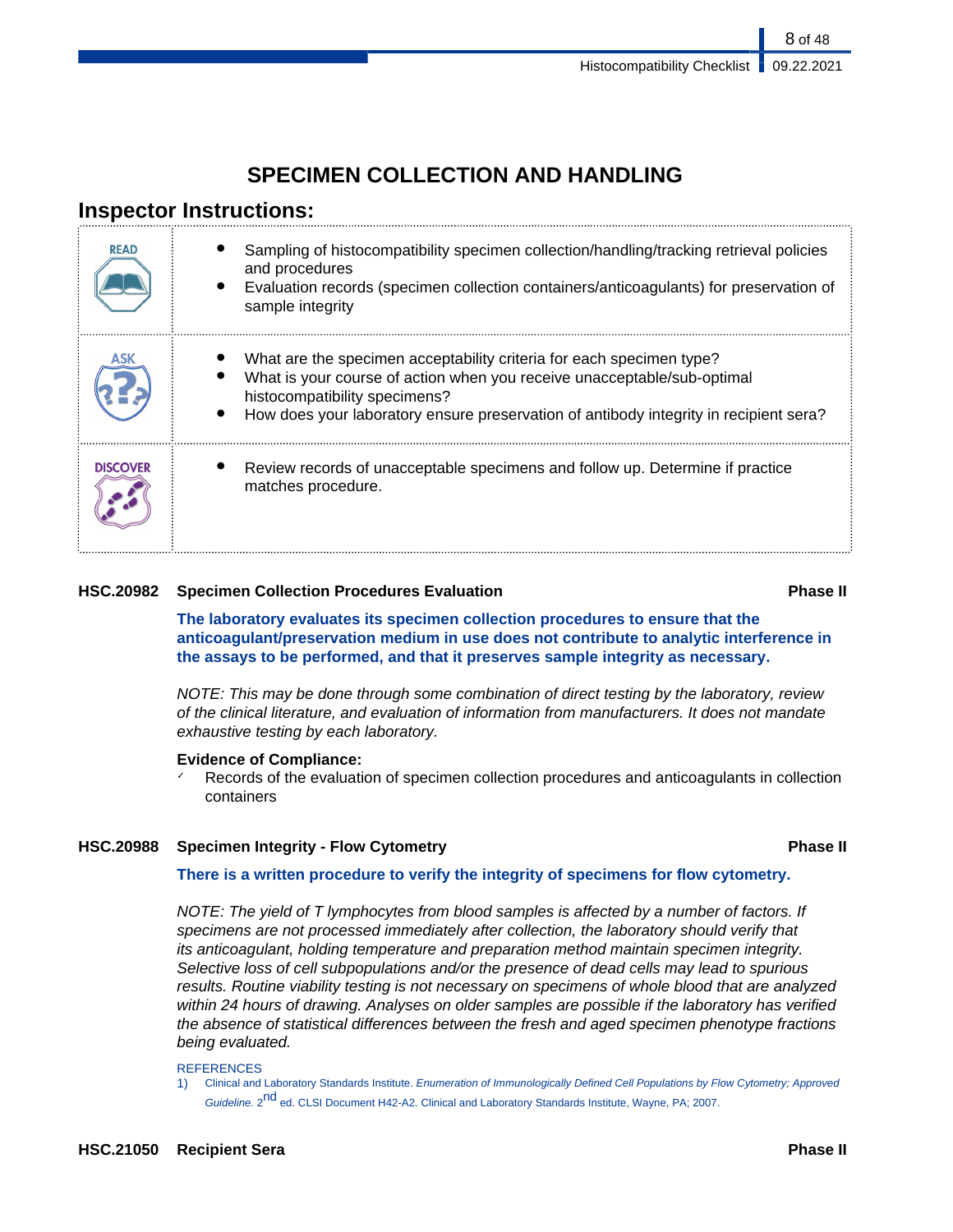# SPECIMEN COLLECTION AND HANDLING

## Inspector Instructions:

| | |
|---|---|
| READ | • Sampling of histocompatibility specimen collection/handling/tracking retrieval policies and procedures<br>• Evaluation records (specimen collection containers/anticoagulants) for preservation of sample integrity |
| ASK | • What are the specimen acceptability criteria for each specimen type?<br>• What is your course of action when you receive unacceptable/sub-optimal histocompatibility specimens?<br>• How does your laboratory ensure preservation of antibody integrity in recipient sera? |
| DISCOVER | • Review records of unacceptable specimens and follow up. Determine if practice matches procedure. |

**HSC.20982 Specimen Collection Procedures Evaluation** **Phase II**

**The laboratory evaluates its specimen collection procedures to ensure that the anticoagulant/preservation medium in use does not contribute to analytic interference in the assays to be performed, and that it preserves sample integrity as necessary.**

*NOTE: This may be done through some combination of direct testing by the laboratory, review of the clinical literature, and evaluation of information from manufacturers. It does not mandate exhaustive testing by each laboratory.*

**Evidence of Compliance:**

✓ Records of the evaluation of specimen collection procedures and anticoagulants in collection containers

**HSC.20988 Specimen Integrity - Flow Cytometry** **Phase II**

**There is a written procedure to verify the integrity of specimens for flow cytometry.**

*NOTE: The yield of T lymphocytes from blood samples is affected by a number of factors. If specimens are not processed immediately after collection, the laboratory should verify that its anticoagulant, holding temperature and preparation method maintain specimen integrity. Selective loss of cell subpopulations and/or the presence of dead cells may lead to spurious results. Routine viability testing is not necessary on specimens of whole blood that are analyzed within 24 hours of drawing. Analyses on older samples are possible if the laboratory has verified the absence of statistical differences between the fresh and aged specimen phenotype fractions being evaluated.*

REFERENCES

1) Clinical and Laboratory Standards Institute. *Enumeration of Immunologically Defined Cell Populations by Flow Cytometry; Approved Guideline.* 2nd ed. CLSI Document H42-A2. Clinical and Laboratory Standards Institute, Wayne, PA; 2007.

**HSC.21050 Recipient Sera** **Phase II**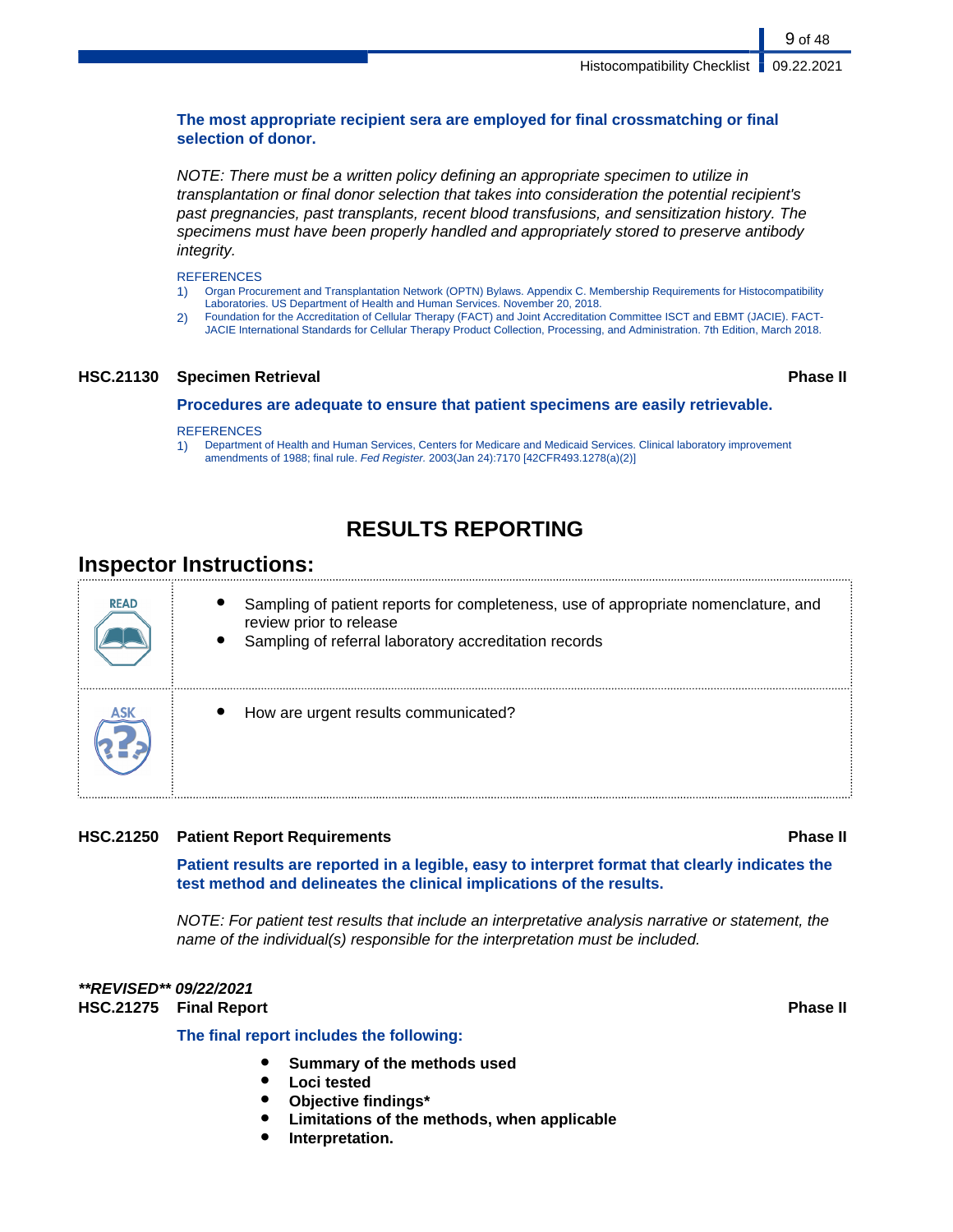**The most appropriate recipient sera are employed for final crossmatching or final selection of donor.**

*NOTE: There must be a written policy defining an appropriate specimen to utilize in transplantation or final donor selection that takes into consideration the potential recipient's past pregnancies, past transplants, recent blood transfusions, and sensitization history. The specimens must have been properly handled and appropriately stored to preserve antibody integrity.*

REFERENCES

1) Organ Procurement and Transplantation Network (OPTN) Bylaws. Appendix C. Membership Requirements for Histocompatibility Laboratories. US Department of Health and Human Services. November 20, 2018.
2) Foundation for the Accreditation of Cellular Therapy (FACT) and Joint Accreditation Committee ISCT and EBMT (JACIE). FACT-JACIE International Standards for Cellular Therapy Product Collection, Processing, and Administration. 7th Edition, March 2018.

**HSC.21130 Specimen Retrieval** **Phase II**

**Procedures are adequate to ensure that patient specimens are easily retrievable.**

REFERENCES

1) Department of Health and Human Services, Centers for Medicare and Medicaid Services. Clinical laboratory improvement amendments of 1988; final rule. *Fed Register.* 2003(Jan 24):7170 [42CFR493.1278(a)(2)]

# RESULTS REPORTING

## Inspector Instructions:

| | |
|---|---|
| READ | • Sampling of patient reports for completeness, use of appropriate nomenclature, and review prior to release<br>• Sampling of referral laboratory accreditation records |
| ASK | • How are urgent results communicated? |

**HSC.21250 Patient Report Requirements** **Phase II**

**Patient results are reported in a legible, easy to interpret format that clearly indicates the test method and delineates the clinical implications of the results.**

*NOTE: For patient test results that include an interpretative analysis narrative or statement, the name of the individual(s) responsible for the interpretation must be included.*

***\*\*REVISED\*\* 09/22/2021***

**HSC.21275 Final Report** **Phase II**

**The final report includes the following:**

- **Summary of the methods used**
- **Loci tested**
- **Objective findings***
- **Limitations of the methods, when applicable**
- **Interpretation.**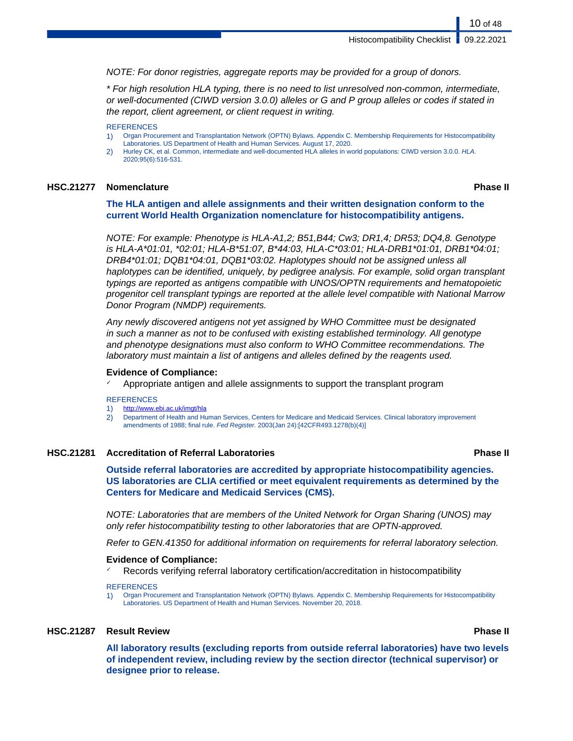*NOTE: For donor registries, aggregate reports may be provided for a group of donors.*

*\* For high resolution HLA typing, there is no need to list unresolved non-common, intermediate, or well-documented (CIWD version 3.0.0) alleles or G and P group alleles or codes if stated in the report, client agreement, or client request in writing.*

REFERENCES

1) Organ Procurement and Transplantation Network (OPTN) Bylaws. Appendix C. Membership Requirements for Histocompatibility Laboratories. US Department of Health and Human Services. August 17, 2020.
2) Hurley CK, et al. Common, intermediate and well-documented HLA alleles in world populations: CIWD version 3.0.0. *HLA*. 2020;95(6):516-531.

### HSC.21277 Nomenclature — Phase II

**The HLA antigen and allele assignments and their written designation conform to the current World Health Organization nomenclature for histocompatibility antigens.**

*NOTE: For example: Phenotype is HLA-A1,2; B51,B44; Cw3; DR1,4; DR53; DQ4,8. Genotype is HLA-A\*01:01, \*02:01; HLA-B\*51:07, B\*44:03, HLA-C\*03:01; HLA-DRB1\*01:01, DRB1\*04:01; DRB4\*01:01; DQB1\*04:01, DQB1\*03:02. Haplotypes should not be assigned unless all haplotypes can be identified, uniquely, by pedigree analysis. For example, solid organ transplant typings are reported as antigens compatible with UNOS/OPTN requirements and hematopoietic progenitor cell transplant typings are reported at the allele level compatible with National Marrow Donor Program (NMDP) requirements.*

*Any newly discovered antigens not yet assigned by WHO Committee must be designated in such a manner as not to be confused with existing established terminology. All genotype and phenotype designations must also conform to WHO Committee recommendations. The laboratory must maintain a list of antigens and alleles defined by the reagents used.*

**Evidence of Compliance:**

- ✓ Appropriate antigen and allele assignments to support the transplant program

REFERENCES

1) http://www.ebi.ac.uk/imgt/hla
2) Department of Health and Human Services, Centers for Medicare and Medicaid Services. Clinical laboratory improvement amendments of 1988; final rule. *Fed Register.* 2003(Jan 24):[42CFR493.1278(b)(4)]

### HSC.21281 Accreditation of Referral Laboratories — Phase II

**Outside referral laboratories are accredited by appropriate histocompatibility agencies. US laboratories are CLIA certified or meet equivalent requirements as determined by the Centers for Medicare and Medicaid Services (CMS).**

*NOTE: Laboratories that are members of the United Network for Organ Sharing (UNOS) may only refer histocompatibility testing to other laboratories that are OPTN-approved.*

*Refer to GEN.41350 for additional information on requirements for referral laboratory selection.*

**Evidence of Compliance:**

- ✓ Records verifying referral laboratory certification/accreditation in histocompatibility

REFERENCES

1) Organ Procurement and Transplantation Network (OPTN) Bylaws. Appendix C. Membership Requirements for Histocompatibility Laboratories. US Department of Health and Human Services. November 20, 2018.

### HSC.21287 Result Review — Phase II

**All laboratory results (excluding reports from outside referral laboratories) have two levels of independent review, including review by the section director (technical supervisor) or designee prior to release.**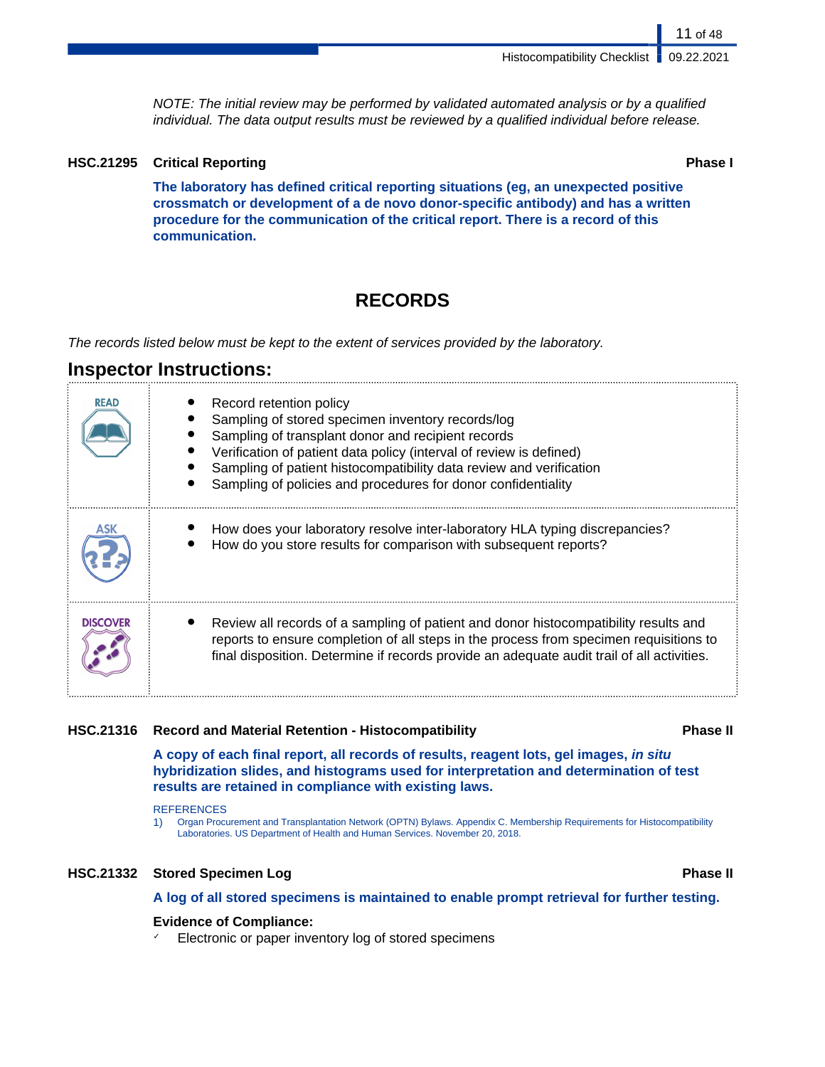*NOTE: The initial review may be performed by validated automated analysis or by a qualified individual. The data output results must be reviewed by a qualified individual before release.*

**HSC.21295 Critical Reporting** **Phase I**

**The laboratory has defined critical reporting situations (eg, an unexpected positive crossmatch or development of a de novo donor-specific antibody) and has a written procedure for the communication of the critical report. There is a record of this communication.**

# RECORDS

*The records listed below must be kept to the extent of services provided by the laboratory.*

## Inspector Instructions:

| | |
|---|---|
| READ | • Record retention policy<br>• Sampling of stored specimen inventory records/log<br>• Sampling of transplant donor and recipient records<br>• Verification of patient data policy (interval of review is defined)<br>• Sampling of patient histocompatibility data review and verification<br>• Sampling of policies and procedures for donor confidentiality |
| ASK | • How does your laboratory resolve inter-laboratory HLA typing discrepancies?<br>• How do you store results for comparison with subsequent reports? |
| DISCOVER | • Review all records of a sampling of patient and donor histocompatibility results and reports to ensure completion of all steps in the process from specimen requisitions to final disposition. Determine if records provide an adequate audit trail of all activities. |

**HSC.21316 Record and Material Retention - Histocompatibility** **Phase II**

**A copy of each final report, all records of results, reagent lots, gel images, *in situ* hybridization slides, and histograms used for interpretation and determination of test results are retained in compliance with existing laws.**

REFERENCES

1) Organ Procurement and Transplantation Network (OPTN) Bylaws. Appendix C. Membership Requirements for Histocompatibility Laboratories. US Department of Health and Human Services. November 20, 2018.

**HSC.21332 Stored Specimen Log** **Phase II**

**A log of all stored specimens is maintained to enable prompt retrieval for further testing.**

**Evidence of Compliance:**

- ✓ Electronic or paper inventory log of stored specimens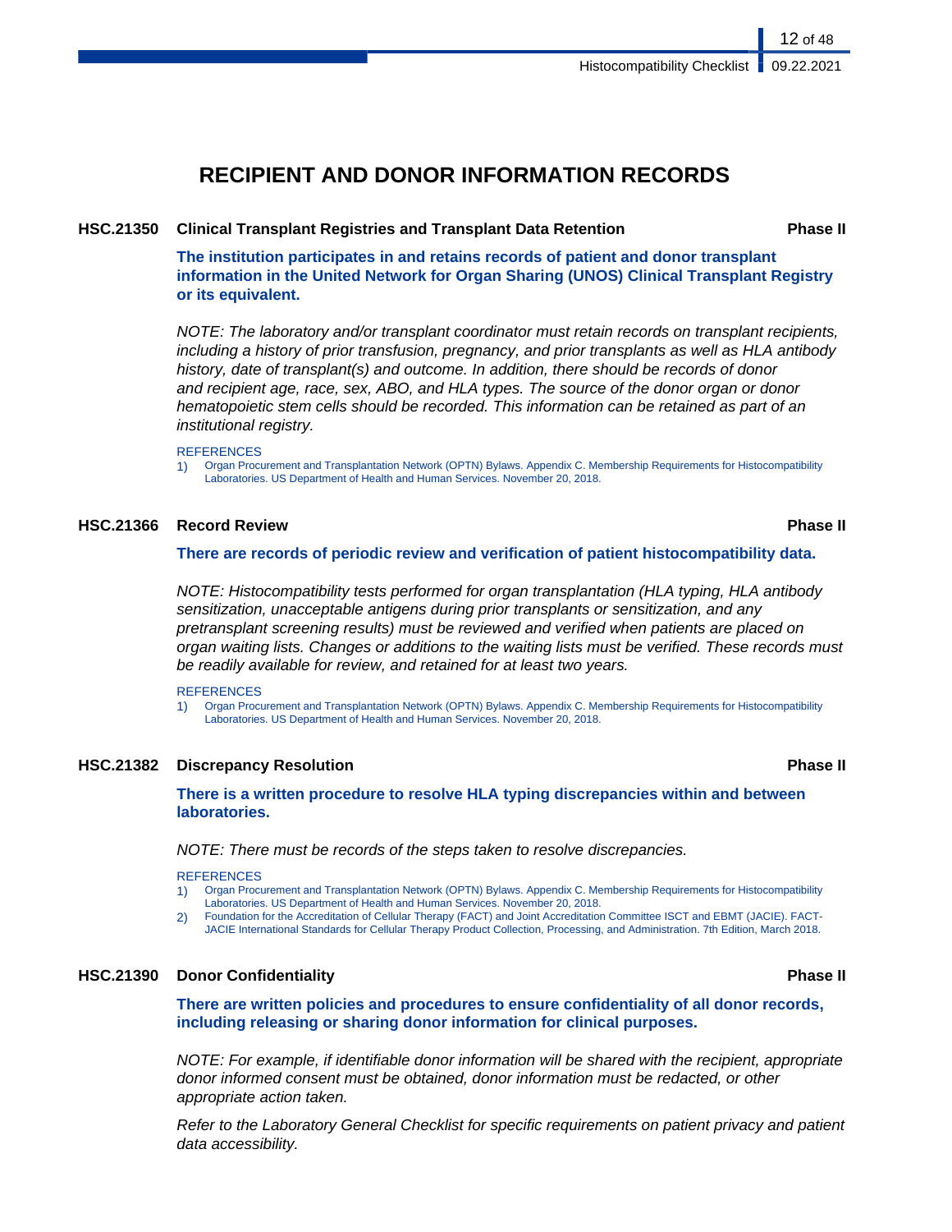# RECIPIENT AND DONOR INFORMATION RECORDS

**HSC.21350 Clinical Transplant Registries and Transplant Data Retention** **Phase II**

**The institution participates in and retains records of patient and donor transplant information in the United Network for Organ Sharing (UNOS) Clinical Transplant Registry or its equivalent.**

*NOTE: The laboratory and/or transplant coordinator must retain records on transplant recipients, including a history of prior transfusion, pregnancy, and prior transplants as well as HLA antibody history, date of transplant(s) and outcome. In addition, there should be records of donor and recipient age, race, sex, ABO, and HLA types. The source of the donor organ or donor hematopoietic stem cells should be recorded. This information can be retained as part of an institutional registry.*

REFERENCES

1) Organ Procurement and Transplantation Network (OPTN) Bylaws. Appendix C. Membership Requirements for Histocompatibility Laboratories. US Department of Health and Human Services. November 20, 2018.

**HSC.21366 Record Review** **Phase II**

**There are records of periodic review and verification of patient histocompatibility data.**

*NOTE: Histocompatibility tests performed for organ transplantation (HLA typing, HLA antibody sensitization, unacceptable antigens during prior transplants or sensitization, and any pretransplant screening results) must be reviewed and verified when patients are placed on organ waiting lists. Changes or additions to the waiting lists must be verified. These records must be readily available for review, and retained for at least two years.*

REFERENCES

1) Organ Procurement and Transplantation Network (OPTN) Bylaws. Appendix C. Membership Requirements for Histocompatibility Laboratories. US Department of Health and Human Services. November 20, 2018.

**HSC.21382 Discrepancy Resolution** **Phase II**

**There is a written procedure to resolve HLA typing discrepancies within and between laboratories.**

*NOTE: There must be records of the steps taken to resolve discrepancies.*

REFERENCES

1) Organ Procurement and Transplantation Network (OPTN) Bylaws. Appendix C. Membership Requirements for Histocompatibility Laboratories. US Department of Health and Human Services. November 20, 2018.
2) Foundation for the Accreditation of Cellular Therapy (FACT) and Joint Accreditation Committee ISCT and EBMT (JACIE). FACT-JACIE International Standards for Cellular Therapy Product Collection, Processing, and Administration. 7th Edition, March 2018.

**HSC.21390 Donor Confidentiality** **Phase II**

**There are written policies and procedures to ensure confidentiality of all donor records, including releasing or sharing donor information for clinical purposes.**

*NOTE: For example, if identifiable donor information will be shared with the recipient, appropriate donor informed consent must be obtained, donor information must be redacted, or other appropriate action taken.*

*Refer to the Laboratory General Checklist for specific requirements on patient privacy and patient data accessibility.*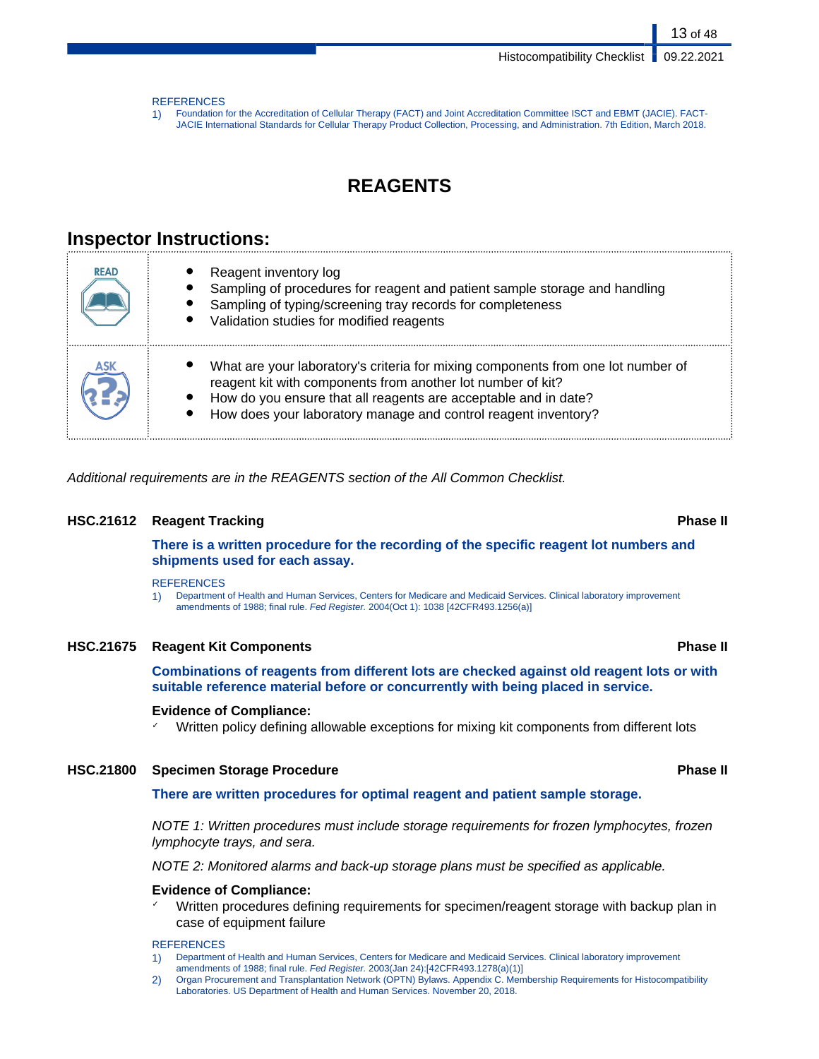REFERENCES

1) Foundation for the Accreditation of Cellular Therapy (FACT) and Joint Accreditation Committee ISCT and EBMT (JACIE). FACT-JACIE International Standards for Cellular Therapy Product Collection, Processing, and Administration. 7th Edition, March 2018.

# REAGENTS

## Inspector Instructions:

| | |
|---|---|
| READ | • Reagent inventory log<br>• Sampling of procedures for reagent and patient sample storage and handling<br>• Sampling of typing/screening tray records for completeness<br>• Validation studies for modified reagents |
| ASK | • What are your laboratory's criteria for mixing components from one lot number of reagent kit with components from another lot number of kit?<br>• How do you ensure that all reagents are acceptable and in date?<br>• How does your laboratory manage and control reagent inventory? |

*Additional requirements are in the REAGENTS section of the All Common Checklist.*

### HSC.21612 Reagent Tracking — Phase II

**There is a written procedure for the recording of the specific reagent lot numbers and shipments used for each assay.**

REFERENCES

1) Department of Health and Human Services, Centers for Medicare and Medicaid Services. Clinical laboratory improvement amendments of 1988; final rule. *Fed Register.* 2004(Oct 1): 1038 [42CFR493.1256(a)]

### HSC.21675 Reagent Kit Components — Phase II

**Combinations of reagents from different lots are checked against old reagent lots or with suitable reference material before or concurrently with being placed in service.**

**Evidence of Compliance:**

- ✓ Written policy defining allowable exceptions for mixing kit components from different lots

### HSC.21800 Specimen Storage Procedure — Phase II

**There are written procedures for optimal reagent and patient sample storage.**

*NOTE 1: Written procedures must include storage requirements for frozen lymphocytes, frozen lymphocyte trays, and sera.*

*NOTE 2: Monitored alarms and back-up storage plans must be specified as applicable.*

**Evidence of Compliance:**

- ✓ Written procedures defining requirements for specimen/reagent storage with backup plan in case of equipment failure

REFERENCES

1) Department of Health and Human Services, Centers for Medicare and Medicaid Services. Clinical laboratory improvement amendments of 1988; final rule. *Fed Register.* 2003(Jan 24):[42CFR493.1278(a)(1)]
2) Organ Procurement and Transplantation Network (OPTN) Bylaws. Appendix C. Membership Requirements for Histocompatibility Laboratories. US Department of Health and Human Services. November 20, 2018.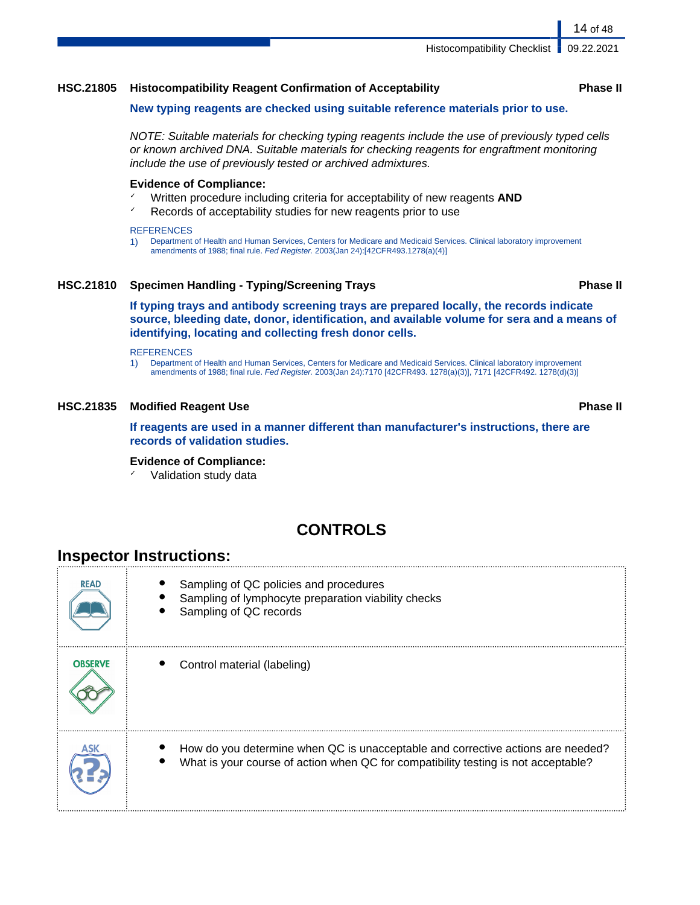### HSC.21805 Histocompatibility Reagent Confirmation of Acceptability — Phase II

**New typing reagents are checked using suitable reference materials prior to use.**

*NOTE: Suitable materials for checking typing reagents include the use of previously typed cells or known archived DNA. Suitable materials for checking reagents for engraftment monitoring include the use of previously tested or archived admixtures.*

**Evidence of Compliance:**

- ✓ Written procedure including criteria for acceptability of new reagents **AND**
- ✓ Records of acceptability studies for new reagents prior to use

REFERENCES

1) Department of Health and Human Services, Centers for Medicare and Medicaid Services. Clinical laboratory improvement amendments of 1988; final rule. *Fed Register.* 2003(Jan 24):[42CFR493.1278(a)(4)]

### HSC.21810 Specimen Handling - Typing/Screening Trays — Phase II

**If typing trays and antibody screening trays are prepared locally, the records indicate source, bleeding date, donor, identification, and available volume for sera and a means of identifying, locating and collecting fresh donor cells.**

REFERENCES

1) Department of Health and Human Services, Centers for Medicare and Medicaid Services. Clinical laboratory improvement amendments of 1988; final rule. *Fed Register.* 2003(Jan 24):7170 [42CFR493. 1278(a)(3)], 7171 [42CFR492. 1278(d)(3)]

### HSC.21835 Modified Reagent Use — Phase II

**If reagents are used in a manner different than manufacturer's instructions, there are records of validation studies.**

**Evidence of Compliance:**

- ✓ Validation study data

## CONTROLS

## Inspector Instructions:

| | |
|---|---|
| READ | • Sampling of QC policies and procedures<br>• Sampling of lymphocyte preparation viability checks<br>• Sampling of QC records |
| OBSERVE | • Control material (labeling) |
| ASK | • How do you determine when QC is unacceptable and corrective actions are needed?<br>• What is your course of action when QC for compatibility testing is not acceptable? |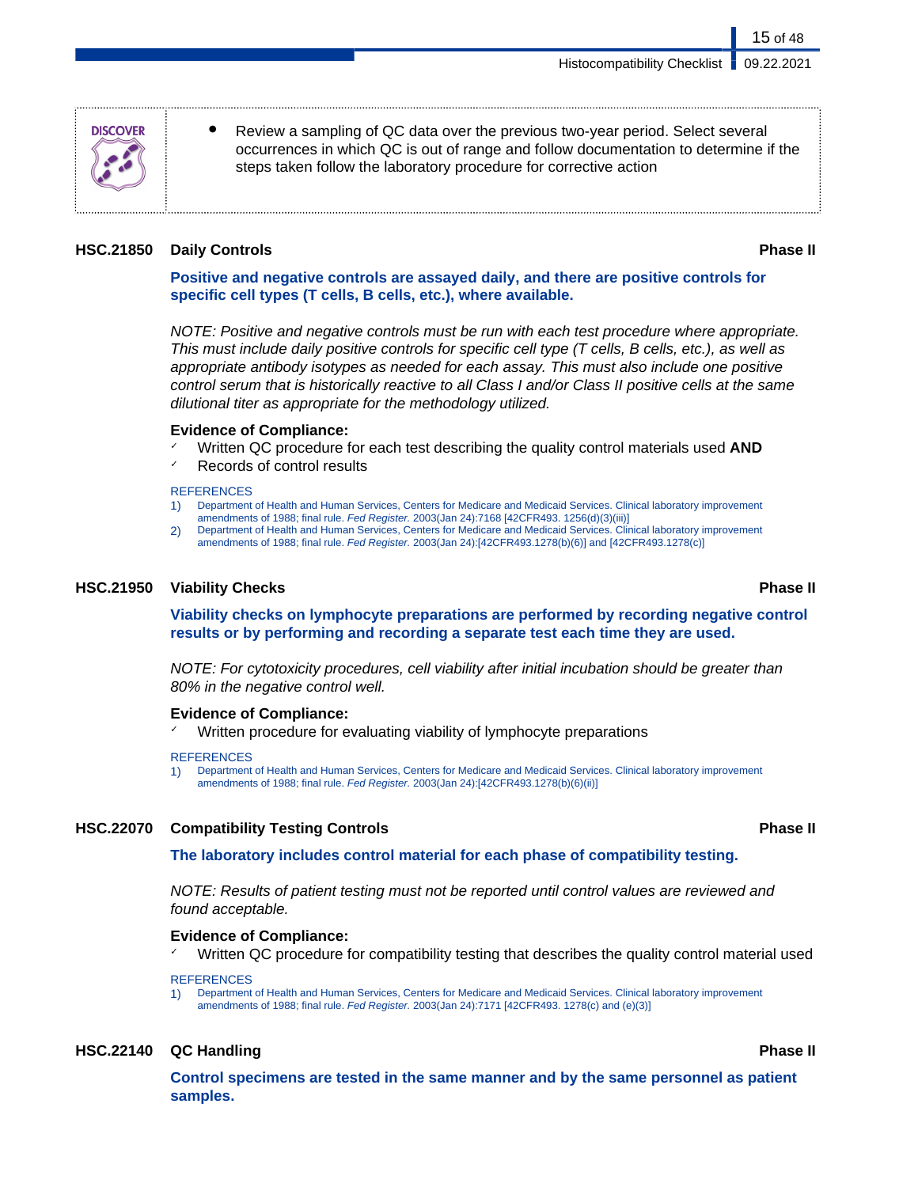DISCOVER

- Review a sampling of QC data over the previous two-year period. Select several occurrences in which QC is out of range and follow documentation to determine if the steps taken follow the laboratory procedure for corrective action

### HSC.21850 Daily Controls — Phase II

**Positive and negative controls are assayed daily, and there are positive controls for specific cell types (T cells, B cells, etc.), where available.**

*NOTE: Positive and negative controls must be run with each test procedure where appropriate. This must include daily positive controls for specific cell type (T cells, B cells, etc.), as well as appropriate antibody isotypes as needed for each assay. This must also include one positive control serum that is historically reactive to all Class I and/or Class II positive cells at the same dilutional titer as appropriate for the methodology utilized.*

**Evidence of Compliance:**

- ✓ Written QC procedure for each test describing the quality control materials used **AND**
- ✓ Records of control results

REFERENCES

1) Department of Health and Human Services, Centers for Medicare and Medicaid Services. Clinical laboratory improvement amendments of 1988; final rule. *Fed Register.* 2003(Jan 24):7168 [42CFR493. 1256(d)(3)(iii)]
2) Department of Health and Human Services, Centers for Medicare and Medicaid Services. Clinical laboratory improvement amendments of 1988; final rule. *Fed Register.* 2003(Jan 24):[42CFR493.1278(b)(6)] and [42CFR493.1278(c)]

### HSC.21950 Viability Checks — Phase II

**Viability checks on lymphocyte preparations are performed by recording negative control results or by performing and recording a separate test each time they are used.**

*NOTE: For cytotoxicity procedures, cell viability after initial incubation should be greater than 80% in the negative control well.*

**Evidence of Compliance:**

- ✓ Written procedure for evaluating viability of lymphocyte preparations

REFERENCES

1) Department of Health and Human Services, Centers for Medicare and Medicaid Services. Clinical laboratory improvement amendments of 1988; final rule. *Fed Register.* 2003(Jan 24):[42CFR493.1278(b)(6)(ii)]

### HSC.22070 Compatibility Testing Controls — Phase II

**The laboratory includes control material for each phase of compatibility testing.**

*NOTE: Results of patient testing must not be reported until control values are reviewed and found acceptable.*

**Evidence of Compliance:**

- ✓ Written QC procedure for compatibility testing that describes the quality control material used

REFERENCES

1) Department of Health and Human Services, Centers for Medicare and Medicaid Services. Clinical laboratory improvement amendments of 1988; final rule. *Fed Register.* 2003(Jan 24):7171 [42CFR493. 1278(c) and (e)(3)]

### HSC.22140 QC Handling — Phase II

**Control specimens are tested in the same manner and by the same personnel as patient samples.**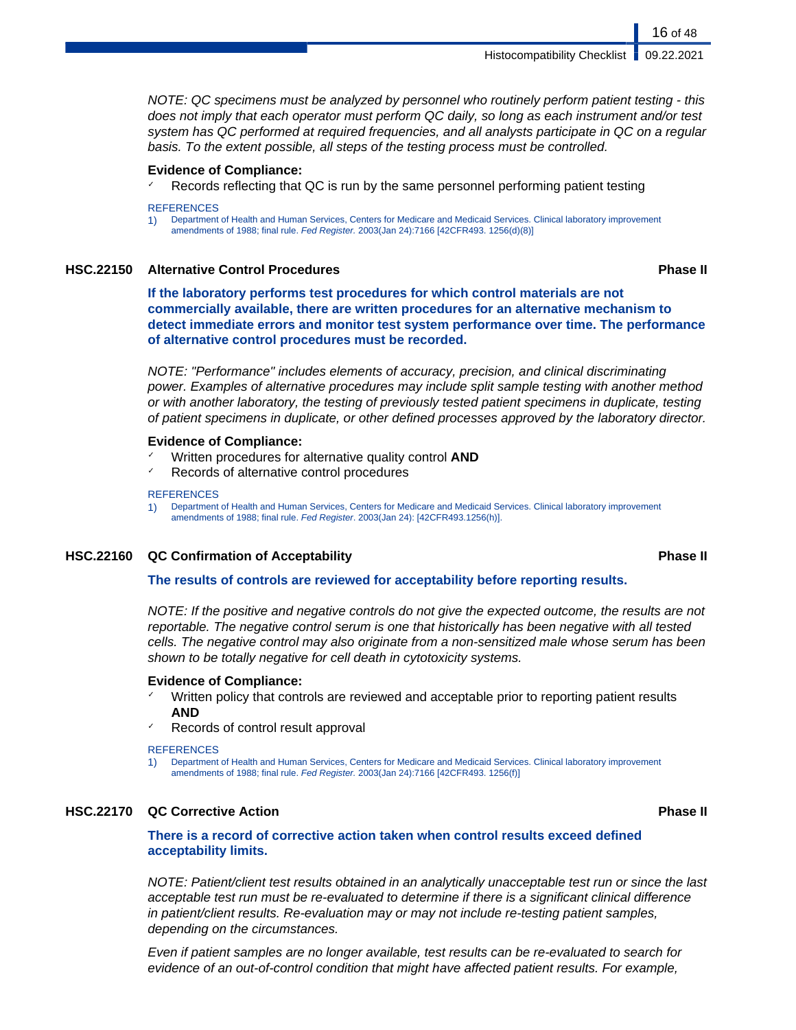*NOTE: QC specimens must be analyzed by personnel who routinely perform patient testing - this does not imply that each operator must perform QC daily, so long as each instrument and/or test system has QC performed at required frequencies, and all analysts participate in QC on a regular basis. To the extent possible, all steps of the testing process must be controlled.*

**Evidence of Compliance:**

- Records reflecting that QC is run by the same personnel performing patient testing

REFERENCES

1) Department of Health and Human Services, Centers for Medicare and Medicaid Services. Clinical laboratory improvement amendments of 1988; final rule. *Fed Register.* 2003(Jan 24):7166 [42CFR493. 1256(d)(8)]

### HSC.22150 Alternative Control Procedures — Phase II

**If the laboratory performs test procedures for which control materials are not commercially available, there are written procedures for an alternative mechanism to detect immediate errors and monitor test system performance over time. The performance of alternative control procedures must be recorded.**

*NOTE: "Performance" includes elements of accuracy, precision, and clinical discriminating power. Examples of alternative procedures may include split sample testing with another method or with another laboratory, the testing of previously tested patient specimens in duplicate, testing of patient specimens in duplicate, or other defined processes approved by the laboratory director.*

**Evidence of Compliance:**

- Written procedures for alternative quality control **AND**
- Records of alternative control procedures

REFERENCES

1) Department of Health and Human Services, Centers for Medicare and Medicaid Services. Clinical laboratory improvement amendments of 1988; final rule. *Fed Register*. 2003(Jan 24): [42CFR493.1256(h)].

### HSC.22160 QC Confirmation of Acceptability — Phase II

**The results of controls are reviewed for acceptability before reporting results.**

*NOTE: If the positive and negative controls do not give the expected outcome, the results are not reportable. The negative control serum is one that historically has been negative with all tested cells. The negative control may also originate from a non-sensitized male whose serum has been shown to be totally negative for cell death in cytotoxicity systems.*

**Evidence of Compliance:**

- Written policy that controls are reviewed and acceptable prior to reporting patient results **AND**
- Records of control result approval

REFERENCES

1) Department of Health and Human Services, Centers for Medicare and Medicaid Services. Clinical laboratory improvement amendments of 1988; final rule. *Fed Register.* 2003(Jan 24):7166 [42CFR493. 1256(f)]

### HSC.22170 QC Corrective Action — Phase II

**There is a record of corrective action taken when control results exceed defined acceptability limits.**

*NOTE: Patient/client test results obtained in an analytically unacceptable test run or since the last acceptable test run must be re-evaluated to determine if there is a significant clinical difference in patient/client results. Re-evaluation may or may not include re-testing patient samples, depending on the circumstances.*

*Even if patient samples are no longer available, test results can be re-evaluated to search for evidence of an out-of-control condition that might have affected patient results. For example,*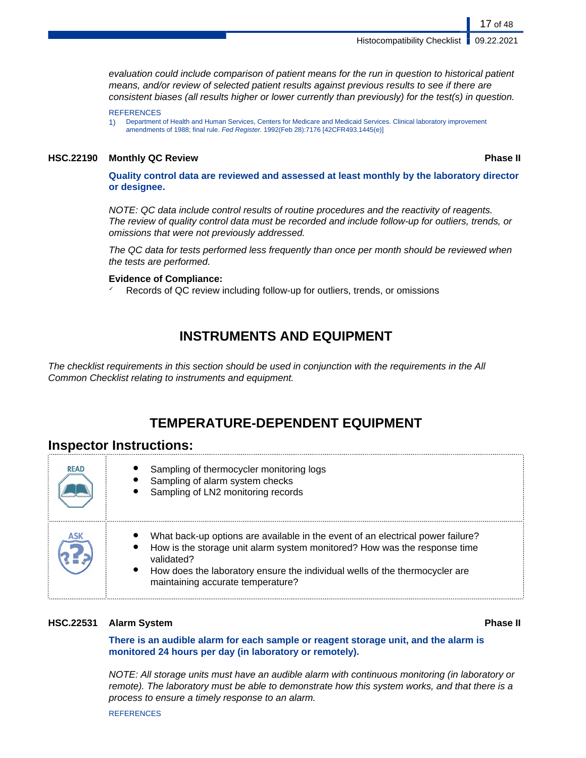*evaluation could include comparison of patient means for the run in question to historical patient means, and/or review of selected patient results against previous results to see if there are consistent biases (all results higher or lower currently than previously) for the test(s) in question.*

REFERENCES

1) Department of Health and Human Services, Centers for Medicare and Medicaid Services. Clinical laboratory improvement amendments of 1988; final rule. *Fed Register.* 1992(Feb 28):7176 [42CFR493.1445(e)]

**HSC.22190 Monthly QC Review** **Phase II**

**Quality control data are reviewed and assessed at least monthly by the laboratory director or designee.**

*NOTE: QC data include control results of routine procedures and the reactivity of reagents. The review of quality control data must be recorded and include follow-up for outliers, trends, or omissions that were not previously addressed.*

*The QC data for tests performed less frequently than once per month should be reviewed when the tests are performed.*

**Evidence of Compliance:**

- Records of QC review including follow-up for outliers, trends, or omissions

## INSTRUMENTS AND EQUIPMENT

*The checklist requirements in this section should be used in conjunction with the requirements in the All Common Checklist relating to instruments and equipment.*

## TEMPERATURE-DEPENDENT EQUIPMENT

### Inspector Instructions:

| | |
|---|---|
| READ | • Sampling of thermocycler monitoring logs<br>• Sampling of alarm system checks<br>• Sampling of LN2 monitoring records |
| ASK | • What back-up options are available in the event of an electrical power failure?<br>• How is the storage unit alarm system monitored? How was the response time validated?<br>• How does the laboratory ensure the individual wells of the thermocycler are maintaining accurate temperature? |

**HSC.22531 Alarm System** **Phase II**

**There is an audible alarm for each sample or reagent storage unit, and the alarm is monitored 24 hours per day (in laboratory or remotely).**

*NOTE: All storage units must have an audible alarm with continuous monitoring (in laboratory or remote). The laboratory must be able to demonstrate how this system works, and that there is a process to ensure a timely response to an alarm.*

REFERENCES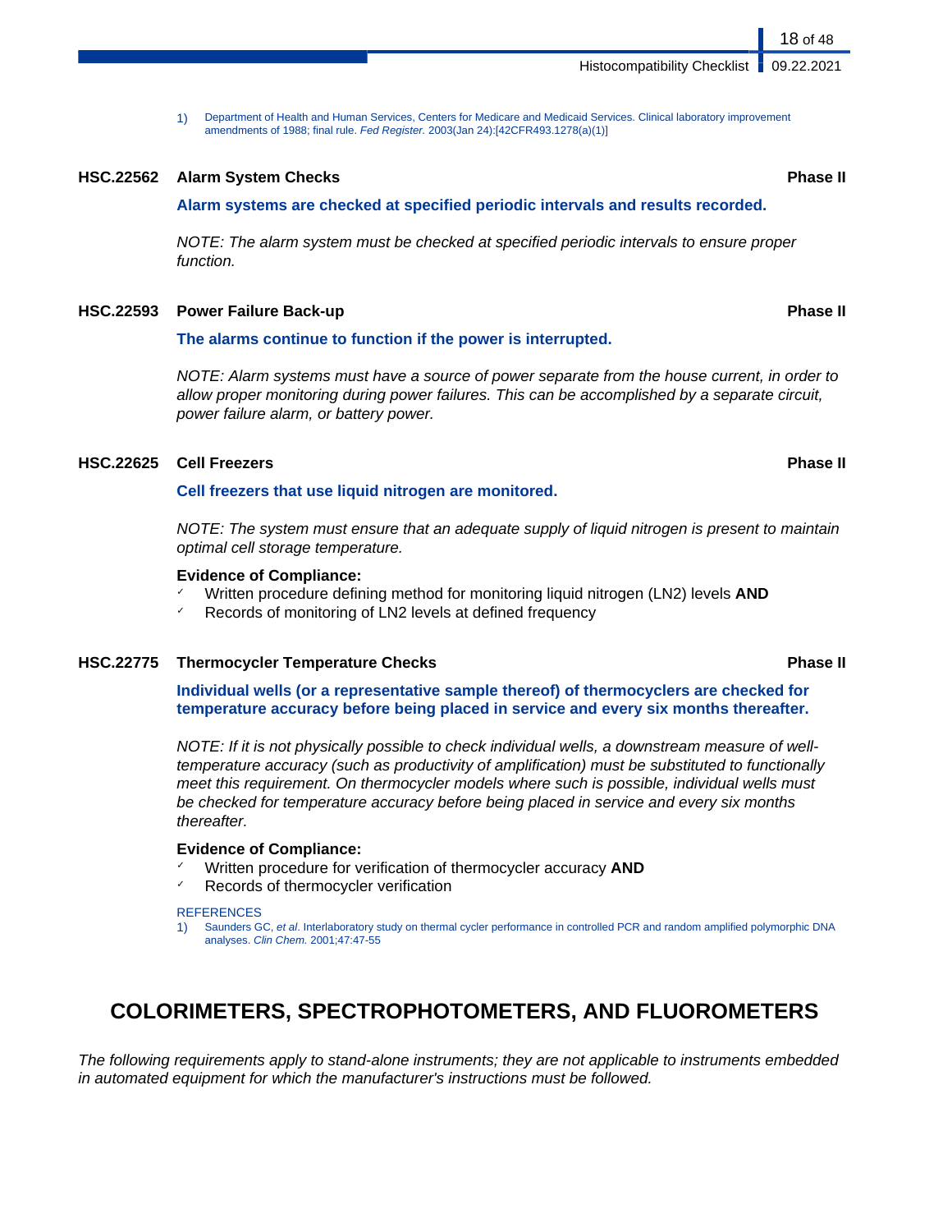1) Department of Health and Human Services, Centers for Medicare and Medicaid Services. Clinical laboratory improvement amendments of 1988; final rule. *Fed Register.* 2003(Jan 24):[42CFR493.1278(a)(1)]

### HSC.22562 Alarm System Checks — Phase II

**Alarm systems are checked at specified periodic intervals and results recorded.**

*NOTE: The alarm system must be checked at specified periodic intervals to ensure proper function.*

### HSC.22593 Power Failure Back-up — Phase II

**The alarms continue to function if the power is interrupted.**

*NOTE: Alarm systems must have a source of power separate from the house current, in order to allow proper monitoring during power failures. This can be accomplished by a separate circuit, power failure alarm, or battery power.*

### HSC.22625 Cell Freezers — Phase II

**Cell freezers that use liquid nitrogen are monitored.**

*NOTE: The system must ensure that an adequate supply of liquid nitrogen is present to maintain optimal cell storage temperature.*

**Evidence of Compliance:**

- Written procedure defining method for monitoring liquid nitrogen (LN2) levels **AND**
- Records of monitoring of LN2 levels at defined frequency

### HSC.22775 Thermocycler Temperature Checks — Phase II

**Individual wells (or a representative sample thereof) of thermocyclers are checked for temperature accuracy before being placed in service and every six months thereafter.**

*NOTE: If it is not physically possible to check individual wells, a downstream measure of well-temperature accuracy (such as productivity of amplification) must be substituted to functionally meet this requirement. On thermocycler models where such is possible, individual wells must be checked for temperature accuracy before being placed in service and every six months thereafter.*

**Evidence of Compliance:**

- Written procedure for verification of thermocycler accuracy **AND**
- Records of thermocycler verification

REFERENCES

1) Saunders GC, *et al*. Interlaboratory study on thermal cycler performance in controlled PCR and random amplified polymorphic DNA analyses. *Clin Chem.* 2001;47:47-55

## COLORIMETERS, SPECTROPHOTOMETERS, AND FLUOROMETERS

*The following requirements apply to stand-alone instruments; they are not applicable to instruments embedded in automated equipment for which the manufacturer's instructions must be followed.*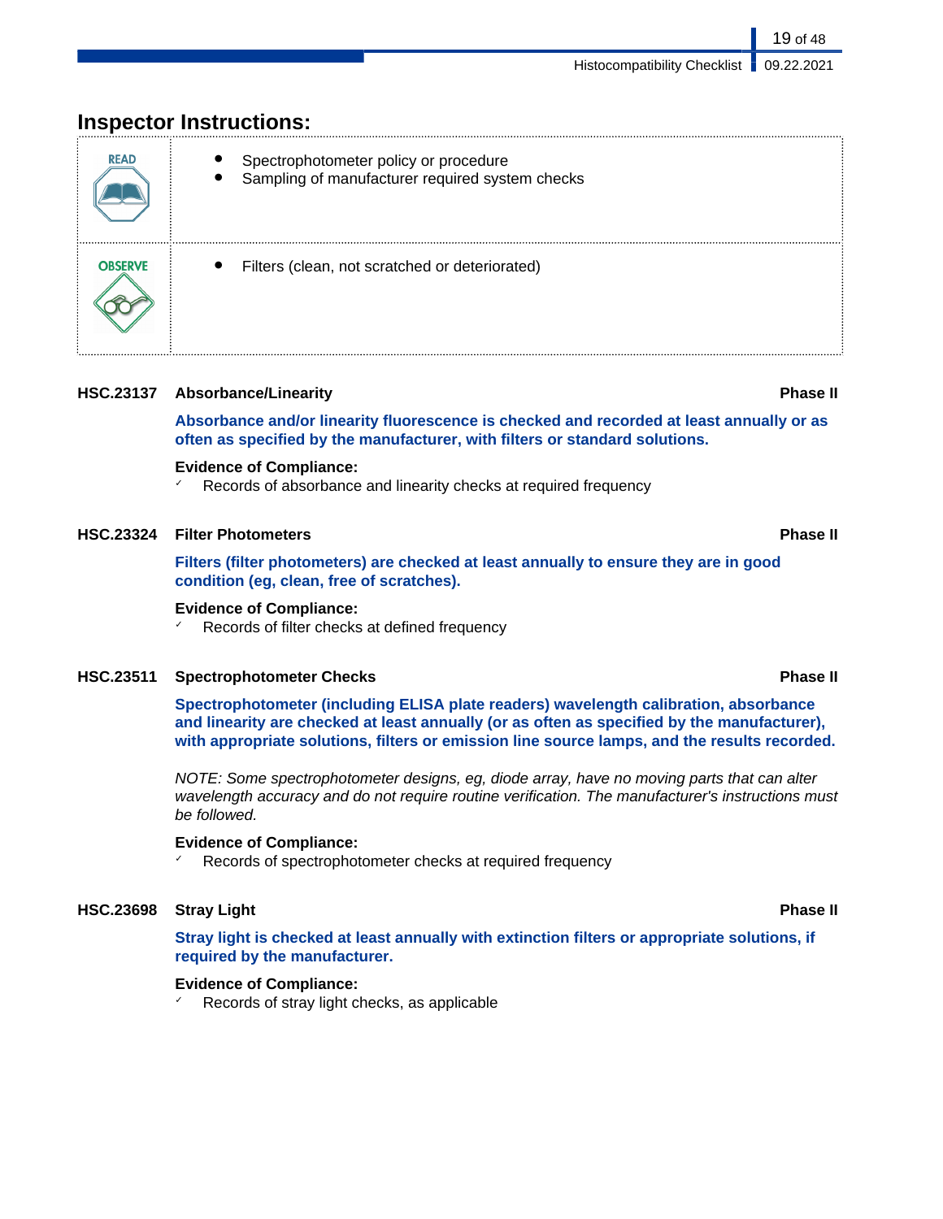## Inspector Instructions:

| | |
|---|---|
| READ | • Spectrophotometer policy or procedure<br>• Sampling of manufacturer required system checks |
| OBSERVE | • Filters (clean, not scratched or deteriorated) |

### HSC.23137 Absorbance/Linearity — Phase II

**Absorbance and/or linearity fluorescence is checked and recorded at least annually or as often as specified by the manufacturer, with filters or standard solutions.**

**Evidence of Compliance:**

- ✓ Records of absorbance and linearity checks at required frequency

### HSC.23324 Filter Photometers — Phase II

**Filters (filter photometers) are checked at least annually to ensure they are in good condition (eg, clean, free of scratches).**

**Evidence of Compliance:**

- ✓ Records of filter checks at defined frequency

### HSC.23511 Spectrophotometer Checks — Phase II

**Spectrophotometer (including ELISA plate readers) wavelength calibration, absorbance and linearity are checked at least annually (or as often as specified by the manufacturer), with appropriate solutions, filters or emission line source lamps, and the results recorded.**

*NOTE: Some spectrophotometer designs, eg, diode array, have no moving parts that can alter wavelength accuracy and do not require routine verification. The manufacturer's instructions must be followed.*

**Evidence of Compliance:**

- ✓ Records of spectrophotometer checks at required frequency

### HSC.23698 Stray Light — Phase II

**Stray light is checked at least annually with extinction filters or appropriate solutions, if required by the manufacturer.**

**Evidence of Compliance:**

- ✓ Records of stray light checks, as applicable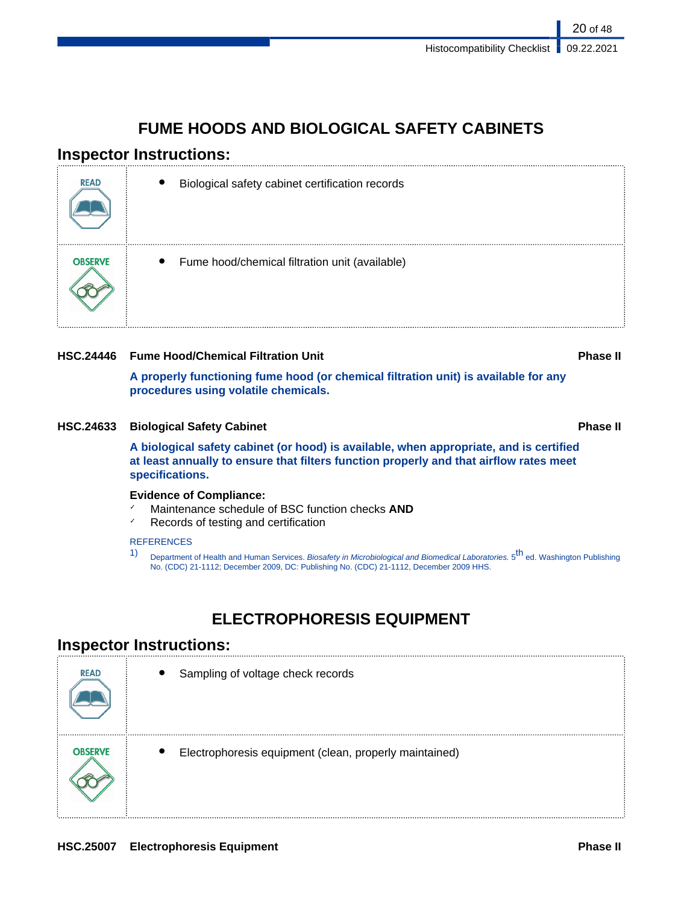## FUME HOODS AND BIOLOGICAL SAFETY CABINETS

### Inspector Instructions:

| | |
|---|---|
| READ | • Biological safety cabinet certification records |
| OBSERVE | • Fume hood/chemical filtration unit (available) |

**HSC.24446 Fume Hood/Chemical Filtration Unit** **Phase II**

**A properly functioning fume hood (or chemical filtration unit) is available for any procedures using volatile chemicals.**

**HSC.24633 Biological Safety Cabinet** **Phase II**

**A biological safety cabinet (or hood) is available, when appropriate, and is certified at least annually to ensure that filters function properly and that airflow rates meet specifications.**

**Evidence of Compliance:**

- ✓ Maintenance schedule of BSC function checks **AND**
- ✓ Records of testing and certification

REFERENCES

1) Department of Health and Human Services. *Biosafety in Microbiological and Biomedical Laboratories.* 5th ed. Washington Publishing No. (CDC) 21-1112; December 2009, DC: Publishing No. (CDC) 21-1112, December 2009 HHS.

## ELECTROPHORESIS EQUIPMENT

### Inspector Instructions:

| | |
|---|---|
| READ | • Sampling of voltage check records |
| OBSERVE | • Electrophoresis equipment (clean, properly maintained) |

**HSC.25007 Electrophoresis Equipment** **Phase II**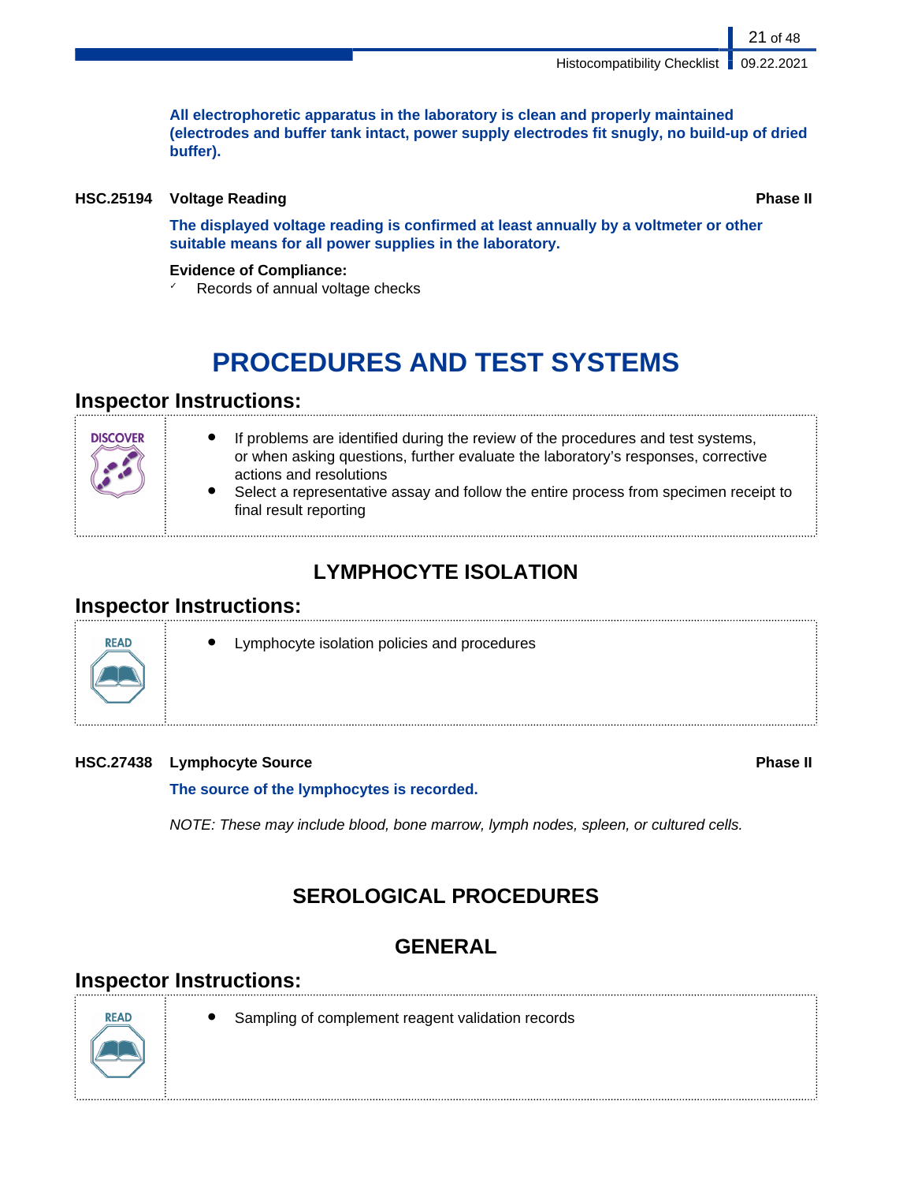**All electrophoretic apparatus in the laboratory is clean and properly maintained (electrodes and buffer tank intact, power supply electrodes fit snugly, no build-up of dried buffer).**

**HSC.25194 Voltage Reading** **Phase II**

**The displayed voltage reading is confirmed at least annually by a voltmeter or other suitable means for all power supplies in the laboratory.**

**Evidence of Compliance:**
- ✓ Records of annual voltage checks

# PROCEDURES AND TEST SYSTEMS

## Inspector Instructions:

| DISCOVER | |
|---|---|
| | • If problems are identified during the review of the procedures and test systems, or when asking questions, further evaluate the laboratory's responses, corrective actions and resolutions<br>• Select a representative assay and follow the entire process from specimen receipt to final result reporting |

## LYMPHOCYTE ISOLATION

## Inspector Instructions:

| READ | |
|---|---|
| | • Lymphocyte isolation policies and procedures |

**HSC.27438 Lymphocyte Source** **Phase II**

**The source of the lymphocytes is recorded.**

*NOTE: These may include blood, bone marrow, lymph nodes, spleen, or cultured cells.*

## SEROLOGICAL PROCEDURES

### GENERAL

## Inspector Instructions:

| READ | |
|---|---|
| | • Sampling of complement reagent validation records |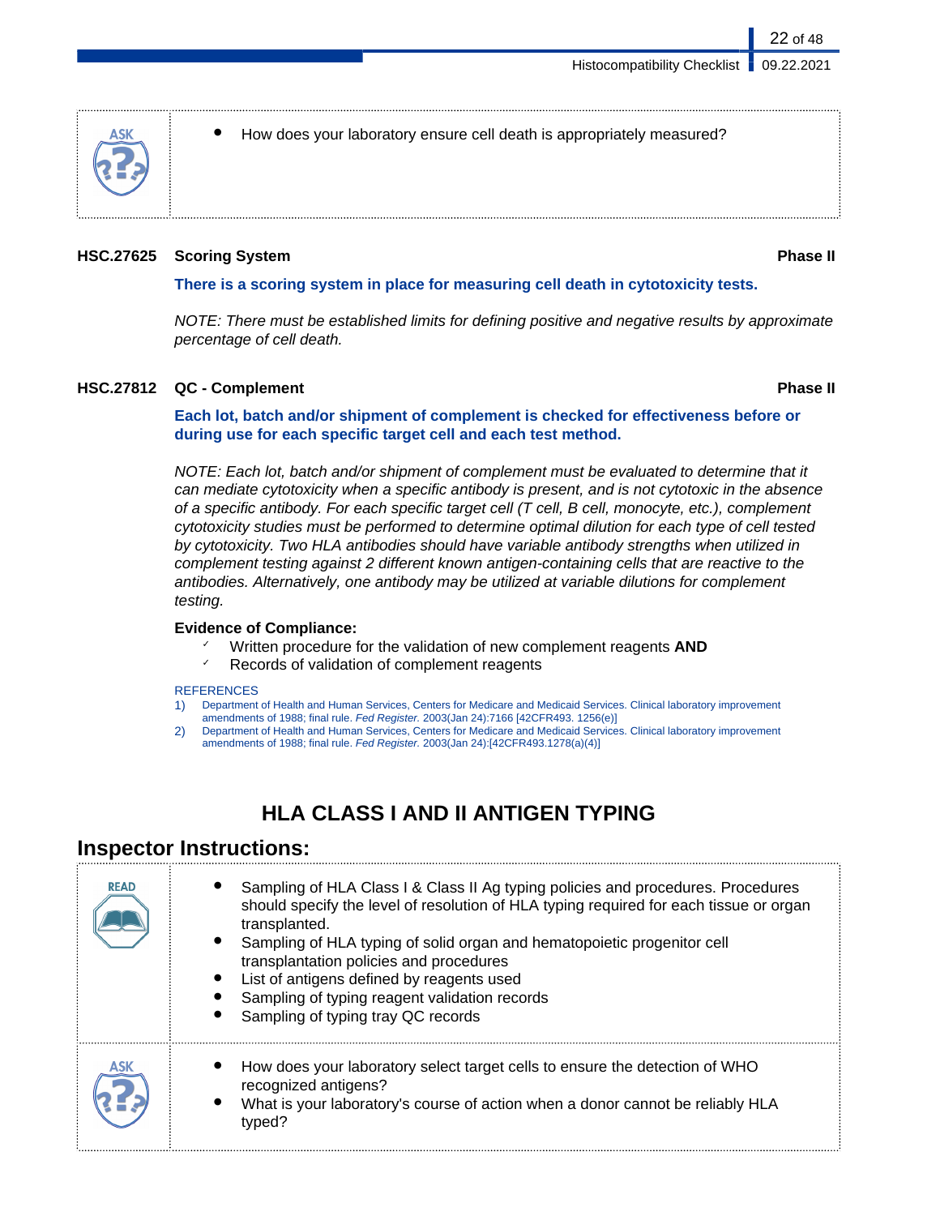**ASK**

- How does your laboratory ensure cell death is appropriately measured?

### HSC.27625 Scoring System — Phase II

**There is a scoring system in place for measuring cell death in cytotoxicity tests.**

*NOTE: There must be established limits for defining positive and negative results by approximate percentage of cell death.*

### HSC.27812 QC - Complement — Phase II

**Each lot, batch and/or shipment of complement is checked for effectiveness before or during use for each specific target cell and each test method.**

*NOTE: Each lot, batch and/or shipment of complement must be evaluated to determine that it can mediate cytotoxicity when a specific antibody is present, and is not cytotoxic in the absence of a specific antibody. For each specific target cell (T cell, B cell, monocyte, etc.), complement cytotoxicity studies must be performed to determine optimal dilution for each type of cell tested by cytotoxicity. Two HLA antibodies should have variable antibody strengths when utilized in complement testing against 2 different known antigen-containing cells that are reactive to the antibodies. Alternatively, one antibody may be utilized at variable dilutions for complement testing.*

**Evidence of Compliance:**

- ✓ Written procedure for the validation of new complement reagents **AND**
- ✓ Records of validation of complement reagents

REFERENCES

1) Department of Health and Human Services, Centers for Medicare and Medicaid Services. Clinical laboratory improvement amendments of 1988; final rule. *Fed Register.* 2003(Jan 24):7166 [42CFR493. 1256(e)]
2) Department of Health and Human Services, Centers for Medicare and Medicaid Services. Clinical laboratory improvement amendments of 1988; final rule. *Fed Register.* 2003(Jan 24):[42CFR493.1278(a)(4)]

## HLA CLASS I AND II ANTIGEN TYPING

## Inspector Instructions:

**READ**

- Sampling of HLA Class I & Class II Ag typing policies and procedures. Procedures should specify the level of resolution of HLA typing required for each tissue or organ transplanted.
- Sampling of HLA typing of solid organ and hematopoietic progenitor cell transplantation policies and procedures
- List of antigens defined by reagents used
- Sampling of typing reagent validation records
- Sampling of typing tray QC records

**ASK**

- How does your laboratory select target cells to ensure the detection of WHO recognized antigens?
- What is your laboratory's course of action when a donor cannot be reliably HLA typed?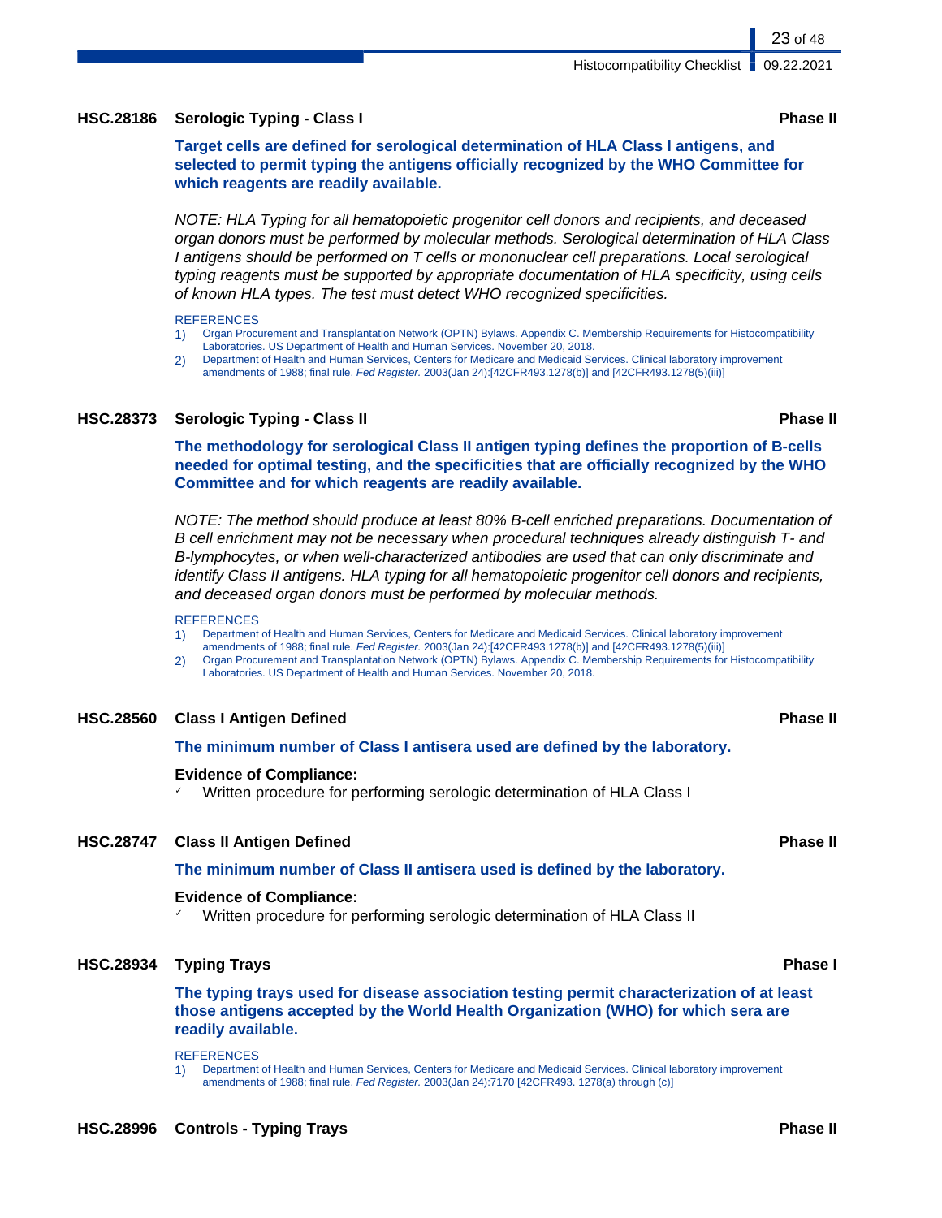### HSC.28186 Serologic Typing - Class I — Phase II

**Target cells are defined for serological determination of HLA Class I antigens, and selected to permit typing the antigens officially recognized by the WHO Committee for which reagents are readily available.**

*NOTE: HLA Typing for all hematopoietic progenitor cell donors and recipients, and deceased organ donors must be performed by molecular methods. Serological determination of HLA Class I antigens should be performed on T cells or mononuclear cell preparations. Local serological typing reagents must be supported by appropriate documentation of HLA specificity, using cells of known HLA types. The test must detect WHO recognized specificities.*

REFERENCES

1) Organ Procurement and Transplantation Network (OPTN) Bylaws. Appendix C. Membership Requirements for Histocompatibility Laboratories. US Department of Health and Human Services. November 20, 2018.
2) Department of Health and Human Services, Centers for Medicare and Medicaid Services. Clinical laboratory improvement amendments of 1988; final rule. *Fed Register.* 2003(Jan 24):[42CFR493.1278(b)] and [42CFR493.1278(5)(iii)]

### HSC.28373 Serologic Typing - Class II — Phase II

**The methodology for serological Class II antigen typing defines the proportion of B-cells needed for optimal testing, and the specificities that are officially recognized by the WHO Committee and for which reagents are readily available.**

*NOTE: The method should produce at least 80% B-cell enriched preparations. Documentation of B cell enrichment may not be necessary when procedural techniques already distinguish T- and B-lymphocytes, or when well-characterized antibodies are used that can only discriminate and identify Class II antigens. HLA typing for all hematopoietic progenitor cell donors and recipients, and deceased organ donors must be performed by molecular methods.*

REFERENCES

1) Department of Health and Human Services, Centers for Medicare and Medicaid Services. Clinical laboratory improvement amendments of 1988; final rule. *Fed Register.* 2003(Jan 24):[42CFR493.1278(b)] and [42CFR493.1278(5)(iii)]
2) Organ Procurement and Transplantation Network (OPTN) Bylaws. Appendix C. Membership Requirements for Histocompatibility Laboratories. US Department of Health and Human Services. November 20, 2018.

### HSC.28560 Class I Antigen Defined — Phase II

**The minimum number of Class I antisera used are defined by the laboratory.**

**Evidence of Compliance:**

- ✓ Written procedure for performing serologic determination of HLA Class I

### HSC.28747 Class II Antigen Defined — Phase II

**The minimum number of Class II antisera used is defined by the laboratory.**

**Evidence of Compliance:**

- ✓ Written procedure for performing serologic determination of HLA Class II

### HSC.28934 Typing Trays — Phase I

**The typing trays used for disease association testing permit characterization of at least those antigens accepted by the World Health Organization (WHO) for which sera are readily available.**

REFERENCES

1) Department of Health and Human Services, Centers for Medicare and Medicaid Services. Clinical laboratory improvement amendments of 1988; final rule. *Fed Register.* 2003(Jan 24):7170 [42CFR493. 1278(a) through (c)]

### HSC.28996 Controls - Typing Trays — Phase II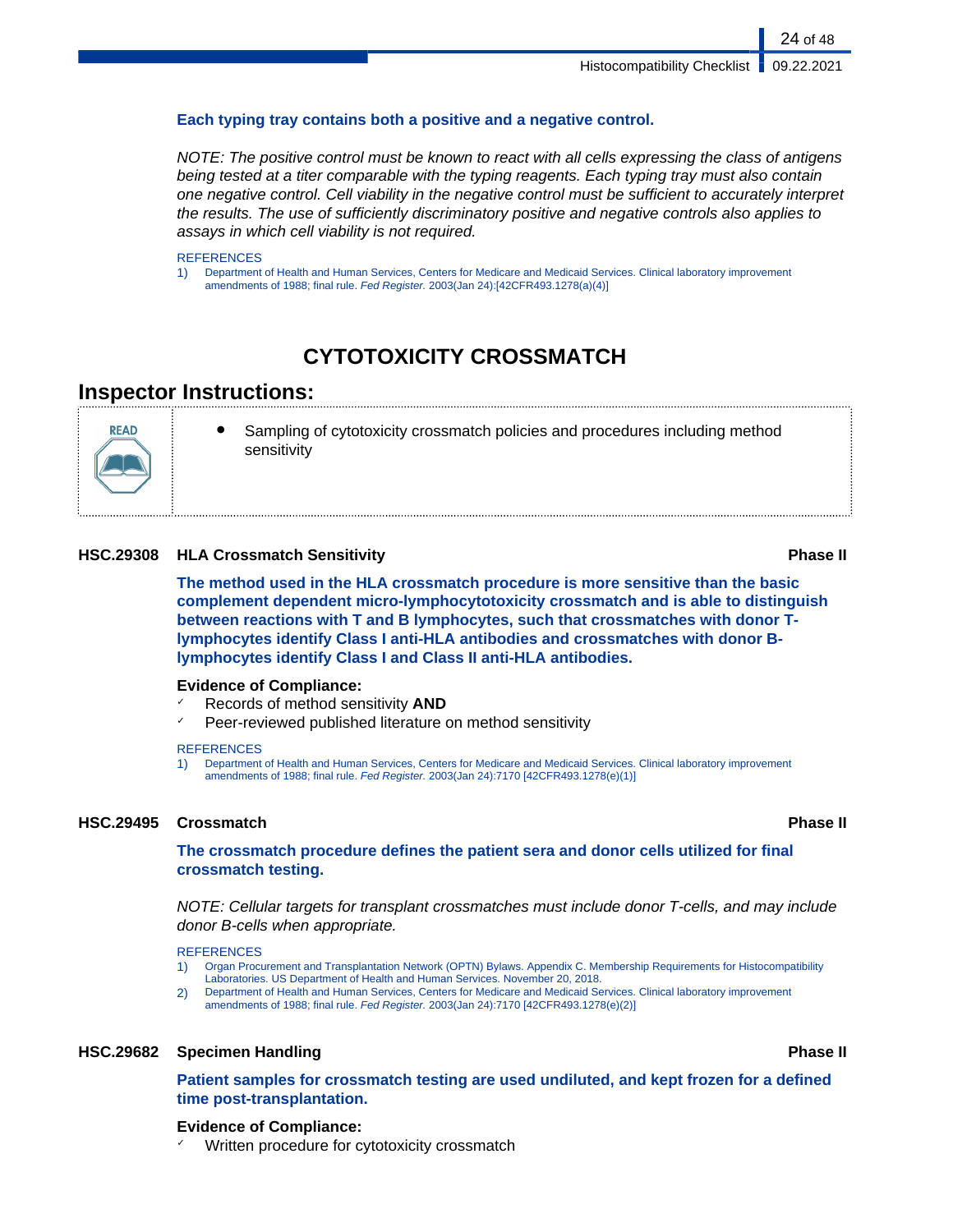**Each typing tray contains both a positive and a negative control.**

*NOTE: The positive control must be known to react with all cells expressing the class of antigens being tested at a titer comparable with the typing reagents. Each typing tray must also contain one negative control. Cell viability in the negative control must be sufficient to accurately interpret the results. The use of sufficiently discriminatory positive and negative controls also applies to assays in which cell viability is not required.*

REFERENCES

1) Department of Health and Human Services, Centers for Medicare and Medicaid Services. Clinical laboratory improvement amendments of 1988; final rule. *Fed Register.* 2003(Jan 24):[42CFR493.1278(a)(4)]

# CYTOTOXICITY CROSSMATCH

## Inspector Instructions:

READ

- Sampling of cytotoxicity crossmatch policies and procedures including method sensitivity

### HSC.29308 HLA Crossmatch Sensitivity — Phase II

**The method used in the HLA crossmatch procedure is more sensitive than the basic complement dependent micro-lymphocytotoxicity crossmatch and is able to distinguish between reactions with T and B lymphocytes, such that crossmatches with donor T-lymphocytes identify Class I anti-HLA antibodies and crossmatches with donor B-lymphocytes identify Class I and Class II anti-HLA antibodies.**

**Evidence of Compliance:**

- ✓ Records of method sensitivity **AND**
- ✓ Peer-reviewed published literature on method sensitivity

REFERENCES

1) Department of Health and Human Services, Centers for Medicare and Medicaid Services. Clinical laboratory improvement amendments of 1988; final rule. *Fed Register.* 2003(Jan 24):7170 [42CFR493.1278(e)(1)]

### HSC.29495 Crossmatch — Phase II

**The crossmatch procedure defines the patient sera and donor cells utilized for final crossmatch testing.**

*NOTE: Cellular targets for transplant crossmatches must include donor T-cells, and may include donor B-cells when appropriate.*

REFERENCES

1) Organ Procurement and Transplantation Network (OPTN) Bylaws. Appendix C. Membership Requirements for Histocompatibility Laboratories. US Department of Health and Human Services. November 20, 2018.
2) Department of Health and Human Services, Centers for Medicare and Medicaid Services. Clinical laboratory improvement amendments of 1988; final rule. *Fed Register.* 2003(Jan 24):7170 [42CFR493.1278(e)(2)]

### HSC.29682 Specimen Handling — Phase II

**Patient samples for crossmatch testing are used undiluted, and kept frozen for a defined time post-transplantation.**

**Evidence of Compliance:**

- ✓ Written procedure for cytotoxicity crossmatch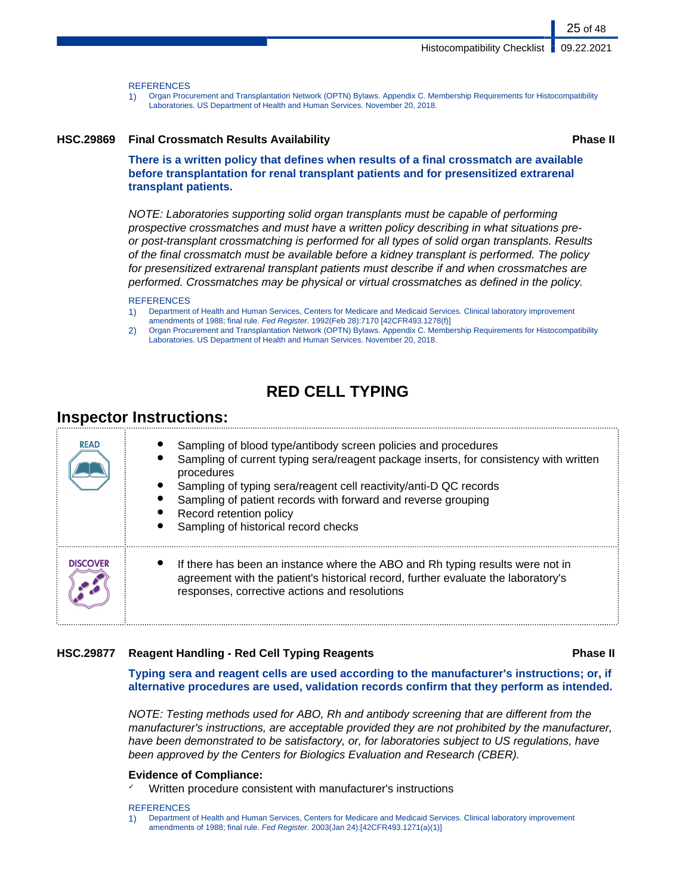REFERENCES

1) Organ Procurement and Transplantation Network (OPTN) Bylaws. Appendix C. Membership Requirements for Histocompatibility Laboratories. US Department of Health and Human Services. November 20, 2018.

### HSC.29869 Final Crossmatch Results Availability — Phase II

**There is a written policy that defines when results of a final crossmatch are available before transplantation for renal transplant patients and for presensitized extrarenal transplant patients.**

*NOTE: Laboratories supporting solid organ transplants must be capable of performing prospective crossmatches and must have a written policy describing in what situations pre- or post-transplant crossmatching is performed for all types of solid organ transplants. Results of the final crossmatch must be available before a kidney transplant is performed. The policy for presensitized extrarenal transplant patients must describe if and when crossmatches are performed. Crossmatches may be physical or virtual crossmatches as defined in the policy.*

REFERENCES

1) Department of Health and Human Services, Centers for Medicare and Medicaid Services. Clinical laboratory improvement amendments of 1988; final rule. *Fed Register.* 1992(Feb 28):7170 [42CFR493.1278(f)]
2) Organ Procurement and Transplantation Network (OPTN) Bylaws. Appendix C. Membership Requirements for Histocompatibility Laboratories. US Department of Health and Human Services. November 20, 2018.

# RED CELL TYPING

## Inspector Instructions:

| | |
|---|---|
| **READ** | • Sampling of blood type/antibody screen policies and procedures<br>• Sampling of current typing sera/reagent package inserts, for consistency with written procedures<br>• Sampling of typing sera/reagent cell reactivity/anti-D QC records<br>• Sampling of patient records with forward and reverse grouping<br>• Record retention policy<br>• Sampling of historical record checks |
| **DISCOVER** | • If there has been an instance where the ABO and Rh typing results were not in agreement with the patient's historical record, further evaluate the laboratory's responses, corrective actions and resolutions |

### HSC.29877 Reagent Handling - Red Cell Typing Reagents — Phase II

**Typing sera and reagent cells are used according to the manufacturer's instructions; or, if alternative procedures are used, validation records confirm that they perform as intended.**

*NOTE: Testing methods used for ABO, Rh and antibody screening that are different from the manufacturer's instructions, are acceptable provided they are not prohibited by the manufacturer, have been demonstrated to be satisfactory, or, for laboratories subject to US regulations, have been approved by the Centers for Biologics Evaluation and Research (CBER).*

**Evidence of Compliance:**

- ✓ Written procedure consistent with manufacturer's instructions

REFERENCES

1) Department of Health and Human Services, Centers for Medicare and Medicaid Services. Clinical laboratory improvement amendments of 1988; final rule. *Fed Register.* 2003(Jan 24):[42CFR493.1271(a)(1)]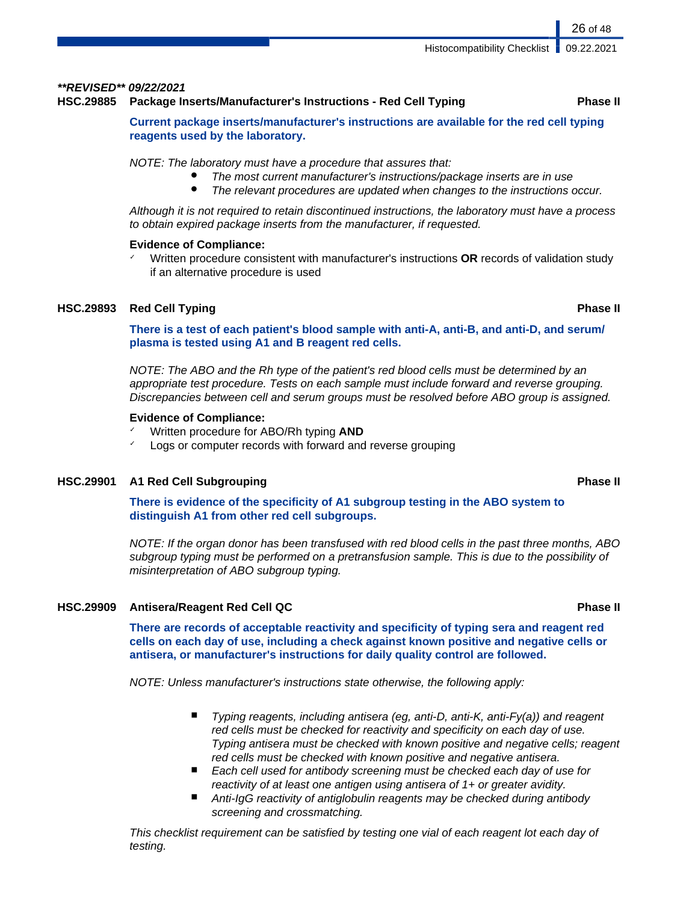***REVISED** 09/22/2021*

**HSC.29885 Package Inserts/Manufacturer's Instructions - Red Cell Typing — Phase II**

**Current package inserts/manufacturer's instructions are available for the red cell typing reagents used by the laboratory.**

*NOTE: The laboratory must have a procedure that assures that:*

- *The most current manufacturer's instructions/package inserts are in use*
- *The relevant procedures are updated when changes to the instructions occur.*

*Although it is not required to retain discontinued instructions, the laboratory must have a process to obtain expired package inserts from the manufacturer, if requested.*

**Evidence of Compliance:**

- ✓ Written procedure consistent with manufacturer's instructions **OR** records of validation study if an alternative procedure is used

**HSC.29893 Red Cell Typing — Phase II**

**There is a test of each patient's blood sample with anti-A, anti-B, and anti-D, and serum/plasma is tested using A1 and B reagent red cells.**

*NOTE: The ABO and the Rh type of the patient's red blood cells must be determined by an appropriate test procedure. Tests on each sample must include forward and reverse grouping. Discrepancies between cell and serum groups must be resolved before ABO group is assigned.*

**Evidence of Compliance:**

- ✓ Written procedure for ABO/Rh typing **AND**
- ✓ Logs or computer records with forward and reverse grouping

**HSC.29901 A1 Red Cell Subgrouping — Phase II**

**There is evidence of the specificity of A1 subgroup testing in the ABO system to distinguish A1 from other red cell subgroups.**

*NOTE: If the organ donor has been transfused with red blood cells in the past three months, ABO subgroup typing must be performed on a pretransfusion sample. This is due to the possibility of misinterpretation of ABO subgroup typing.*

**HSC.29909 Antisera/Reagent Red Cell QC — Phase II**

**There are records of acceptable reactivity and specificity of typing sera and reagent red cells on each day of use, including a check against known positive and negative cells or antisera, or manufacturer's instructions for daily quality control are followed.**

*NOTE: Unless manufacturer's instructions state otherwise, the following apply:*

- *Typing reagents, including antisera (eg, anti-D, anti-K, anti-Fy(a)) and reagent red cells must be checked for reactivity and specificity on each day of use. Typing antisera must be checked with known positive and negative cells; reagent red cells must be checked with known positive and negative antisera.*
- *Each cell used for antibody screening must be checked each day of use for reactivity of at least one antigen using antisera of 1+ or greater avidity.*
- *Anti-IgG reactivity of antiglobulin reagents may be checked during antibody screening and crossmatching.*

*This checklist requirement can be satisfied by testing one vial of each reagent lot each day of testing.*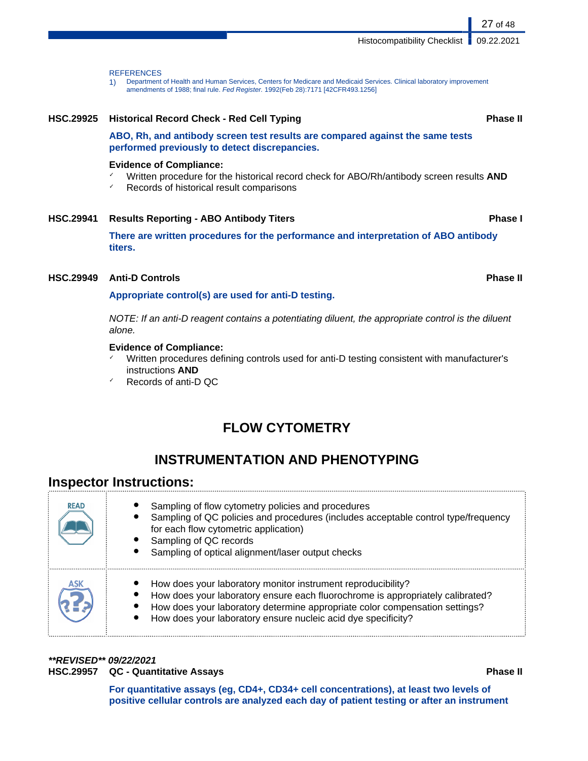REFERENCES

1) Department of Health and Human Services, Centers for Medicare and Medicaid Services. Clinical laboratory improvement amendments of 1988; final rule. *Fed Register.* 1992(Feb 28):7171 [42CFR493.1256]

**HSC.29925 Historical Record Check - Red Cell Typing** **Phase II**

**ABO, Rh, and antibody screen test results are compared against the same tests performed previously to detect discrepancies.**

**Evidence of Compliance:**

- Written procedure for the historical record check for ABO/Rh/antibody screen results **AND**
- Records of historical result comparisons

**HSC.29941 Results Reporting - ABO Antibody Titers** **Phase I**

**There are written procedures for the performance and interpretation of ABO antibody titers.**

**HSC.29949 Anti-D Controls** **Phase II**

**Appropriate control(s) are used for anti-D testing.**

*NOTE: If an anti-D reagent contains a potentiating diluent, the appropriate control is the diluent alone.*

**Evidence of Compliance:**

- Written procedures defining controls used for anti-D testing consistent with manufacturer's instructions **AND**
- Records of anti-D QC

# FLOW CYTOMETRY

## INSTRUMENTATION AND PHENOTYPING

### Inspector Instructions:

| | |
|---|---|
| READ | • Sampling of flow cytometry policies and procedures<br>• Sampling of QC policies and procedures (includes acceptable control type/frequency for each flow cytometric application)<br>• Sampling of QC records<br>• Sampling of optical alignment/laser output checks |
| ASK | • How does your laboratory monitor instrument reproducibility?<br>• How does your laboratory ensure each fluorochrome is appropriately calibrated?<br>• How does your laboratory determine appropriate color compensation settings?<br>• How does your laboratory ensure nucleic acid dye specificity? |

***\*\*REVISED\*\* 09/22/2021***

**HSC.29957 QC - Quantitative Assays** **Phase II**

**For quantitative assays (eg, CD4+, CD34+ cell concentrations), at least two levels of positive cellular controls are analyzed each day of patient testing or after an instrument**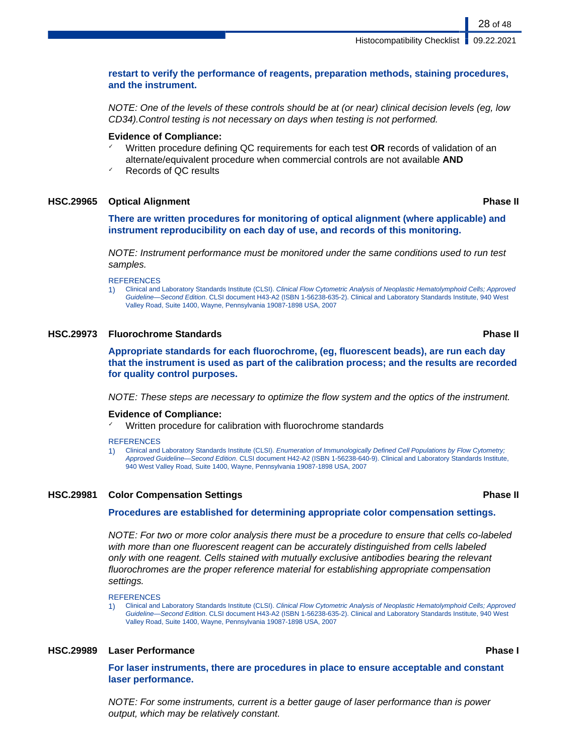**restart to verify the performance of reagents, preparation methods, staining procedures, and the instrument.**

*NOTE: One of the levels of these controls should be at (or near) clinical decision levels (eg, low CD34).Control testing is not necessary on days when testing is not performed.*

**Evidence of Compliance:**
- ✓ Written procedure defining QC requirements for each test **OR** records of validation of an alternate/equivalent procedure when commercial controls are not available **AND**
- ✓ Records of QC results

### HSC.29965 Optical Alignment — Phase II

**There are written procedures for monitoring of optical alignment (where applicable) and instrument reproducibility on each day of use, and records of this monitoring.**

*NOTE: Instrument performance must be monitored under the same conditions used to run test samples.*

REFERENCES
1) Clinical and Laboratory Standards Institute (CLSI). *Clinical Flow Cytometric Analysis of Neoplastic Hematolymphoid Cells; Approved Guideline—Second Edition*. CLSI document H43-A2 (ISBN 1-56238-635-2). Clinical and Laboratory Standards Institute, 940 West Valley Road, Suite 1400, Wayne, Pennsylvania 19087-1898 USA, 2007

### HSC.29973 Fluorochrome Standards — Phase II

**Appropriate standards for each fluorochrome, (eg, fluorescent beads), are run each day that the instrument is used as part of the calibration process; and the results are recorded for quality control purposes.**

*NOTE: These steps are necessary to optimize the flow system and the optics of the instrument.*

**Evidence of Compliance:**
- ✓ Written procedure for calibration with fluorochrome standards

REFERENCES
1) Clinical and Laboratory Standards Institute (CLSI). *Enumeration of Immunologically Defined Cell Populations by Flow Cytometry; Approved Guideline—Second Edition*. CLSI document H42-A2 (ISBN 1-56238-640-9). Clinical and Laboratory Standards Institute, 940 West Valley Road, Suite 1400, Wayne, Pennsylvania 19087-1898 USA, 2007

### HSC.29981 Color Compensation Settings — Phase II

**Procedures are established for determining appropriate color compensation settings.**

*NOTE: For two or more color analysis there must be a procedure to ensure that cells co-labeled with more than one fluorescent reagent can be accurately distinguished from cells labeled only with one reagent. Cells stained with mutually exclusive antibodies bearing the relevant fluorochromes are the proper reference material for establishing appropriate compensation settings.*

REFERENCES
1) Clinical and Laboratory Standards Institute (CLSI). *Clinical Flow Cytometric Analysis of Neoplastic Hematolymphoid Cells; Approved Guideline—Second Edition*. CLSI document H43-A2 (ISBN 1-56238-635-2). Clinical and Laboratory Standards Institute, 940 West Valley Road, Suite 1400, Wayne, Pennsylvania 19087-1898 USA, 2007

### HSC.29989 Laser Performance — Phase I

**For laser instruments, there are procedures in place to ensure acceptable and constant laser performance.**

*NOTE: For some instruments, current is a better gauge of laser performance than is power output, which may be relatively constant.*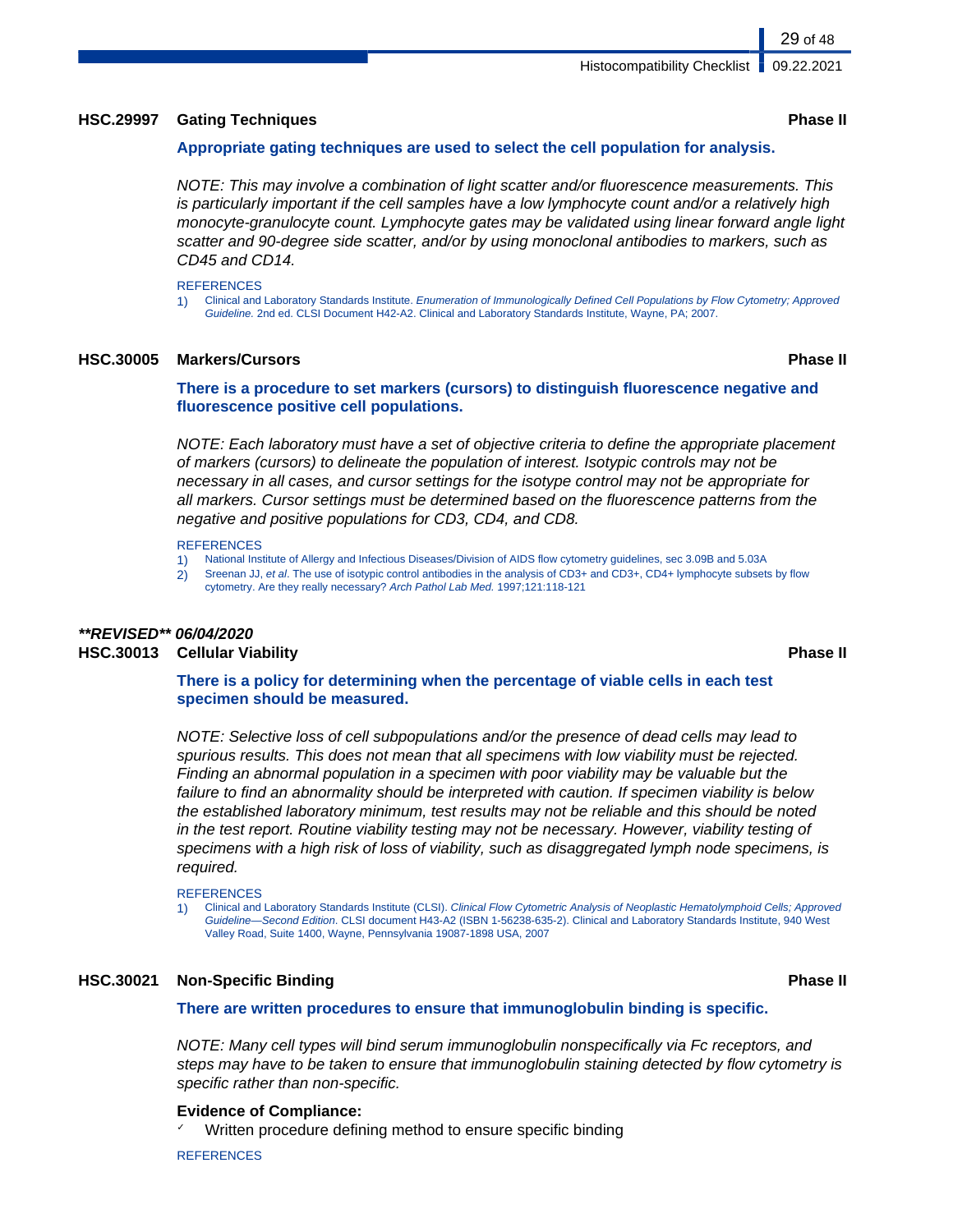### HSC.29997 Gating Techniques — Phase II

**Appropriate gating techniques are used to select the cell population for analysis.**

*NOTE: This may involve a combination of light scatter and/or fluorescence measurements. This is particularly important if the cell samples have a low lymphocyte count and/or a relatively high monocyte-granulocyte count. Lymphocyte gates may be validated using linear forward angle light scatter and 90-degree side scatter, and/or by using monoclonal antibodies to markers, such as CD45 and CD14.*

REFERENCES

1) Clinical and Laboratory Standards Institute. *Enumeration of Immunologically Defined Cell Populations by Flow Cytometry; Approved Guideline.* 2nd ed. CLSI Document H42-A2. Clinical and Laboratory Standards Institute, Wayne, PA; 2007.

### HSC.30005 Markers/Cursors — Phase II

**There is a procedure to set markers (cursors) to distinguish fluorescence negative and fluorescence positive cell populations.**

*NOTE: Each laboratory must have a set of objective criteria to define the appropriate placement of markers (cursors) to delineate the population of interest. Isotypic controls may not be necessary in all cases, and cursor settings for the isotype control may not be appropriate for all markers. Cursor settings must be determined based on the fluorescence patterns from the negative and positive populations for CD3, CD4, and CD8.*

REFERENCES

1) National Institute of Allergy and Infectious Diseases/Division of AIDS flow cytometry guidelines, sec 3.09B and 5.03A
2) Sreenan JJ, *et al*. The use of isotypic control antibodies in the analysis of CD3+ and CD3+, CD4+ lymphocyte subsets by flow cytometry. Are they really necessary? *Arch Pathol Lab Med.* 1997;121:118-121

***\*\*REVISED\*\* 06/04/2020***

### HSC.30013 Cellular Viability — Phase II

**There is a policy for determining when the percentage of viable cells in each test specimen should be measured.**

*NOTE: Selective loss of cell subpopulations and/or the presence of dead cells may lead to spurious results. This does not mean that all specimens with low viability must be rejected. Finding an abnormal population in a specimen with poor viability may be valuable but the failure to find an abnormality should be interpreted with caution. If specimen viability is below the established laboratory minimum, test results may not be reliable and this should be noted in the test report. Routine viability testing may not be necessary. However, viability testing of specimens with a high risk of loss of viability, such as disaggregated lymph node specimens, is required.*

REFERENCES

1) Clinical and Laboratory Standards Institute (CLSI). *Clinical Flow Cytometric Analysis of Neoplastic Hematolymphoid Cells; Approved Guideline—Second Edition.* CLSI document H43-A2 (ISBN 1-56238-635-2). Clinical and Laboratory Standards Institute, 940 West Valley Road, Suite 1400, Wayne, Pennsylvania 19087-1898 USA, 2007

### HSC.30021 Non-Specific Binding — Phase II

**There are written procedures to ensure that immunoglobulin binding is specific.**

*NOTE: Many cell types will bind serum immunoglobulin nonspecifically via Fc receptors, and steps may have to be taken to ensure that immunoglobulin staining detected by flow cytometry is specific rather than non-specific.*

**Evidence of Compliance:**

- ✓ Written procedure defining method to ensure specific binding

REFERENCES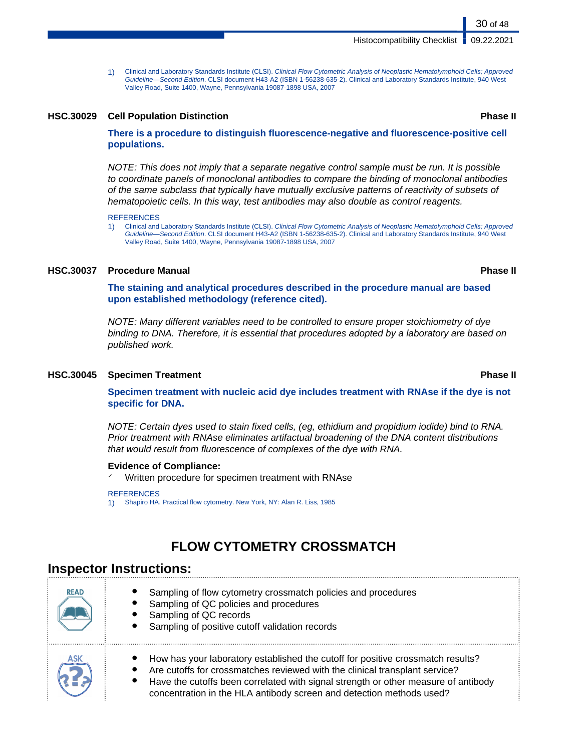1) Clinical and Laboratory Standards Institute (CLSI). *Clinical Flow Cytometric Analysis of Neoplastic Hematolymphoid Cells; Approved Guideline—Second Edition.* CLSI document H43-A2 (ISBN 1-56238-635-2). Clinical and Laboratory Standards Institute, 940 West Valley Road, Suite 1400, Wayne, Pennsylvania 19087-1898 USA, 2007

### HSC.30029 Cell Population Distinction — Phase II

**There is a procedure to distinguish fluorescence-negative and fluorescence-positive cell populations.**

*NOTE: This does not imply that a separate negative control sample must be run. It is possible to coordinate panels of monoclonal antibodies to compare the binding of monoclonal antibodies of the same subclass that typically have mutually exclusive patterns of reactivity of subsets of hematopoietic cells. In this way, test antibodies may also double as control reagents.*

REFERENCES

1) Clinical and Laboratory Standards Institute (CLSI). *Clinical Flow Cytometric Analysis of Neoplastic Hematolymphoid Cells; Approved Guideline—Second Edition.* CLSI document H43-A2 (ISBN 1-56238-635-2). Clinical and Laboratory Standards Institute, 940 West Valley Road, Suite 1400, Wayne, Pennsylvania 19087-1898 USA, 2007

### HSC.30037 Procedure Manual — Phase II

**The staining and analytical procedures described in the procedure manual are based upon established methodology (reference cited).**

*NOTE: Many different variables need to be controlled to ensure proper stoichiometry of dye binding to DNA. Therefore, it is essential that procedures adopted by a laboratory are based on published work.*

### HSC.30045 Specimen Treatment — Phase II

**Specimen treatment with nucleic acid dye includes treatment with RNAse if the dye is not specific for DNA.**

*NOTE: Certain dyes used to stain fixed cells, (eg, ethidium and propidium iodide) bind to RNA. Prior treatment with RNAse eliminates artifactual broadening of the DNA content distributions that would result from fluorescence of complexes of the dye with RNA.*

**Evidence of Compliance:**

- ✓ Written procedure for specimen treatment with RNAse

REFERENCES

1) Shapiro HA. Practical flow cytometry. New York, NY: Alan R. Liss, 1985

# FLOW CYTOMETRY CROSSMATCH

## Inspector Instructions:

**READ**

- Sampling of flow cytometry crossmatch policies and procedures
- Sampling of QC policies and procedures
- Sampling of QC records
- Sampling of positive cutoff validation records

**ASK**

- How has your laboratory established the cutoff for positive crossmatch results?
- Are cutoffs for crossmatches reviewed with the clinical transplant service?
- Have the cutoffs been correlated with signal strength or other measure of antibody concentration in the HLA antibody screen and detection methods used?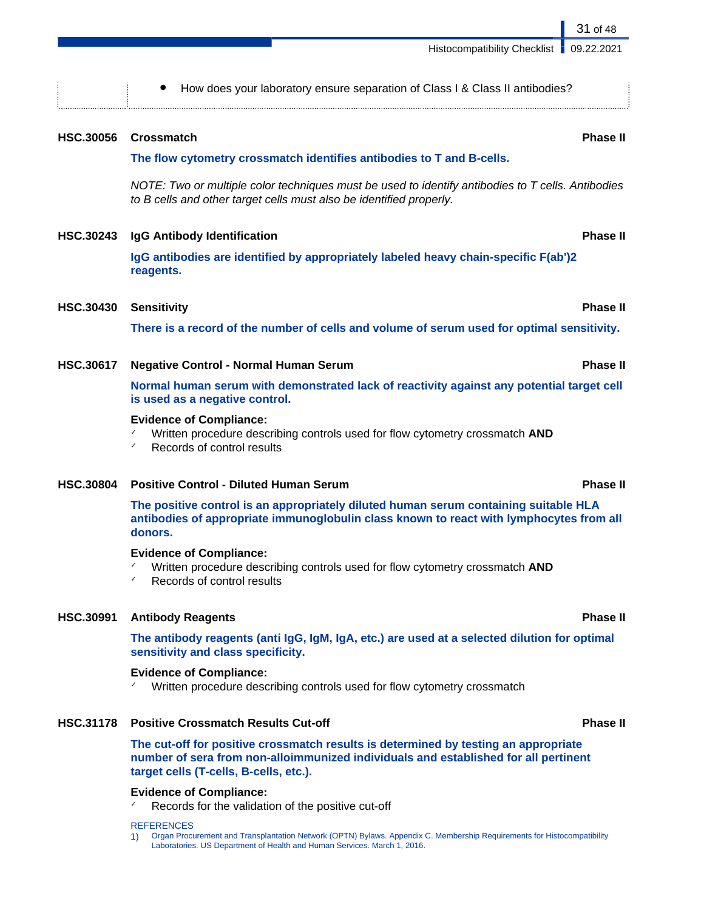- How does your laboratory ensure separation of Class I & Class II antibodies?

### HSC.30056 Crossmatch — Phase II

**The flow cytometry crossmatch identifies antibodies to T and B-cells.**

*NOTE: Two or multiple color techniques must be used to identify antibodies to T cells. Antibodies to B cells and other target cells must also be identified properly.*

### HSC.30243 IgG Antibody Identification — Phase II

**IgG antibodies are identified by appropriately labeled heavy chain-specific F(ab')2 reagents.**

### HSC.30430 Sensitivity — Phase II

**There is a record of the number of cells and volume of serum used for optimal sensitivity.**

### HSC.30617 Negative Control - Normal Human Serum — Phase II

**Normal human serum with demonstrated lack of reactivity against any potential target cell is used as a negative control.**

**Evidence of Compliance:**

- ✓ Written procedure describing controls used for flow cytometry crossmatch **AND**
- ✓ Records of control results

### HSC.30804 Positive Control - Diluted Human Serum — Phase II

**The positive control is an appropriately diluted human serum containing suitable HLA antibodies of appropriate immunoglobulin class known to react with lymphocytes from all donors.**

**Evidence of Compliance:**

- ✓ Written procedure describing controls used for flow cytometry crossmatch **AND**
- ✓ Records of control results

### HSC.30991 Antibody Reagents — Phase II

**The antibody reagents (anti IgG, IgM, IgA, etc.) are used at a selected dilution for optimal sensitivity and class specificity.**

**Evidence of Compliance:**

- ✓ Written procedure describing controls used for flow cytometry crossmatch

### HSC.31178 Positive Crossmatch Results Cut-off — Phase II

**The cut-off for positive crossmatch results is determined by testing an appropriate number of sera from non-alloimmunized individuals and established for all pertinent target cells (T-cells, B-cells, etc.).**

**Evidence of Compliance:**

- ✓ Records for the validation of the positive cut-off

REFERENCES

1) Organ Procurement and Transplantation Network (OPTN) Bylaws. Appendix C. Membership Requirements for Histocompatibility Laboratories. US Department of Health and Human Services. March 1, 2016.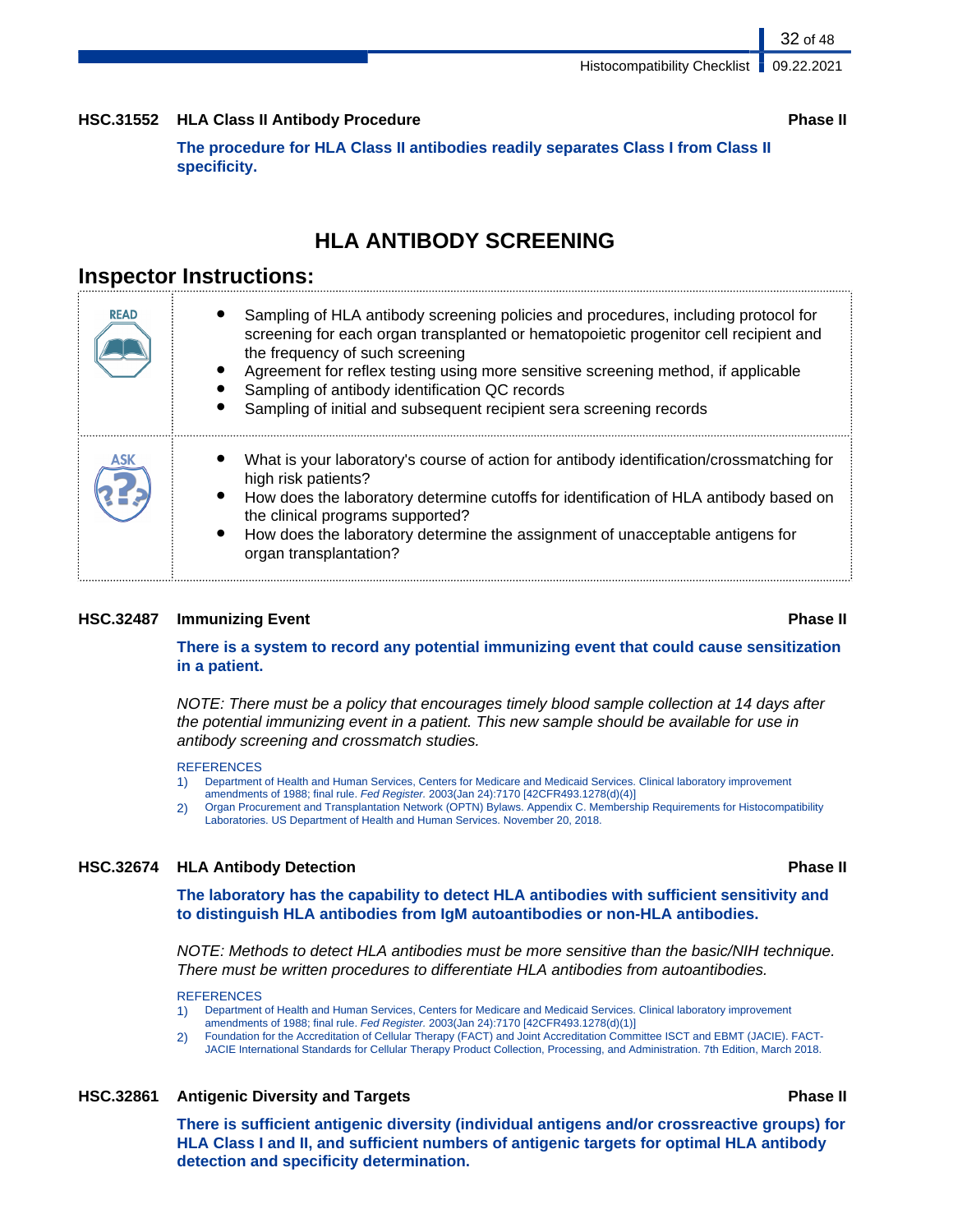**HSC.31552 HLA Class II Antibody Procedure** **Phase II**

**The procedure for HLA Class II antibodies readily separates Class I from Class II specificity.**

## HLA ANTIBODY SCREENING

### Inspector Instructions:

| | |
|---|---|
| READ | • Sampling of HLA antibody screening policies and procedures, including protocol for screening for each organ transplanted or hematopoietic progenitor cell recipient and the frequency of such screening<br>• Agreement for reflex testing using more sensitive screening method, if applicable<br>• Sampling of antibody identification QC records<br>• Sampling of initial and subsequent recipient sera screening records |
| ASK | • What is your laboratory's course of action for antibody identification/crossmatching for high risk patients?<br>• How does the laboratory determine cutoffs for identification of HLA antibody based on the clinical programs supported?<br>• How does the laboratory determine the assignment of unacceptable antigens for organ transplantation? |

**HSC.32487 Immunizing Event** **Phase II**

**There is a system to record any potential immunizing event that could cause sensitization in a patient.**

*NOTE: There must be a policy that encourages timely blood sample collection at 14 days after the potential immunizing event in a patient. This new sample should be available for use in antibody screening and crossmatch studies.*

REFERENCES

1) Department of Health and Human Services, Centers for Medicare and Medicaid Services. Clinical laboratory improvement amendments of 1988; final rule. *Fed Register.* 2003(Jan 24):7170 [42CFR493.1278(d)(4)]
2) Organ Procurement and Transplantation Network (OPTN) Bylaws. Appendix C. Membership Requirements for Histocompatibility Laboratories. US Department of Health and Human Services. November 20, 2018.

**HSC.32674 HLA Antibody Detection** **Phase II**

**The laboratory has the capability to detect HLA antibodies with sufficient sensitivity and to distinguish HLA antibodies from IgM autoantibodies or non-HLA antibodies.**

*NOTE: Methods to detect HLA antibodies must be more sensitive than the basic/NIH technique. There must be written procedures to differentiate HLA antibodies from autoantibodies.*

REFERENCES

1) Department of Health and Human Services, Centers for Medicare and Medicaid Services. Clinical laboratory improvement amendments of 1988; final rule. *Fed Register.* 2003(Jan 24):7170 [42CFR493.1278(d)(1)]
2) Foundation for the Accreditation of Cellular Therapy (FACT) and Joint Accreditation Committee ISCT and EBMT (JACIE). FACT-JACIE International Standards for Cellular Therapy Product Collection, Processing, and Administration. 7th Edition, March 2018.

**HSC.32861 Antigenic Diversity and Targets** **Phase II**

**There is sufficient antigenic diversity (individual antigens and/or crossreactive groups) for HLA Class I and II, and sufficient numbers of antigenic targets for optimal HLA antibody detection and specificity determination.**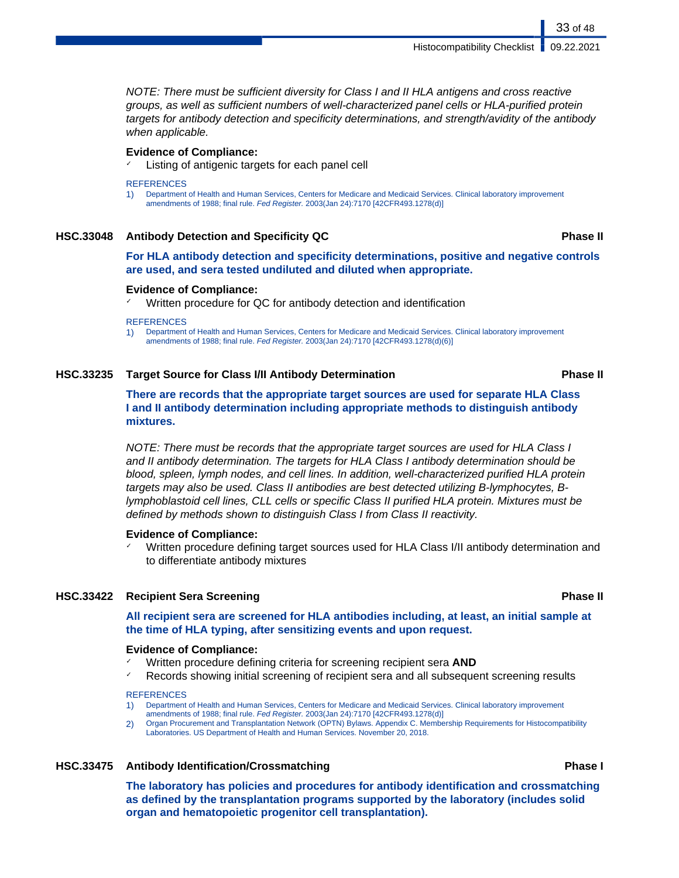*NOTE: There must be sufficient diversity for Class I and II HLA antigens and cross reactive groups, as well as sufficient numbers of well-characterized panel cells or HLA-purified protein targets for antibody detection and specificity determinations, and strength/avidity of the antibody when applicable.*

**Evidence of Compliance:**

- ✓ Listing of antigenic targets for each panel cell

REFERENCES

1) Department of Health and Human Services, Centers for Medicare and Medicaid Services. Clinical laboratory improvement amendments of 1988; final rule. *Fed Register.* 2003(Jan 24):7170 [42CFR493.1278(d)]

### HSC.33048 Antibody Detection and Specificity QC — Phase II

**For HLA antibody detection and specificity determinations, positive and negative controls are used, and sera tested undiluted and diluted when appropriate.**

**Evidence of Compliance:**

- ✓ Written procedure for QC for antibody detection and identification

REFERENCES

1) Department of Health and Human Services, Centers for Medicare and Medicaid Services. Clinical laboratory improvement amendments of 1988; final rule. *Fed Register.* 2003(Jan 24):7170 [42CFR493.1278(d)(6)]

### HSC.33235 Target Source for Class I/II Antibody Determination — Phase II

**There are records that the appropriate target sources are used for separate HLA Class I and II antibody determination including appropriate methods to distinguish antibody mixtures.**

*NOTE: There must be records that the appropriate target sources are used for HLA Class I and II antibody determination. The targets for HLA Class I antibody determination should be blood, spleen, lymph nodes, and cell lines. In addition, well-characterized purified HLA protein targets may also be used. Class II antibodies are best detected utilizing B-lymphocytes, B-lymphoblastoid cell lines, CLL cells or specific Class II purified HLA protein. Mixtures must be defined by methods shown to distinguish Class I from Class II reactivity.*

**Evidence of Compliance:**

- ✓ Written procedure defining target sources used for HLA Class I/II antibody determination and to differentiate antibody mixtures

### HSC.33422 Recipient Sera Screening — Phase II

**All recipient sera are screened for HLA antibodies including, at least, an initial sample at the time of HLA typing, after sensitizing events and upon request.**

**Evidence of Compliance:**

- ✓ Written procedure defining criteria for screening recipient sera **AND**
- ✓ Records showing initial screening of recipient sera and all subsequent screening results

REFERENCES

1) Department of Health and Human Services, Centers for Medicare and Medicaid Services. Clinical laboratory improvement amendments of 1988; final rule. *Fed Register.* 2003(Jan 24):7170 [42CFR493.1278(d)]
2) Organ Procurement and Transplantation Network (OPTN) Bylaws. Appendix C. Membership Requirements for Histocompatibility Laboratories. US Department of Health and Human Services. November 20, 2018.

### HSC.33475 Antibody Identification/Crossmatching — Phase I

**The laboratory has policies and procedures for antibody identification and crossmatching as defined by the transplantation programs supported by the laboratory (includes solid organ and hematopoietic progenitor cell transplantation).**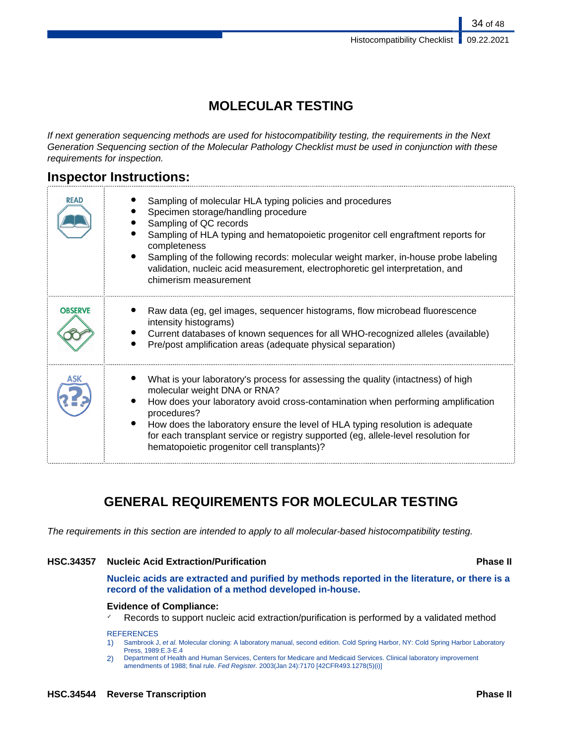# MOLECULAR TESTING

*If next generation sequencing methods are used for histocompatibility testing, the requirements in the Next Generation Sequencing section of the Molecular Pathology Checklist must be used in conjunction with these requirements for inspection.*

## Inspector Instructions:

| | |
|---|---|
| **READ** | • Sampling of molecular HLA typing policies and procedures<br>• Specimen storage/handling procedure<br>• Sampling of QC records<br>• Sampling of HLA typing and hematopoietic progenitor cell engraftment reports for completeness<br>• Sampling of the following records: molecular weight marker, in-house probe labeling validation, nucleic acid measurement, electrophoretic gel interpretation, and chimerism measurement |
| **OBSERVE** | • Raw data (eg, gel images, sequencer histograms, flow microbead fluorescence intensity histograms)<br>• Current databases of known sequences for all WHO-recognized alleles (available)<br>• Pre/post amplification areas (adequate physical separation) |
| **ASK** | • What is your laboratory's process for assessing the quality (intactness) of high molecular weight DNA or RNA?<br>• How does your laboratory avoid cross-contamination when performing amplification procedures?<br>• How does the laboratory ensure the level of HLA typing resolution is adequate for each transplant service or registry supported (eg, allele-level resolution for hematopoietic progenitor cell transplants)? |

# GENERAL REQUIREMENTS FOR MOLECULAR TESTING

*The requirements in this section are intended to apply to all molecular-based histocompatibility testing.*

### HSC.34357 Nucleic Acid Extraction/Purification — Phase II

**Nucleic acids are extracted and purified by methods reported in the literature, or there is a record of the validation of a method developed in-house.**

**Evidence of Compliance:**

✓ Records to support nucleic acid extraction/purification is performed by a validated method

REFERENCES

1) Sambrook J, *et al.* Molecular cloning: A laboratory manual, second edition. Cold Spring Harbor, NY: Cold Spring Harbor Laboratory Press, 1989:E.3-E.4
2) Department of Health and Human Services, Centers for Medicare and Medicaid Services. Clinical laboratory improvement amendments of 1988; final rule. *Fed Register.* 2003(Jan 24):7170 [42CFR493.1278(5)(i)]

### HSC.34544 Reverse Transcription — Phase II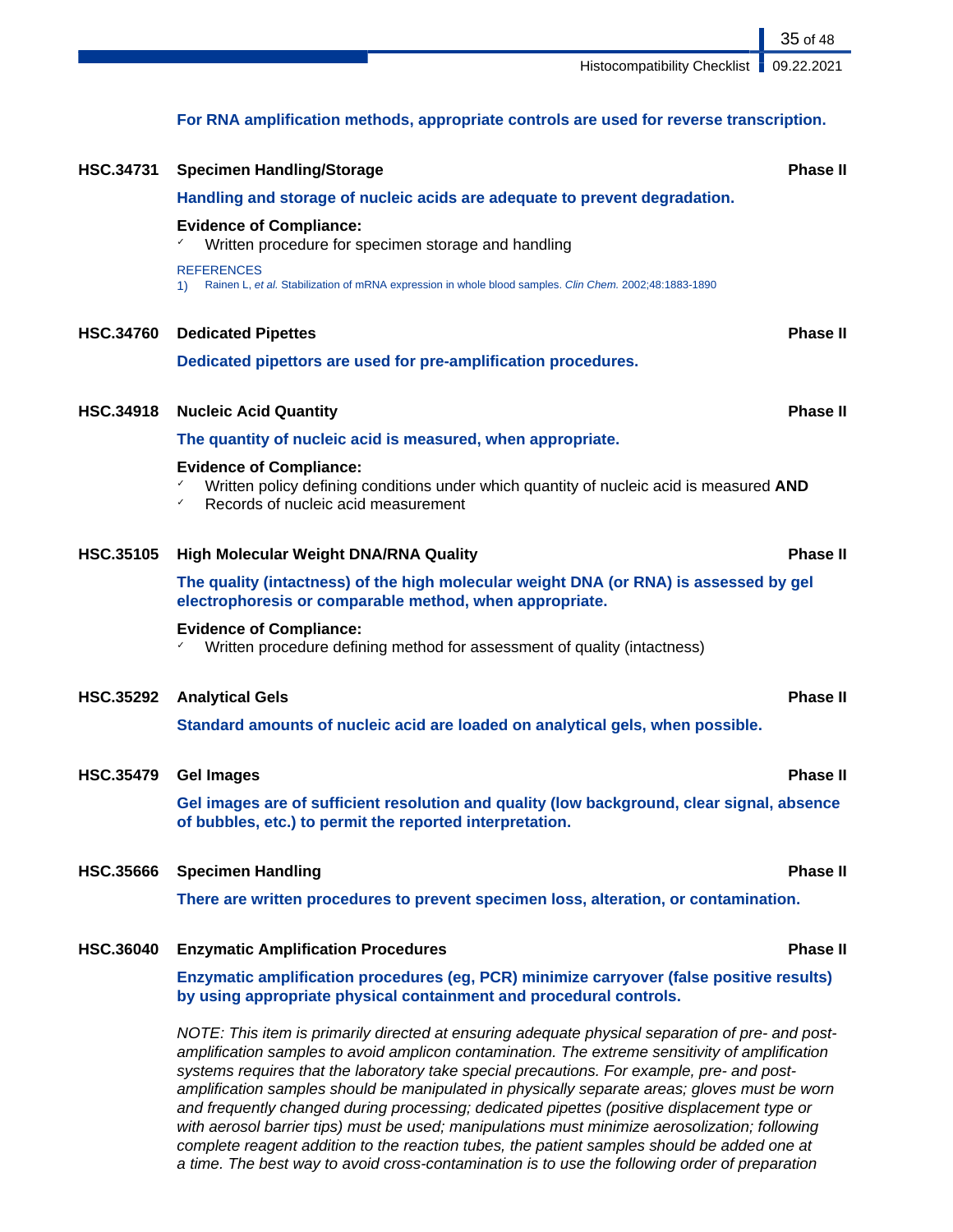**For RNA amplification methods, appropriate controls are used for reverse transcription.**

**HSC.34731 Specimen Handling/Storage** **Phase II**

**Handling and storage of nucleic acids are adequate to prevent degradation.**

**Evidence of Compliance:**
- ✓ Written procedure for specimen storage and handling

REFERENCES
1) Rainen L, *et al.* Stabilization of mRNA expression in whole blood samples. *Clin Chem.* 2002;48:1883-1890

**HSC.34760 Dedicated Pipettes** **Phase II**

**Dedicated pipettors are used for pre-amplification procedures.**

**HSC.34918 Nucleic Acid Quantity** **Phase II**

**The quantity of nucleic acid is measured, when appropriate.**

**Evidence of Compliance:**
- ✓ Written policy defining conditions under which quantity of nucleic acid is measured **AND**
- ✓ Records of nucleic acid measurement

**HSC.35105 High Molecular Weight DNA/RNA Quality** **Phase II**

**The quality (intactness) of the high molecular weight DNA (or RNA) is assessed by gel electrophoresis or comparable method, when appropriate.**

**Evidence of Compliance:**
- ✓ Written procedure defining method for assessment of quality (intactness)

**HSC.35292 Analytical Gels** **Phase II**

**Standard amounts of nucleic acid are loaded on analytical gels, when possible.**

**HSC.35479 Gel Images** **Phase II**

**Gel images are of sufficient resolution and quality (low background, clear signal, absence of bubbles, etc.) to permit the reported interpretation.**

**HSC.35666 Specimen Handling** **Phase II**

**There are written procedures to prevent specimen loss, alteration, or contamination.**

**HSC.36040 Enzymatic Amplification Procedures** **Phase II**

**Enzymatic amplification procedures (eg, PCR) minimize carryover (false positive results) by using appropriate physical containment and procedural controls.**

*NOTE: This item is primarily directed at ensuring adequate physical separation of pre- and post-amplification samples to avoid amplicon contamination. The extreme sensitivity of amplification systems requires that the laboratory take special precautions. For example, pre- and post-amplification samples should be manipulated in physically separate areas; gloves must be worn and frequently changed during processing; dedicated pipettes (positive displacement type or with aerosol barrier tips) must be used; manipulations must minimize aerosolization; following complete reagent addition to the reaction tubes, the patient samples should be added one at a time. The best way to avoid cross-contamination is to use the following order of preparation*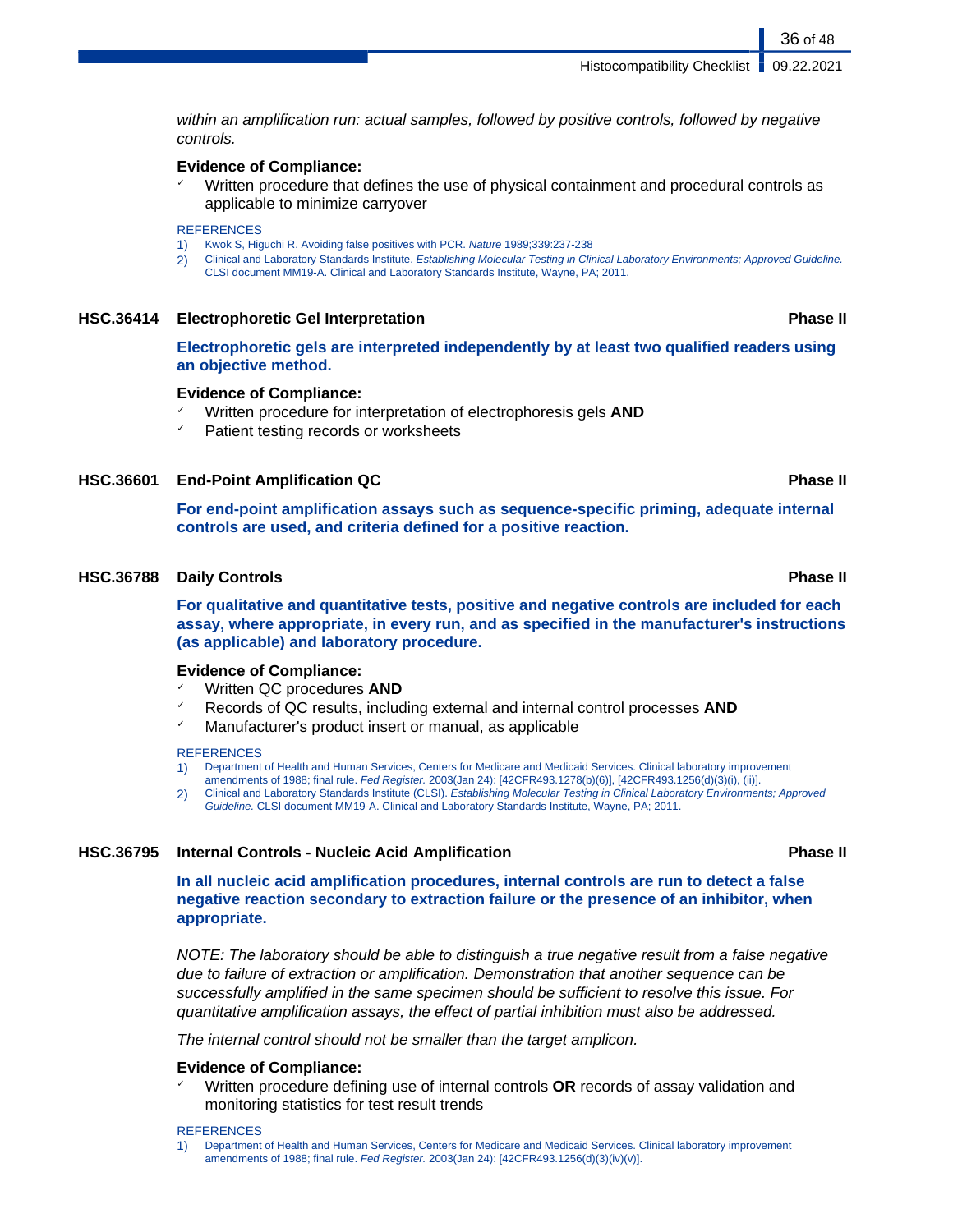*within an amplification run: actual samples, followed by positive controls, followed by negative controls.*

**Evidence of Compliance:**

- ✓ Written procedure that defines the use of physical containment and procedural controls as applicable to minimize carryover

REFERENCES

1) Kwok S, Higuchi R. Avoiding false positives with PCR. *Nature* 1989;339:237-238
2) Clinical and Laboratory Standards Institute. *Establishing Molecular Testing in Clinical Laboratory Environments; Approved Guideline.* CLSI document MM19-A. Clinical and Laboratory Standards Institute, Wayne, PA; 2011.

### HSC.36414 Electrophoretic Gel Interpretation — Phase II

**Electrophoretic gels are interpreted independently by at least two qualified readers using an objective method.**

**Evidence of Compliance:**

- ✓ Written procedure for interpretation of electrophoresis gels **AND**
- ✓ Patient testing records or worksheets

### HSC.36601 End-Point Amplification QC — Phase II

**For end-point amplification assays such as sequence-specific priming, adequate internal controls are used, and criteria defined for a positive reaction.**

### HSC.36788 Daily Controls — Phase II

**For qualitative and quantitative tests, positive and negative controls are included for each assay, where appropriate, in every run, and as specified in the manufacturer's instructions (as applicable) and laboratory procedure.**

**Evidence of Compliance:**

- ✓ Written QC procedures **AND**
- ✓ Records of QC results, including external and internal control processes **AND**
- ✓ Manufacturer's product insert or manual, as applicable

REFERENCES

1) Department of Health and Human Services, Centers for Medicare and Medicaid Services. Clinical laboratory improvement amendments of 1988; final rule. *Fed Register.* 2003(Jan 24): [42CFR493.1278(b)(6)], [42CFR493.1256(d)(3)(i), (ii)].
2) Clinical and Laboratory Standards Institute (CLSI). *Establishing Molecular Testing in Clinical Laboratory Environments; Approved Guideline.* CLSI document MM19-A. Clinical and Laboratory Standards Institute, Wayne, PA; 2011.

### HSC.36795 Internal Controls - Nucleic Acid Amplification — Phase II

**In all nucleic acid amplification procedures, internal controls are run to detect a false negative reaction secondary to extraction failure or the presence of an inhibitor, when appropriate.**

*NOTE: The laboratory should be able to distinguish a true negative result from a false negative due to failure of extraction or amplification. Demonstration that another sequence can be successfully amplified in the same specimen should be sufficient to resolve this issue. For quantitative amplification assays, the effect of partial inhibition must also be addressed.*

*The internal control should not be smaller than the target amplicon.*

**Evidence of Compliance:**

- ✓ Written procedure defining use of internal controls **OR** records of assay validation and monitoring statistics for test result trends

REFERENCES

1) Department of Health and Human Services, Centers for Medicare and Medicaid Services. Clinical laboratory improvement amendments of 1988; final rule. *Fed Register.* 2003(Jan 24): [42CFR493.1256(d)(3)(iv)(v)].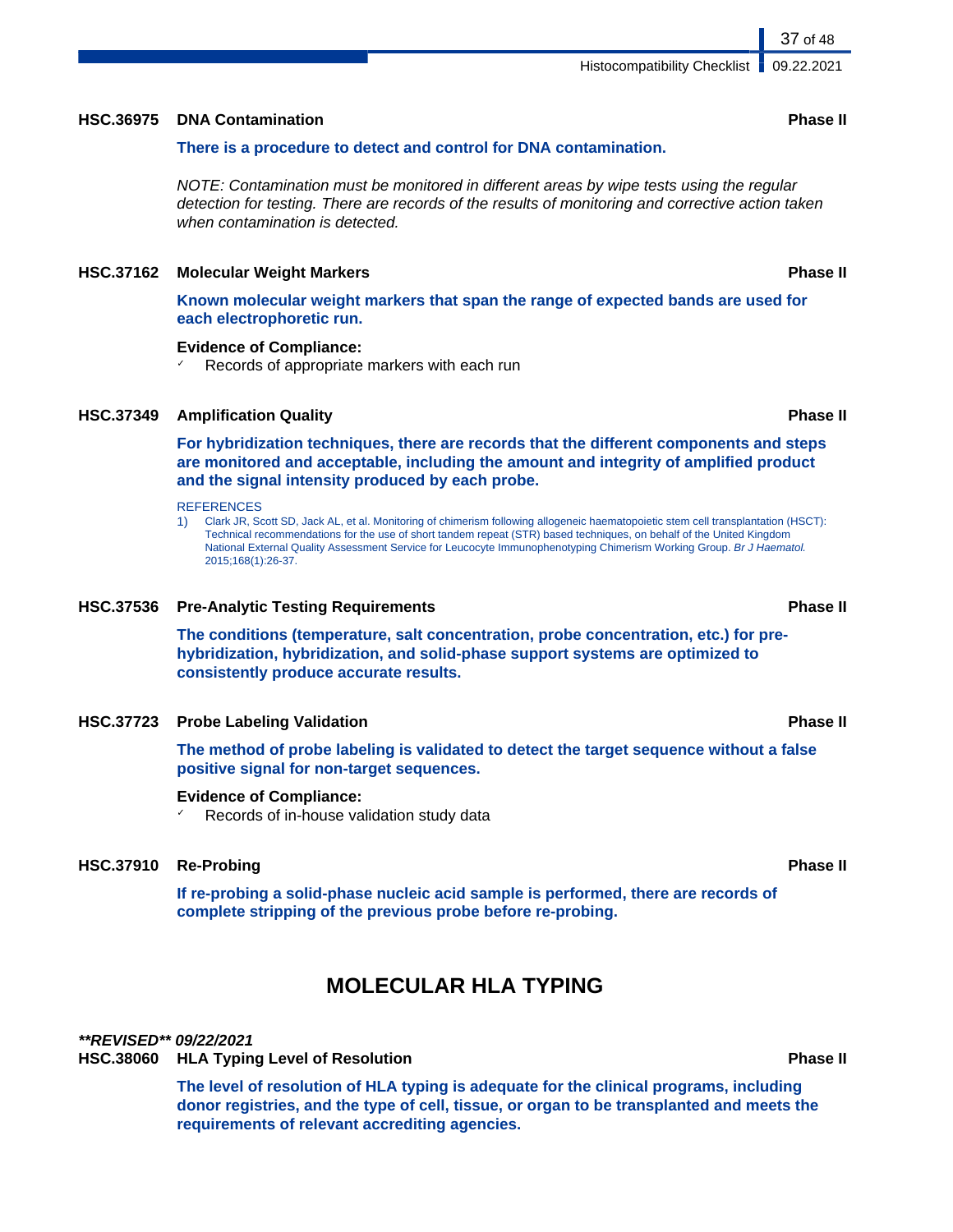### HSC.36975 DNA Contamination — Phase II

**There is a procedure to detect and control for DNA contamination.**

*NOTE: Contamination must be monitored in different areas by wipe tests using the regular detection for testing. There are records of the results of monitoring and corrective action taken when contamination is detected.*

### HSC.37162 Molecular Weight Markers — Phase II

**Known molecular weight markers that span the range of expected bands are used for each electrophoretic run.**

**Evidence of Compliance:**

- ✓ Records of appropriate markers with each run

### HSC.37349 Amplification Quality — Phase II

**For hybridization techniques, there are records that the different components and steps are monitored and acceptable, including the amount and integrity of amplified product and the signal intensity produced by each probe.**

REFERENCES

1) Clark JR, Scott SD, Jack AL, et al. Monitoring of chimerism following allogeneic haematopoietic stem cell transplantation (HSCT): Technical recommendations for the use of short tandem repeat (STR) based techniques, on behalf of the United Kingdom National External Quality Assessment Service for Leucocyte Immunophenotyping Chimerism Working Group. *Br J Haematol.* 2015;168(1):26-37.

### HSC.37536 Pre-Analytic Testing Requirements — Phase II

**The conditions (temperature, salt concentration, probe concentration, etc.) for pre-hybridization, hybridization, and solid-phase support systems are optimized to consistently produce accurate results.**

### HSC.37723 Probe Labeling Validation — Phase II

**The method of probe labeling is validated to detect the target sequence without a false positive signal for non-target sequences.**

**Evidence of Compliance:**

- ✓ Records of in-house validation study data

### HSC.37910 Re-Probing — Phase II

**If re-probing a solid-phase nucleic acid sample is performed, there are records of complete stripping of the previous probe before re-probing.**

## MOLECULAR HLA TYPING

***\*\*REVISED\*\* 09/22/2021***

### HSC.38060 HLA Typing Level of Resolution — Phase II

**The level of resolution of HLA typing is adequate for the clinical programs, including donor registries, and the type of cell, tissue, or organ to be transplanted and meets the requirements of relevant accrediting agencies.**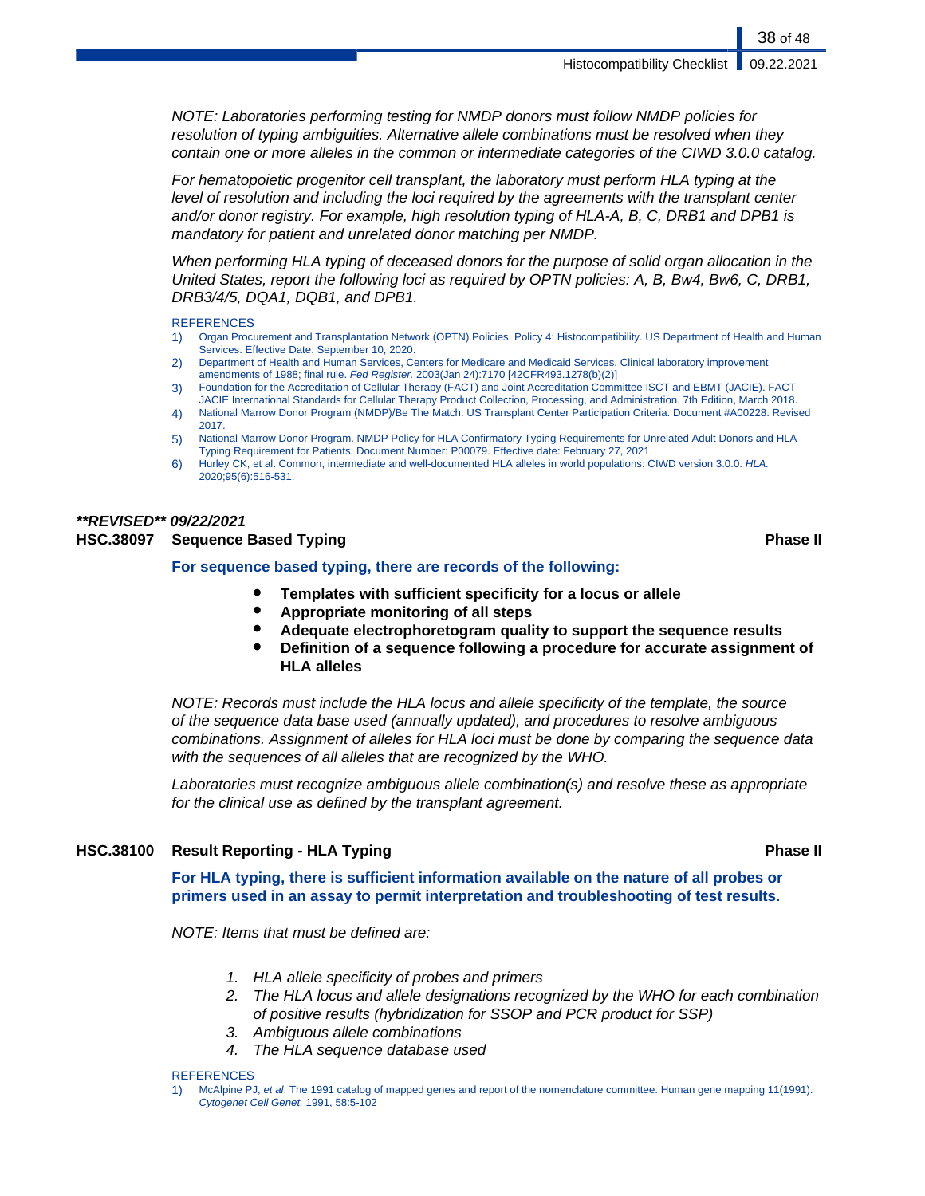*NOTE: Laboratories performing testing for NMDP donors must follow NMDP policies for resolution of typing ambiguities. Alternative allele combinations must be resolved when they contain one or more alleles in the common or intermediate categories of the CIWD 3.0.0 catalog.*

*For hematopoietic progenitor cell transplant, the laboratory must perform HLA typing at the level of resolution and including the loci required by the agreements with the transplant center and/or donor registry. For example, high resolution typing of HLA-A, B, C, DRB1 and DPB1 is mandatory for patient and unrelated donor matching per NMDP.*

*When performing HLA typing of deceased donors for the purpose of solid organ allocation in the United States, report the following loci as required by OPTN policies: A, B, Bw4, Bw6, C, DRB1, DRB3/4/5, DQA1, DQB1, and DPB1.*

REFERENCES

1) Organ Procurement and Transplantation Network (OPTN) Policies. Policy 4: Histocompatibility. US Department of Health and Human Services. Effective Date: September 10, 2020.
2) Department of Health and Human Services, Centers for Medicare and Medicaid Services. Clinical laboratory improvement amendments of 1988; final rule. *Fed Register.* 2003(Jan 24):7170 [42CFR493.1278(b)(2)]
3) Foundation for the Accreditation of Cellular Therapy (FACT) and Joint Accreditation Committee ISCT and EBMT (JACIE). FACT-JACIE International Standards for Cellular Therapy Product Collection, Processing, and Administration. 7th Edition, March 2018.
4) National Marrow Donor Program (NMDP)/Be The Match. US Transplant Center Participation Criteria. Document #A00228. Revised 2017.
5) National Marrow Donor Program. NMDP Policy for HLA Confirmatory Typing Requirements for Unrelated Adult Donors and HLA Typing Requirement for Patients. Document Number: P00079. Effective date: February 27, 2021.
6) Hurley CK, et al. Common, intermediate and well-documented HLA alleles in world populations: CIWD version 3.0.0. *HLA.* 2020;95(6):516-531.

***REVISED** 09/22/2021*

### HSC.38097 Sequence Based Typing — Phase II

**For sequence based typing, there are records of the following:**

- **Templates with sufficient specificity for a locus or allele**
- **Appropriate monitoring of all steps**
- **Adequate electrophoretogram quality to support the sequence results**
- **Definition of a sequence following a procedure for accurate assignment of HLA alleles**

*NOTE: Records must include the HLA locus and allele specificity of the template, the source of the sequence data base used (annually updated), and procedures to resolve ambiguous combinations. Assignment of alleles for HLA loci must be done by comparing the sequence data with the sequences of all alleles that are recognized by the WHO.*

*Laboratories must recognize ambiguous allele combination(s) and resolve these as appropriate for the clinical use as defined by the transplant agreement.*

### HSC.38100 Result Reporting - HLA Typing — Phase II

**For HLA typing, there is sufficient information available on the nature of all probes or primers used in an assay to permit interpretation and troubleshooting of test results.**

*NOTE: Items that must be defined are:*

1. *HLA allele specificity of probes and primers*
2. *The HLA locus and allele designations recognized by the WHO for each combination of positive results (hybridization for SSOP and PCR product for SSP)*
3. *Ambiguous allele combinations*
4. *The HLA sequence database used*

REFERENCES

1) McAlpine PJ, *et al*. The 1991 catalog of mapped genes and report of the nomenclature committee. Human gene mapping 11(1991). *Cytogenet Cell Genet.* 1991, 58:5-102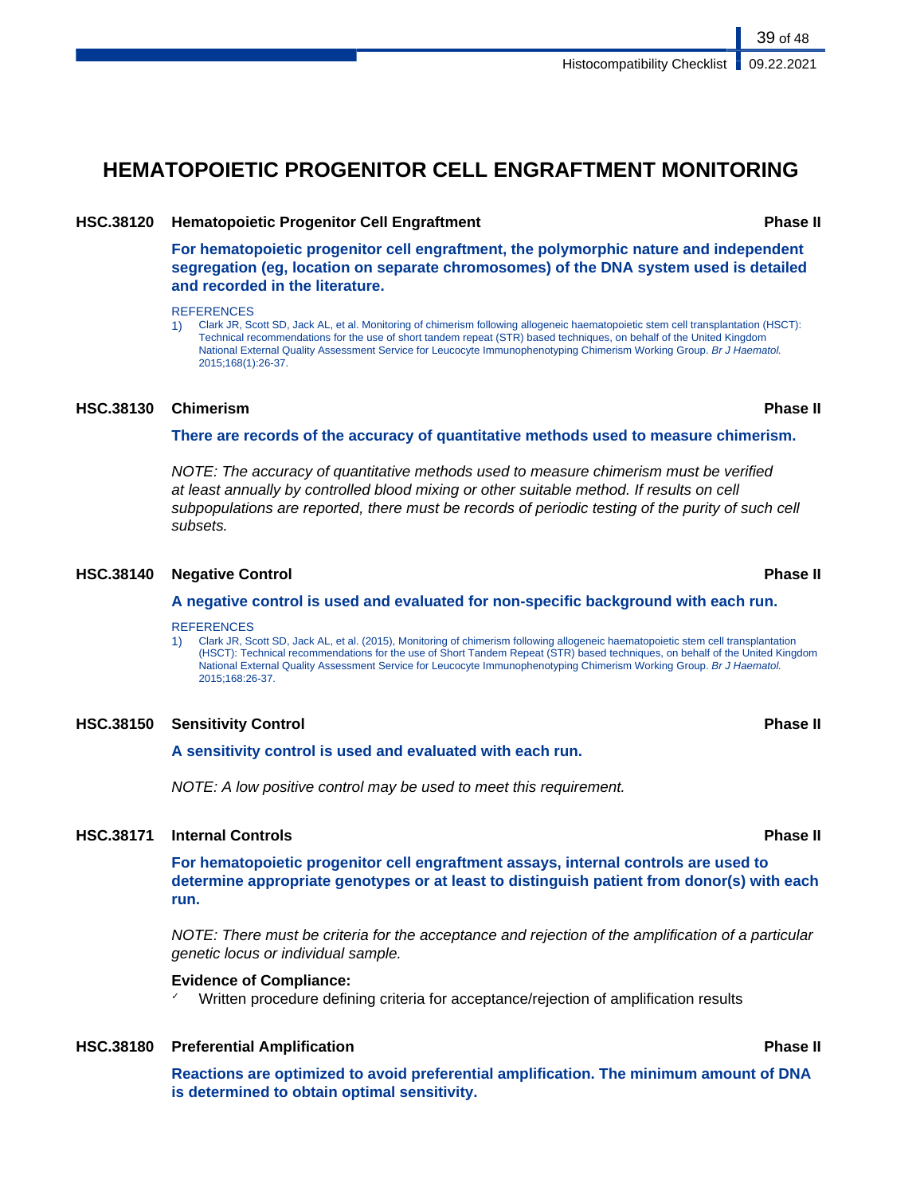# HEMATOPOIETIC PROGENITOR CELL ENGRAFTMENT MONITORING

### HSC.38120 Hematopoietic Progenitor Cell Engraftment — Phase II

**For hematopoietic progenitor cell engraftment, the polymorphic nature and independent segregation (eg, location on separate chromosomes) of the DNA system used is detailed and recorded in the literature.**

REFERENCES

1) Clark JR, Scott SD, Jack AL, et al. Monitoring of chimerism following allogeneic haematopoietic stem cell transplantation (HSCT): Technical recommendations for the use of short tandem repeat (STR) based techniques, on behalf of the United Kingdom National External Quality Assessment Service for Leucocyte Immunophenotyping Chimerism Working Group. *Br J Haematol.* 2015;168(1):26-37.

### HSC.38130 Chimerism — Phase II

**There are records of the accuracy of quantitative methods used to measure chimerism.**

*NOTE: The accuracy of quantitative methods used to measure chimerism must be verified at least annually by controlled blood mixing or other suitable method. If results on cell subpopulations are reported, there must be records of periodic testing of the purity of such cell subsets.*

### HSC.38140 Negative Control — Phase II

**A negative control is used and evaluated for non-specific background with each run.**

REFERENCES

1) Clark JR, Scott SD, Jack AL, et al. (2015), Monitoring of chimerism following allogeneic haematopoietic stem cell transplantation (HSCT): Technical recommendations for the use of Short Tandem Repeat (STR) based techniques, on behalf of the United Kingdom National External Quality Assessment Service for Leucocyte Immunophenotyping Chimerism Working Group. *Br J Haematol.* 2015;168:26-37.

### HSC.38150 Sensitivity Control — Phase II

**A sensitivity control is used and evaluated with each run.**

*NOTE: A low positive control may be used to meet this requirement.*

### HSC.38171 Internal Controls — Phase II

**For hematopoietic progenitor cell engraftment assays, internal controls are used to determine appropriate genotypes or at least to distinguish patient from donor(s) with each run.**

*NOTE: There must be criteria for the acceptance and rejection of the amplification of a particular genetic locus or individual sample.*

**Evidence of Compliance:**

- ✓ Written procedure defining criteria for acceptance/rejection of amplification results

### HSC.38180 Preferential Amplification — Phase II

**Reactions are optimized to avoid preferential amplification. The minimum amount of DNA is determined to obtain optimal sensitivity.**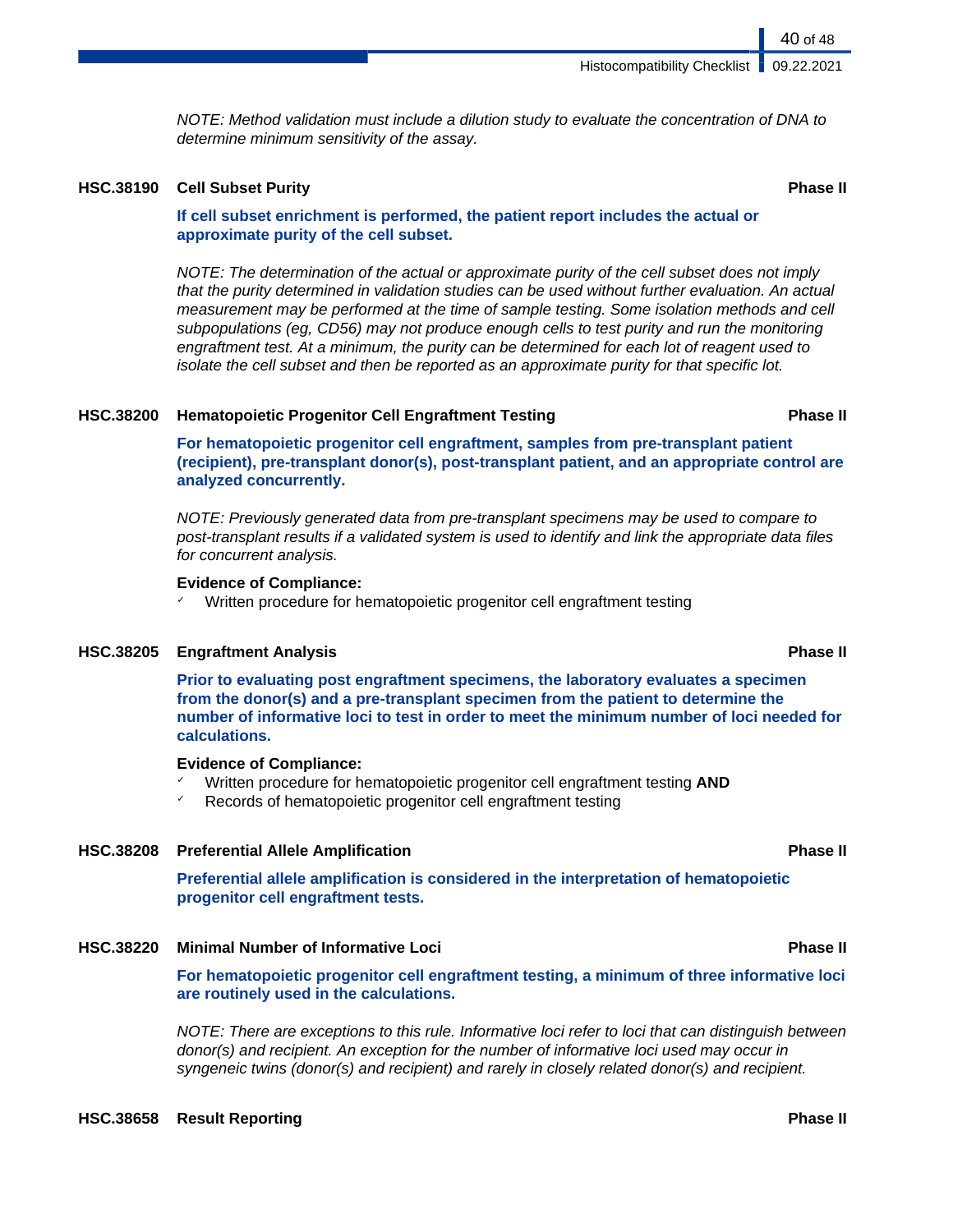*NOTE: Method validation must include a dilution study to evaluate the concentration of DNA to determine minimum sensitivity of the assay.*

### HSC.38190 Cell Subset Purity — Phase II

**If cell subset enrichment is performed, the patient report includes the actual or approximate purity of the cell subset.**

*NOTE: The determination of the actual or approximate purity of the cell subset does not imply that the purity determined in validation studies can be used without further evaluation. An actual measurement may be performed at the time of sample testing. Some isolation methods and cell subpopulations (eg, CD56) may not produce enough cells to test purity and run the monitoring engraftment test. At a minimum, the purity can be determined for each lot of reagent used to isolate the cell subset and then be reported as an approximate purity for that specific lot.*

### HSC.38200 Hematopoietic Progenitor Cell Engraftment Testing — Phase II

**For hematopoietic progenitor cell engraftment, samples from pre-transplant patient (recipient), pre-transplant donor(s), post-transplant patient, and an appropriate control are analyzed concurrently.**

*NOTE: Previously generated data from pre-transplant specimens may be used to compare to post-transplant results if a validated system is used to identify and link the appropriate data files for concurrent analysis.*

**Evidence of Compliance:**

- ✓ Written procedure for hematopoietic progenitor cell engraftment testing

### HSC.38205 Engraftment Analysis — Phase II

**Prior to evaluating post engraftment specimens, the laboratory evaluates a specimen from the donor(s) and a pre-transplant specimen from the patient to determine the number of informative loci to test in order to meet the minimum number of loci needed for calculations.**

**Evidence of Compliance:**

- ✓ Written procedure for hematopoietic progenitor cell engraftment testing **AND**
- ✓ Records of hematopoietic progenitor cell engraftment testing

### HSC.38208 Preferential Allele Amplification — Phase II

**Preferential allele amplification is considered in the interpretation of hematopoietic progenitor cell engraftment tests.**

### HSC.38220 Minimal Number of Informative Loci — Phase II

**For hematopoietic progenitor cell engraftment testing, a minimum of three informative loci are routinely used in the calculations.**

*NOTE: There are exceptions to this rule. Informative loci refer to loci that can distinguish between donor(s) and recipient. An exception for the number of informative loci used may occur in syngeneic twins (donor(s) and recipient) and rarely in closely related donor(s) and recipient.*

### HSC.38658 Result Reporting — Phase II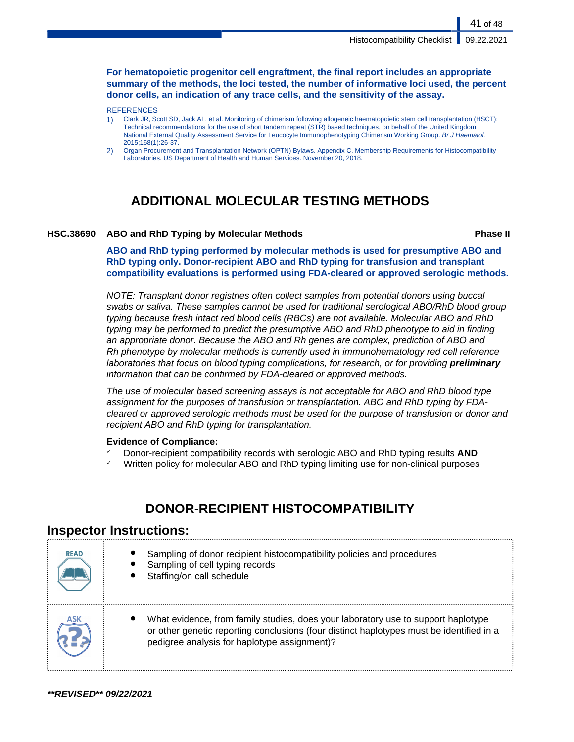**For hematopoietic progenitor cell engraftment, the final report includes an appropriate summary of the methods, the loci tested, the number of informative loci used, the percent donor cells, an indication of any trace cells, and the sensitivity of the assay.**

REFERENCES

1) Clark JR, Scott SD, Jack AL, et al. Monitoring of chimerism following allogeneic haematopoietic stem cell transplantation (HSCT): Technical recommendations for the use of short tandem repeat (STR) based techniques, on behalf of the United Kingdom National External Quality Assessment Service for Leucocyte Immunophenotyping Chimerism Working Group. *Br J Haematol.* 2015;168(1):26-37.
2) Organ Procurement and Transplantation Network (OPTN) Bylaws. Appendix C. Membership Requirements for Histocompatibility Laboratories. US Department of Health and Human Services. November 20, 2018.

# ADDITIONAL MOLECULAR TESTING METHODS

### HSC.38690 ABO and RhD Typing by Molecular Methods — Phase II

**ABO and RhD typing performed by molecular methods is used for presumptive ABO and RhD typing only. Donor-recipient ABO and RhD typing for transfusion and transplant compatibility evaluations is performed using FDA-cleared or approved serologic methods.**

*NOTE: Transplant donor registries often collect samples from potential donors using buccal swabs or saliva. These samples cannot be used for traditional serological ABO/RhD blood group typing because fresh intact red blood cells (RBCs) are not available. Molecular ABO and RhD typing may be performed to predict the presumptive ABO and RhD phenotype to aid in finding an appropriate donor. Because the ABO and Rh genes are complex, prediction of ABO and Rh phenotype by molecular methods is currently used in immunohematology red cell reference laboratories that focus on blood typing complications, for research, or for providing **preliminary** information that can be confirmed by FDA-cleared or approved methods.*

*The use of molecular based screening assays is not acceptable for ABO and RhD blood type assignment for the purposes of transfusion or transplantation. ABO and RhD typing by FDA-cleared or approved serologic methods must be used for the purpose of transfusion or donor and recipient ABO and RhD typing for transplantation.*

**Evidence of Compliance:**

- Donor-recipient compatibility records with serologic ABO and RhD typing results **AND**
- Written policy for molecular ABO and RhD typing limiting use for non-clinical purposes

# DONOR-RECIPIENT HISTOCOMPATIBILITY

## Inspector Instructions:

| | |
|---|---|
| READ | • Sampling of donor recipient histocompatibility policies and procedures<br>• Sampling of cell typing records<br>• Staffing/on call schedule |
| ASK | • What evidence, from family studies, does your laboratory use to support haplotype or other genetic reporting conclusions (four distinct haplotypes must be identified in a pedigree analysis for haplotype assignment)? |

***\*\*REVISED\*\* 09/22/2021***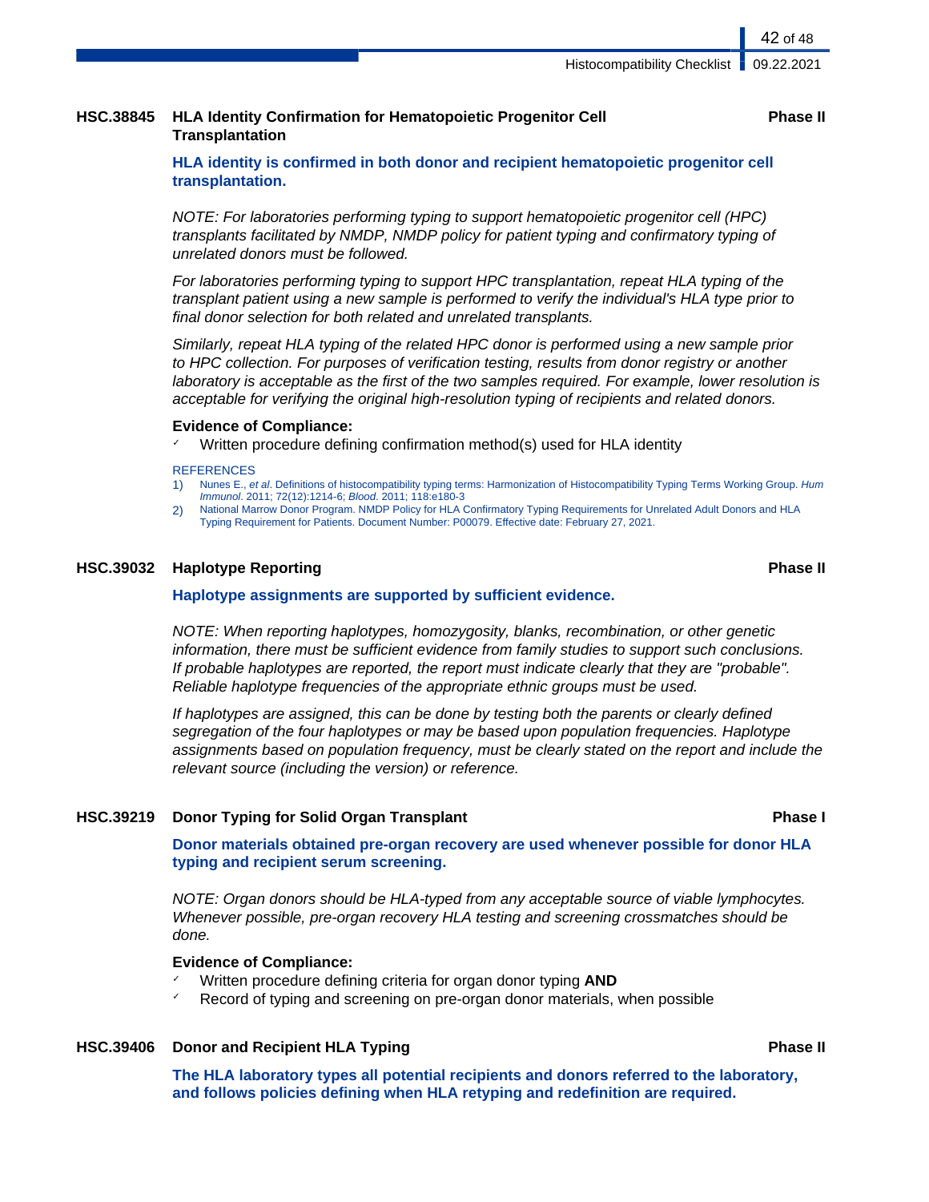### HSC.38845 HLA Identity Confirmation for Hematopoietic Progenitor Cell Transplantation — Phase II

**HLA identity is confirmed in both donor and recipient hematopoietic progenitor cell transplantation.**

*NOTE: For laboratories performing typing to support hematopoietic progenitor cell (HPC) transplants facilitated by NMDP, NMDP policy for patient typing and confirmatory typing of unrelated donors must be followed.*

*For laboratories performing typing to support HPC transplantation, repeat HLA typing of the transplant patient using a new sample is performed to verify the individual's HLA type prior to final donor selection for both related and unrelated transplants.*

*Similarly, repeat HLA typing of the related HPC donor is performed using a new sample prior to HPC collection. For purposes of verification testing, results from donor registry or another laboratory is acceptable as the first of the two samples required. For example, lower resolution is acceptable for verifying the original high-resolution typing of recipients and related donors.*

**Evidence of Compliance:**

- ✓ Written procedure defining confirmation method(s) used for HLA identity

REFERENCES

1) Nunes E., *et al*. Definitions of histocompatibility typing terms: Harmonization of Histocompatibility Typing Terms Working Group. *Hum Immunol*. 2011; 72(12):1214-6; *Blood*. 2011; 118:e180-3
2) National Marrow Donor Program. NMDP Policy for HLA Confirmatory Typing Requirements for Unrelated Adult Donors and HLA Typing Requirement for Patients. Document Number: P00079. Effective date: February 27, 2021.

### HSC.39032 Haplotype Reporting — Phase II

**Haplotype assignments are supported by sufficient evidence.**

*NOTE: When reporting haplotypes, homozygosity, blanks, recombination, or other genetic information, there must be sufficient evidence from family studies to support such conclusions. If probable haplotypes are reported, the report must indicate clearly that they are "probable". Reliable haplotype frequencies of the appropriate ethnic groups must be used.*

*If haplotypes are assigned, this can be done by testing both the parents or clearly defined segregation of the four haplotypes or may be based upon population frequencies. Haplotype assignments based on population frequency, must be clearly stated on the report and include the relevant source (including the version) or reference.*

### HSC.39219 Donor Typing for Solid Organ Transplant — Phase I

**Donor materials obtained pre-organ recovery are used whenever possible for donor HLA typing and recipient serum screening.**

*NOTE: Organ donors should be HLA-typed from any acceptable source of viable lymphocytes. Whenever possible, pre-organ recovery HLA testing and screening crossmatches should be done.*

**Evidence of Compliance:**

- ✓ Written procedure defining criteria for organ donor typing **AND**
- ✓ Record of typing and screening on pre-organ donor materials, when possible

### HSC.39406 Donor and Recipient HLA Typing — Phase II

**The HLA laboratory types all potential recipients and donors referred to the laboratory, and follows policies defining when HLA retyping and redefinition are required.**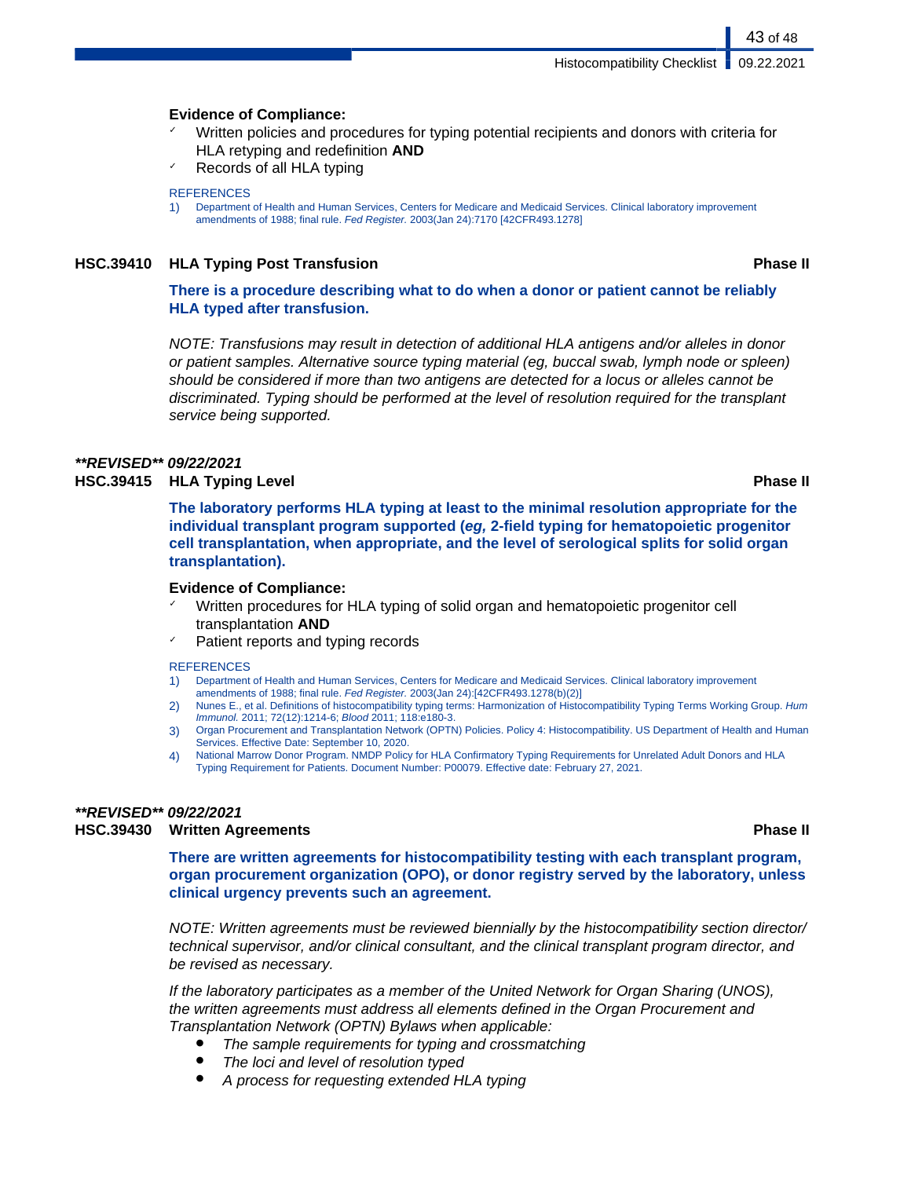**Evidence of Compliance:**

- Written policies and procedures for typing potential recipients and donors with criteria for HLA retyping and redefinition **AND**
- Records of all HLA typing

REFERENCES

1) Department of Health and Human Services, Centers for Medicare and Medicaid Services. Clinical laboratory improvement amendments of 1988; final rule. *Fed Register.* 2003(Jan 24):7170 [42CFR493.1278]

### HSC.39410 HLA Typing Post Transfusion — Phase II

**There is a procedure describing what to do when a donor or patient cannot be reliably HLA typed after transfusion.**

*NOTE: Transfusions may result in detection of additional HLA antigens and/or alleles in donor or patient samples. Alternative source typing material (eg, buccal swab, lymph node or spleen) should be considered if more than two antigens are detected for a locus or alleles cannot be discriminated. Typing should be performed at the level of resolution required for the transplant service being supported.*

***\*\*REVISED\*\* 09/22/2021***

### HSC.39415 HLA Typing Level — Phase II

**The laboratory performs HLA typing at least to the minimal resolution appropriate for the individual transplant program supported (*eg,* 2-field typing for hematopoietic progenitor cell transplantation, when appropriate, and the level of serological splits for solid organ transplantation).**

**Evidence of Compliance:**

- Written procedures for HLA typing of solid organ and hematopoietic progenitor cell transplantation **AND**
- Patient reports and typing records

REFERENCES

1) Department of Health and Human Services, Centers for Medicare and Medicaid Services. Clinical laboratory improvement amendments of 1988; final rule. *Fed Register.* 2003(Jan 24):[42CFR493.1278(b)(2)]
2) Nunes E., et al. Definitions of histocompatibility typing terms: Harmonization of Histocompatibility Typing Terms Working Group. *Hum Immunol.* 2011; 72(12):1214-6; *Blood* 2011; 118:e180-3.
3) Organ Procurement and Transplantation Network (OPTN) Policies. Policy 4: Histocompatibility. US Department of Health and Human Services. Effective Date: September 10, 2020.
4) National Marrow Donor Program. NMDP Policy for HLA Confirmatory Typing Requirements for Unrelated Adult Donors and HLA Typing Requirement for Patients. Document Number: P00079. Effective date: February 27, 2021.

***\*\*REVISED\*\* 09/22/2021***

### HSC.39430 Written Agreements — Phase II

**There are written agreements for histocompatibility testing with each transplant program, organ procurement organization (OPO), or donor registry served by the laboratory, unless clinical urgency prevents such an agreement.**

*NOTE: Written agreements must be reviewed biennially by the histocompatibility section director/ technical supervisor, and/or clinical consultant, and the clinical transplant program director, and be revised as necessary.*

*If the laboratory participates as a member of the United Network for Organ Sharing (UNOS), the written agreements must address all elements defined in the Organ Procurement and Transplantation Network (OPTN) Bylaws when applicable:*

- *The sample requirements for typing and crossmatching*
- *The loci and level of resolution typed*
- *A process for requesting extended HLA typing*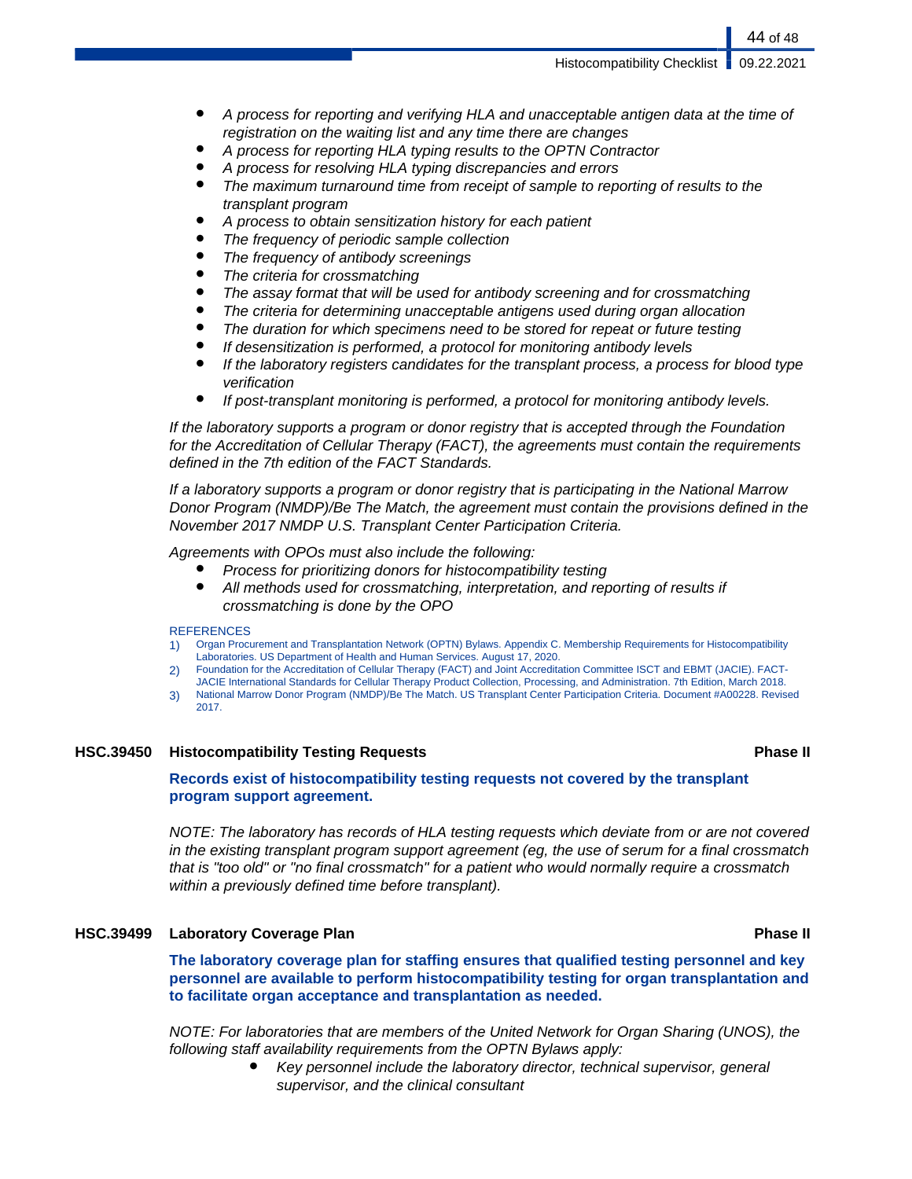- *A process for reporting and verifying HLA and unacceptable antigen data at the time of registration on the waiting list and any time there are changes*
- *A process for reporting HLA typing results to the OPTN Contractor*
- *A process for resolving HLA typing discrepancies and errors*
- *The maximum turnaround time from receipt of sample to reporting of results to the transplant program*
- *A process to obtain sensitization history for each patient*
- *The frequency of periodic sample collection*
- *The frequency of antibody screenings*
- *The criteria for crossmatching*
- *The assay format that will be used for antibody screening and for crossmatching*
- *The criteria for determining unacceptable antigens used during organ allocation*
- *The duration for which specimens need to be stored for repeat or future testing*
- *If desensitization is performed, a protocol for monitoring antibody levels*
- *If the laboratory registers candidates for the transplant process, a process for blood type verification*
- *If post-transplant monitoring is performed, a protocol for monitoring antibody levels.*

*If the laboratory supports a program or donor registry that is accepted through the Foundation for the Accreditation of Cellular Therapy (FACT), the agreements must contain the requirements defined in the 7th edition of the FACT Standards.*

*If a laboratory supports a program or donor registry that is participating in the National Marrow Donor Program (NMDP)/Be The Match, the agreement must contain the provisions defined in the November 2017 NMDP U.S. Transplant Center Participation Criteria.*

*Agreements with OPOs must also include the following:*

- *Process for prioritizing donors for histocompatibility testing*
- *All methods used for crossmatching, interpretation, and reporting of results if crossmatching is done by the OPO*

REFERENCES

1) Organ Procurement and Transplantation Network (OPTN) Bylaws. Appendix C. Membership Requirements for Histocompatibility Laboratories. US Department of Health and Human Services. August 17, 2020.
2) Foundation for the Accreditation of Cellular Therapy (FACT) and Joint Accreditation Committee ISCT and EBMT (JACIE). FACT-JACIE International Standards for Cellular Therapy Product Collection, Processing, and Administration. 7th Edition, March 2018.
3) National Marrow Donor Program (NMDP)/Be The Match. US Transplant Center Participation Criteria. Document #A00228. Revised 2017.

### HSC.39450 Histocompatibility Testing Requests — Phase II

**Records exist of histocompatibility testing requests not covered by the transplant program support agreement.**

*NOTE: The laboratory has records of HLA testing requests which deviate from or are not covered in the existing transplant program support agreement (eg, the use of serum for a final crossmatch that is "too old" or "no final crossmatch" for a patient who would normally require a crossmatch within a previously defined time before transplant).*

### HSC.39499 Laboratory Coverage Plan — Phase II

**The laboratory coverage plan for staffing ensures that qualified testing personnel and key personnel are available to perform histocompatibility testing for organ transplantation and to facilitate organ acceptance and transplantation as needed.**

*NOTE: For laboratories that are members of the United Network for Organ Sharing (UNOS), the following staff availability requirements from the OPTN Bylaws apply:*

- *Key personnel include the laboratory director, technical supervisor, general supervisor, and the clinical consultant*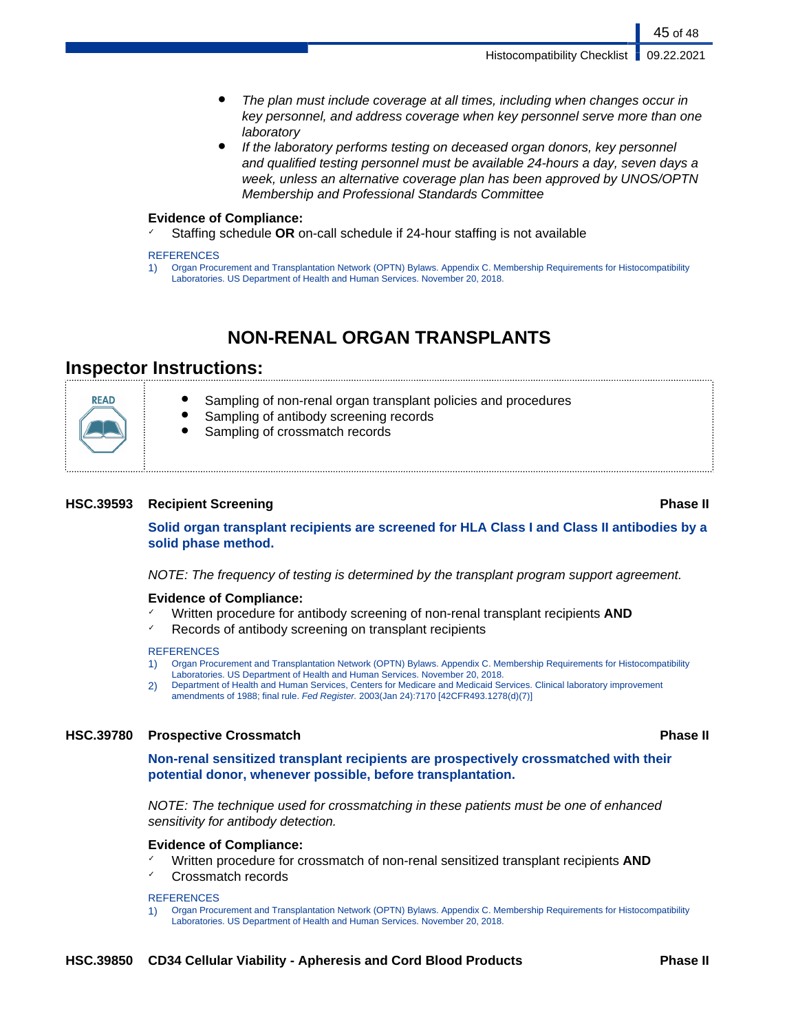- *The plan must include coverage at all times, including when changes occur in key personnel, and address coverage when key personnel serve more than one laboratory*
- *If the laboratory performs testing on deceased organ donors, key personnel and qualified testing personnel must be available 24-hours a day, seven days a week, unless an alternative coverage plan has been approved by UNOS/OPTN Membership and Professional Standards Committee*

**Evidence of Compliance:**

- ✓ Staffing schedule **OR** on-call schedule if 24-hour staffing is not available

REFERENCES

1) Organ Procurement and Transplantation Network (OPTN) Bylaws. Appendix C. Membership Requirements for Histocompatibility Laboratories. US Department of Health and Human Services. November 20, 2018.

# NON-RENAL ORGAN TRANSPLANTS

## Inspector Instructions:

READ

- Sampling of non-renal organ transplant policies and procedures
- Sampling of antibody screening records
- Sampling of crossmatch records

### HSC.39593 Recipient Screening — Phase II

**Solid organ transplant recipients are screened for HLA Class I and Class II antibodies by a solid phase method.**

*NOTE: The frequency of testing is determined by the transplant program support agreement.*

**Evidence of Compliance:**

- ✓ Written procedure for antibody screening of non-renal transplant recipients **AND**
- ✓ Records of antibody screening on transplant recipients

REFERENCES

1) Organ Procurement and Transplantation Network (OPTN) Bylaws. Appendix C. Membership Requirements for Histocompatibility Laboratories. US Department of Health and Human Services. November 20, 2018.
2) Department of Health and Human Services, Centers for Medicare and Medicaid Services. Clinical laboratory improvement amendments of 1988; final rule. *Fed Register.* 2003(Jan 24):7170 [42CFR493.1278(d)(7)]

### HSC.39780 Prospective Crossmatch — Phase II

**Non-renal sensitized transplant recipients are prospectively crossmatched with their potential donor, whenever possible, before transplantation.**

*NOTE: The technique used for crossmatching in these patients must be one of enhanced sensitivity for antibody detection.*

**Evidence of Compliance:**

- ✓ Written procedure for crossmatch of non-renal sensitized transplant recipients **AND**
- ✓ Crossmatch records

REFERENCES

1) Organ Procurement and Transplantation Network (OPTN) Bylaws. Appendix C. Membership Requirements for Histocompatibility Laboratories. US Department of Health and Human Services. November 20, 2018.

### HSC.39850 CD34 Cellular Viability - Apheresis and Cord Blood Products — Phase II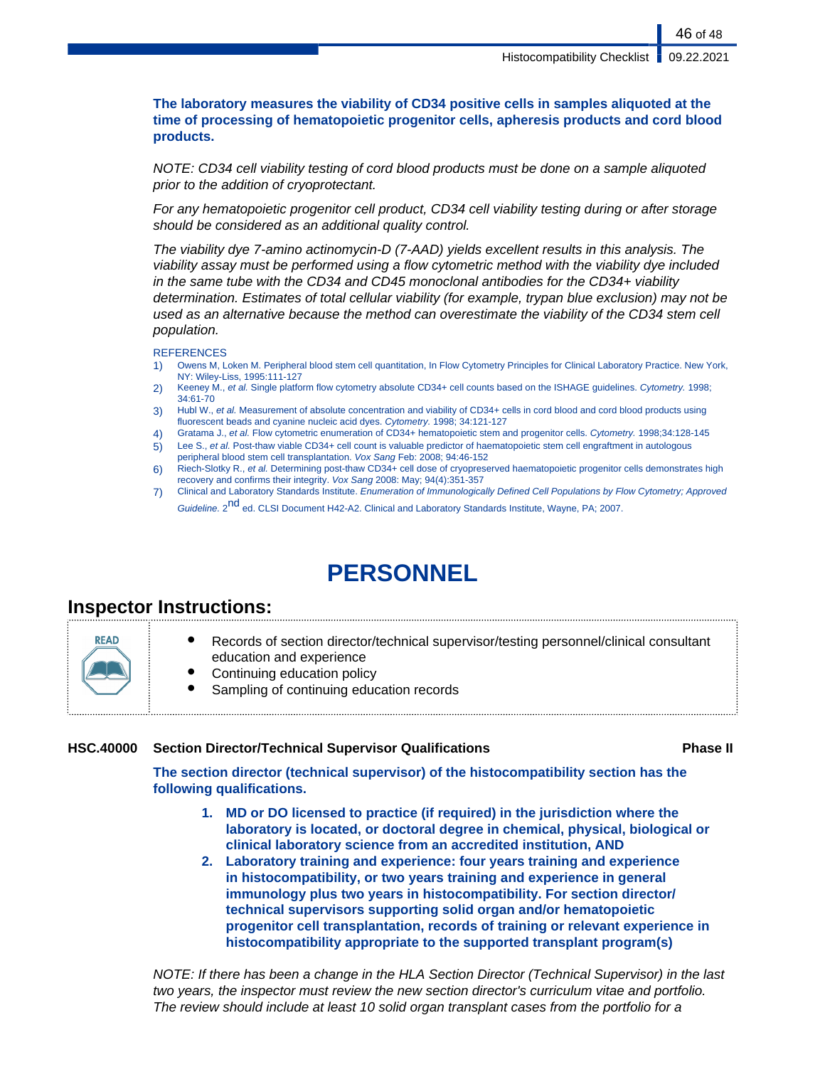**The laboratory measures the viability of CD34 positive cells in samples aliquoted at the time of processing of hematopoietic progenitor cells, apheresis products and cord blood products.**

*NOTE: CD34 cell viability testing of cord blood products must be done on a sample aliquoted prior to the addition of cryoprotectant.*

*For any hematopoietic progenitor cell product, CD34 cell viability testing during or after storage should be considered as an additional quality control.*

*The viability dye 7-amino actinomycin-D (7-AAD) yields excellent results in this analysis. The viability assay must be performed using a flow cytometric method with the viability dye included in the same tube with the CD34 and CD45 monoclonal antibodies for the CD34+ viability determination. Estimates of total cellular viability (for example, trypan blue exclusion) may not be used as an alternative because the method can overestimate the viability of the CD34 stem cell population.*

REFERENCES

1) Owens M, Loken M. Peripheral blood stem cell quantitation, In Flow Cytometry Principles for Clinical Laboratory Practice. New York, NY: Wiley-Liss, 1995:111-127
2) Keeney M., *et al.* Single platform flow cytometry absolute CD34+ cell counts based on the ISHAGE guidelines. *Cytometry.* 1998; 34:61-70
3) Hubl W., *et al.* Measurement of absolute concentration and viability of CD34+ cells in cord blood and cord blood products using fluorescent beads and cyanine nucleic acid dyes. *Cytometry.* 1998; 34:121-127
4) Gratama J., *et al.* Flow cytometric enumeration of CD34+ hematopoietic stem and progenitor cells. *Cytometry.* 1998;34:128-145
5) Lee S., *et al.* Post-thaw viable CD34+ cell count is valuable predictor of haematopoietic stem cell engraftment in autologous peripheral blood stem cell transplantation. *Vox Sang* Feb: 2008; 94:46-152
6) Riech-Slotky R., *et al.* Determining post-thaw CD34+ cell dose of cryopreserved haematopoietic progenitor cells demonstrates high recovery and confirms their integrity. *Vox Sang* 2008: May; 94(4):351-357
7) Clinical and Laboratory Standards Institute. *Enumeration of Immunologically Defined Cell Populations by Flow Cytometry; Approved Guideline.* 2nd ed. CLSI Document H42-A2. Clinical and Laboratory Standards Institute, Wayne, PA; 2007.

# PERSONNEL

## Inspector Instructions:

READ

- Records of section director/technical supervisor/testing personnel/clinical consultant education and experience
- Continuing education policy
- Sampling of continuing education records

**HSC.40000 Section Director/Technical Supervisor Qualifications** **Phase II**

**The section director (technical supervisor) of the histocompatibility section has the following qualifications.**

1. **MD or DO licensed to practice (if required) in the jurisdiction where the laboratory is located, or doctoral degree in chemical, physical, biological or clinical laboratory science from an accredited institution, AND**
2. **Laboratory training and experience: four years training and experience in histocompatibility, or two years training and experience in general immunology plus two years in histocompatibility. For section director/ technical supervisors supporting solid organ and/or hematopoietic progenitor cell transplantation, records of training or relevant experience in histocompatibility appropriate to the supported transplant program(s)**

*NOTE: If there has been a change in the HLA Section Director (Technical Supervisor) in the last two years, the inspector must review the new section director's curriculum vitae and portfolio. The review should include at least 10 solid organ transplant cases from the portfolio for a*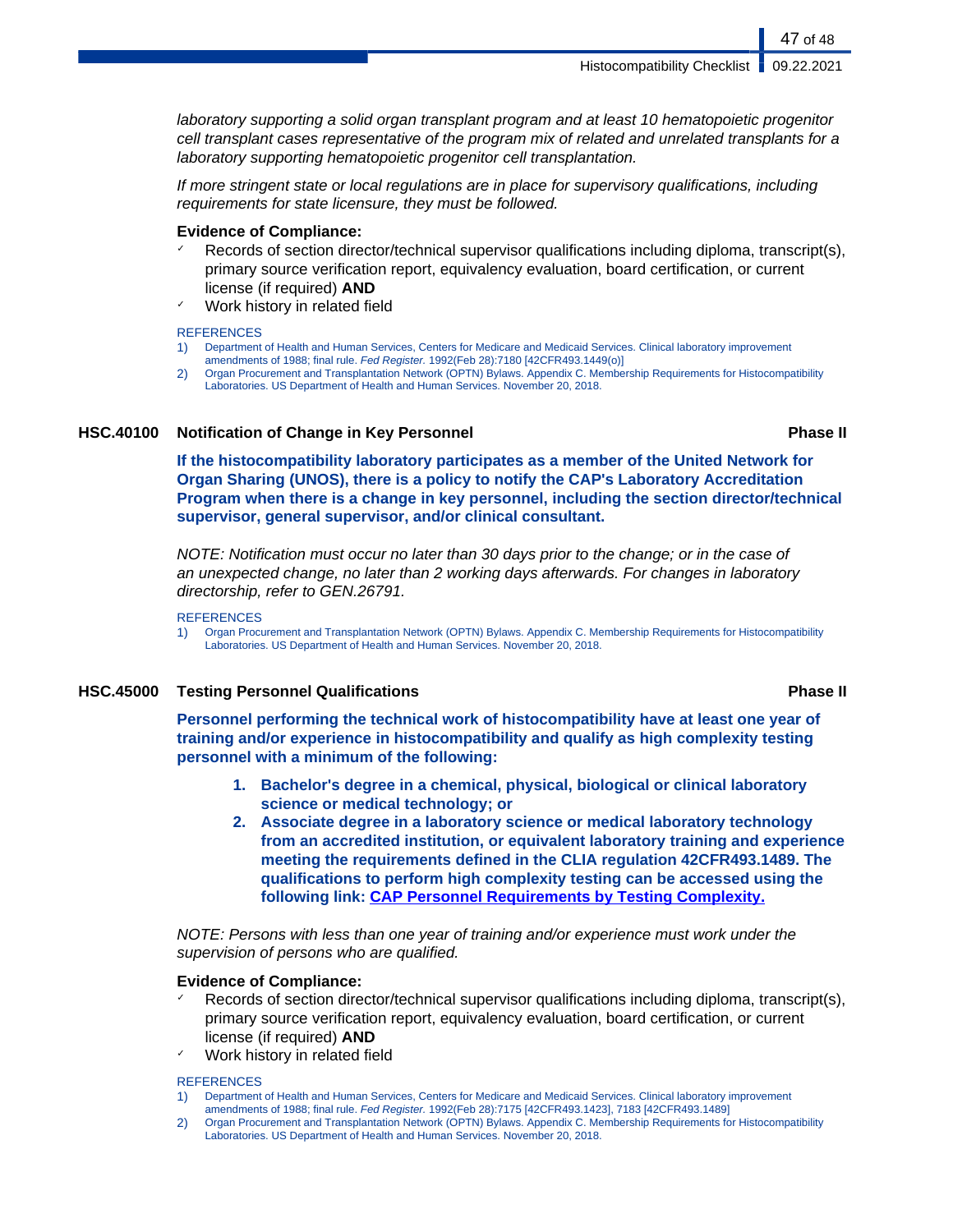*laboratory supporting a solid organ transplant program and at least 10 hematopoietic progenitor cell transplant cases representative of the program mix of related and unrelated transplants for a laboratory supporting hematopoietic progenitor cell transplantation.*

*If more stringent state or local regulations are in place for supervisory qualifications, including requirements for state licensure, they must be followed.*

**Evidence of Compliance:**

- ✓ Records of section director/technical supervisor qualifications including diploma, transcript(s), primary source verification report, equivalency evaluation, board certification, or current license (if required) **AND**
- ✓ Work history in related field

REFERENCES

1) Department of Health and Human Services, Centers for Medicare and Medicaid Services. Clinical laboratory improvement amendments of 1988; final rule. *Fed Register.* 1992(Feb 28):7180 [42CFR493.1449(o)]
2) Organ Procurement and Transplantation Network (OPTN) Bylaws. Appendix C. Membership Requirements for Histocompatibility Laboratories. US Department of Health and Human Services. November 20, 2018.

## HSC.40100 Notification of Change in Key Personnel — Phase II

**If the histocompatibility laboratory participates as a member of the United Network for Organ Sharing (UNOS), there is a policy to notify the CAP's Laboratory Accreditation Program when there is a change in key personnel, including the section director/technical supervisor, general supervisor, and/or clinical consultant.**

*NOTE: Notification must occur no later than 30 days prior to the change; or in the case of an unexpected change, no later than 2 working days afterwards. For changes in laboratory directorship, refer to GEN.26791.*

REFERENCES

1) Organ Procurement and Transplantation Network (OPTN) Bylaws. Appendix C. Membership Requirements for Histocompatibility Laboratories. US Department of Health and Human Services. November 20, 2018.

## HSC.45000 Testing Personnel Qualifications — Phase II

**Personnel performing the technical work of histocompatibility have at least one year of training and/or experience in histocompatibility and qualify as high complexity testing personnel with a minimum of the following:**

1. **Bachelor's degree in a chemical, physical, biological or clinical laboratory science or medical technology; or**
2. **Associate degree in a laboratory science or medical laboratory technology from an accredited institution, or equivalent laboratory training and experience meeting the requirements defined in the CLIA regulation 42CFR493.1489. The qualifications to perform high complexity testing can be accessed using the following link: CAP Personnel Requirements by Testing Complexity.**

*NOTE: Persons with less than one year of training and/or experience must work under the supervision of persons who are qualified.*

**Evidence of Compliance:**

- ✓ Records of section director/technical supervisor qualifications including diploma, transcript(s), primary source verification report, equivalency evaluation, board certification, or current license (if required) **AND**
- ✓ Work history in related field

REFERENCES

1) Department of Health and Human Services, Centers for Medicare and Medicaid Services. Clinical laboratory improvement amendments of 1988; final rule. *Fed Register.* 1992(Feb 28):7175 [42CFR493.1423], 7183 [42CFR493.1489]
2) Organ Procurement and Transplantation Network (OPTN) Bylaws. Appendix C. Membership Requirements for Histocompatibility Laboratories. US Department of Health and Human Services. November 20, 2018.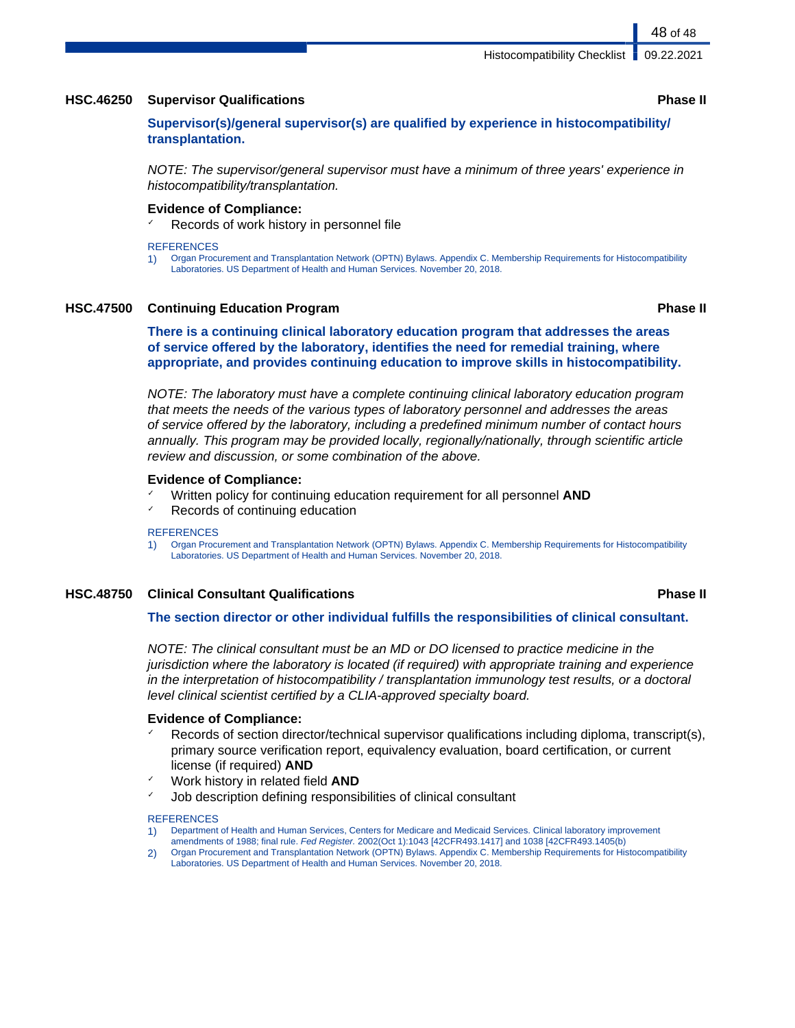### HSC.46250 Supervisor Qualifications — Phase II

**Supervisor(s)/general supervisor(s) are qualified by experience in histocompatibility/transplantation.**

*NOTE: The supervisor/general supervisor must have a minimum of three years' experience in histocompatibility/transplantation.*

**Evidence of Compliance:**
- Records of work history in personnel file

REFERENCES
1) Organ Procurement and Transplantation Network (OPTN) Bylaws. Appendix C. Membership Requirements for Histocompatibility Laboratories. US Department of Health and Human Services. November 20, 2018.

### HSC.47500 Continuing Education Program — Phase II

**There is a continuing clinical laboratory education program that addresses the areas of service offered by the laboratory, identifies the need for remedial training, where appropriate, and provides continuing education to improve skills in histocompatibility.**

*NOTE: The laboratory must have a complete continuing clinical laboratory education program that meets the needs of the various types of laboratory personnel and addresses the areas of service offered by the laboratory, including a predefined minimum number of contact hours annually. This program may be provided locally, regionally/nationally, through scientific article review and discussion, or some combination of the above.*

**Evidence of Compliance:**
- Written policy for continuing education requirement for all personnel **AND**
- Records of continuing education

REFERENCES
1) Organ Procurement and Transplantation Network (OPTN) Bylaws. Appendix C. Membership Requirements for Histocompatibility Laboratories. US Department of Health and Human Services. November 20, 2018.

### HSC.48750 Clinical Consultant Qualifications — Phase II

**The section director or other individual fulfills the responsibilities of clinical consultant.**

*NOTE: The clinical consultant must be an MD or DO licensed to practice medicine in the jurisdiction where the laboratory is located (if required) with appropriate training and experience in the interpretation of histocompatibility / transplantation immunology test results, or a doctoral level clinical scientist certified by a CLIA-approved specialty board.*

**Evidence of Compliance:**
- Records of section director/technical supervisor qualifications including diploma, transcript(s), primary source verification report, equivalency evaluation, board certification, or current license (if required) **AND**
- Work history in related field **AND**
- Job description defining responsibilities of clinical consultant

REFERENCES
1) Department of Health and Human Services, Centers for Medicare and Medicaid Services. Clinical laboratory improvement amendments of 1988; final rule. *Fed Register.* 2002(Oct 1):1043 [42CFR493.1417] and 1038 [42CFR493.1405(b)
2) Organ Procurement and Transplantation Network (OPTN) Bylaws. Appendix C. Membership Requirements for Histocompatibility Laboratories. US Department of Health and Human Services. November 20, 2018.